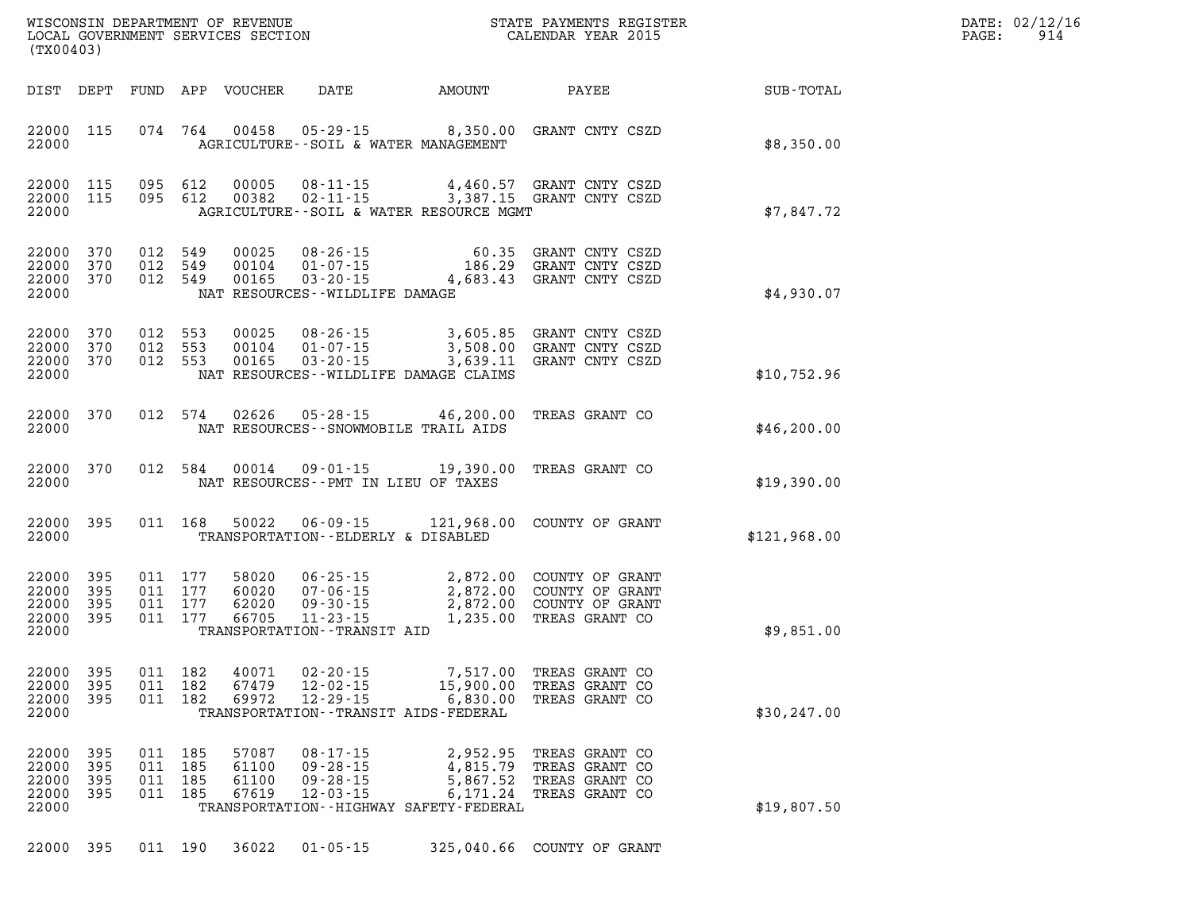WISCONSIN DEPARTMENT OF REVENUE
LOCAL GOVERNMENT SERVICES SECTION
(TX00403)

STATE PAYMENTS REGISTER
CALENDAR YEAR 2015

DATE: 02/12/16
PAGE: 914

| DIST | DEPT | FUND | APP | VOUCHER | DATE | AMOUNT | PAYEE | SUB-TOTAL |
|---|---|---|---|---|---|---|---|---|
| 22000 | 115 | 074 | 764 | 00458 | 05-29-15 | 8,350.00 | GRANT CNTY CSZD | |
| 22000 | | | | | AGRICULTURE--SOIL & WATER MANAGEMENT | | | $8,350.00 |
| 22000 | 115 | 095 | 612 | 00005 | 08-11-15 | 4,460.57 | GRANT CNTY CSZD | |
| 22000 | 115 | 095 | 612 | 00382 | 02-11-15 | 3,387.15 | GRANT CNTY CSZD | |
| 22000 | | | | | AGRICULTURE--SOIL & WATER RESOURCE MGMT | | | $7,847.72 |
| 22000 | 370 | 012 | 549 | 00025 | 08-26-15 | 60.35 | GRANT CNTY CSZD | |
| 22000 | 370 | 012 | 549 | 00104 | 01-07-15 | 186.29 | GRANT CNTY CSZD | |
| 22000 | 370 | 012 | 549 | 00165 | 03-20-15 | 4,683.43 | GRANT CNTY CSZD | |
| 22000 | | | | | NAT RESOURCES--WILDLIFE DAMAGE | | | $4,930.07 |
| 22000 | 370 | 012 | 553 | 00025 | 08-26-15 | 3,605.85 | GRANT CNTY CSZD | |
| 22000 | 370 | 012 | 553 | 00104 | 01-07-15 | 3,508.00 | GRANT CNTY CSZD | |
| 22000 | 370 | 012 | 553 | 00165 | 03-20-15 | 3,639.11 | GRANT CNTY CSZD | |
| 22000 | | | | | NAT RESOURCES--WILDLIFE DAMAGE CLAIMS | | | $10,752.96 |
| 22000 | 370 | 012 | 574 | 02626 | 05-28-15 | 46,200.00 | TREAS GRANT CO | |
| 22000 | | | | | NAT RESOURCES--SNOWMOBILE TRAIL AIDS | | | $46,200.00 |
| 22000 | 370 | 012 | 584 | 00014 | 09-01-15 | 19,390.00 | TREAS GRANT CO | |
| 22000 | | | | | NAT RESOURCES--PMT IN LIEU OF TAXES | | | $19,390.00 |
| 22000 | 395 | 011 | 168 | 50022 | 06-09-15 | 121,968.00 | COUNTY OF GRANT | |
| 22000 | | | | | TRANSPORTATION--ELDERLY & DISABLED | | | $121,968.00 |
| 22000 | 395 | 011 | 177 | 58020 | 06-25-15 | 2,872.00 | COUNTY OF GRANT | |
| 22000 | 395 | 011 | 177 | 60020 | 07-06-15 | 2,872.00 | COUNTY OF GRANT | |
| 22000 | 395 | 011 | 177 | 62020 | 09-30-15 | 2,872.00 | COUNTY OF GRANT | |
| 22000 | 395 | 011 | 177 | 66705 | 11-23-15 | 1,235.00 | TREAS GRANT CO | |
| 22000 | | | | | TRANSPORTATION--TRANSIT AID | | | $9,851.00 |
| 22000 | 395 | 011 | 182 | 40071 | 02-20-15 | 7,517.00 | TREAS GRANT CO | |
| 22000 | 395 | 011 | 182 | 67479 | 12-02-15 | 15,900.00 | TREAS GRANT CO | |
| 22000 | 395 | 011 | 182 | 69972 | 12-29-15 | 6,830.00 | TREAS GRANT CO | |
| 22000 | | | | | TRANSPORTATION--TRANSIT AIDS-FEDERAL | | | $30,247.00 |
| 22000 | 395 | 011 | 185 | 57087 | 08-17-15 | 2,952.95 | TREAS GRANT CO | |
| 22000 | 395 | 011 | 185 | 61100 | 09-28-15 | 4,815.79 | TREAS GRANT CO | |
| 22000 | 395 | 011 | 185 | 61100 | 09-28-15 | 5,867.52 | TREAS GRANT CO | |
| 22000 | 395 | 011 | 185 | 67619 | 12-03-15 | 6,171.24 | TREAS GRANT CO | |
| 22000 | | | | | TRANSPORTATION--HIGHWAY SAFETY-FEDERAL | | | $19,807.50 |
| 22000 | 395 | 011 | 190 | 36022 | 01-05-15 | 325,040.66 | COUNTY OF GRANT | |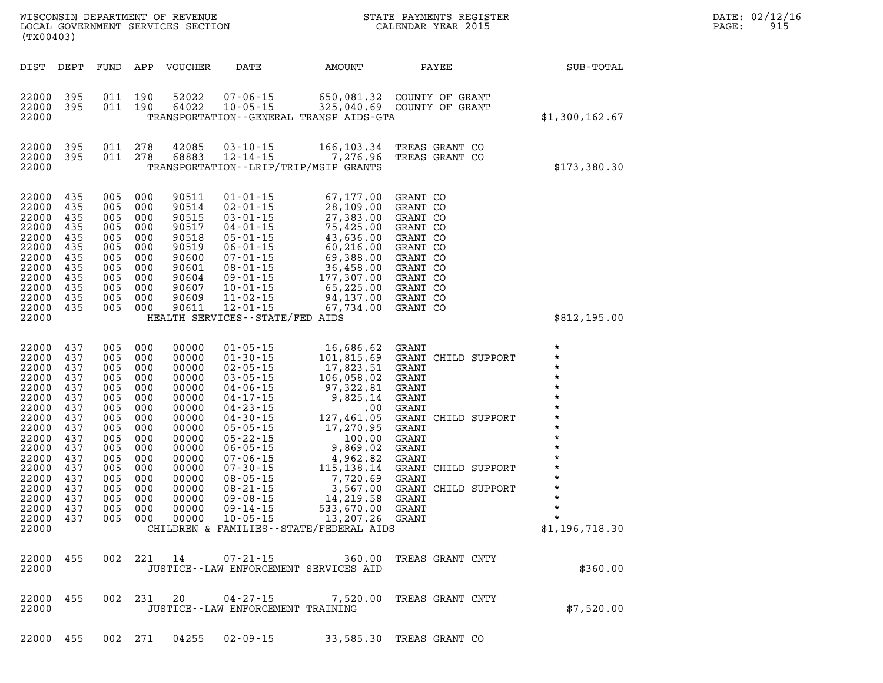| DIST | DEPT | FUND | APP | VOUCHER | DATE | AMOUNT | PAYEE | SUB-TOTAL |
|---|---|---|---|---|---|---|---|---|
| 22000 | 395 | 011 | 190 | 52022 | 07-06-15 | 650,081.32 | COUNTY OF GRANT | |
| 22000 | 395 | 011 | 190 | 64022 | 10-05-15 | 325,040.69 | COUNTY OF GRANT | |
| 22000 | | | | | TRANSPORTATION--GENERAL TRANSP AIDS-GTA | | | $1,300,162.67 |
| 22000 | 395 | 011 | 278 | 42085 | 03-10-15 | 166,103.34 | TREAS GRANT CO | |
| 22000 | 395 | 011 | 278 | 68883 | 12-14-15 | 7,276.96 | TREAS GRANT CO | |
| 22000 | | | | | TRANSPORTATION--LRIP/TRIP/MSIP GRANTS | | | $173,380.30 |
| 22000 | 435 | 005 | 000 | 90511 | 01-01-15 | 67,177.00 | GRANT CO | |
| 22000 | 435 | 005 | 000 | 90514 | 02-01-15 | 28,109.00 | GRANT CO | |
| 22000 | 435 | 005 | 000 | 90515 | 03-01-15 | 27,383.00 | GRANT CO | |
| 22000 | 435 | 005 | 000 | 90517 | 04-01-15 | 75,425.00 | GRANT CO | |
| 22000 | 435 | 005 | 000 | 90518 | 05-01-15 | 43,636.00 | GRANT CO | |
| 22000 | 435 | 005 | 000 | 90519 | 06-01-15 | 60,216.00 | GRANT CO | |
| 22000 | 435 | 005 | 000 | 90600 | 07-01-15 | 69,388.00 | GRANT CO | |
| 22000 | 435 | 005 | 000 | 90601 | 08-01-15 | 36,458.00 | GRANT CO | |
| 22000 | 435 | 005 | 000 | 90604 | 09-01-15 | 177,307.00 | GRANT CO | |
| 22000 | 435 | 005 | 000 | 90607 | 10-01-15 | 65,225.00 | GRANT CO | |
| 22000 | 435 | 005 | 000 | 90609 | 11-02-15 | 94,137.00 | GRANT CO | |
| 22000 | 435 | 005 | 000 | 90611 | 12-01-15 | 67,734.00 | GRANT CO | |
| 22000 | | | | | HEALTH SERVICES--STATE/FED AIDS | | | $812,195.00 |
| 22000 | 437 | 005 | 000 | 00000 | 01-05-15 | 16,686.62 | GRANT | * |
| 22000 | 437 | 005 | 000 | 00000 | 01-30-15 | 101,815.69 | GRANT CHILD SUPPORT | * |
| 22000 | 437 | 005 | 000 | 00000 | 02-05-15 | 17,823.51 | GRANT | * |
| 22000 | 437 | 005 | 000 | 00000 | 03-05-15 | 106,058.02 | GRANT | * |
| 22000 | 437 | 005 | 000 | 00000 | 04-06-15 | 97,322.81 | GRANT | * |
| 22000 | 437 | 005 | 000 | 00000 | 04-17-15 | 9,825.14 | GRANT | * |
| 22000 | 437 | 005 | 000 | 00000 | 04-23-15 | .00 | GRANT | * |
| 22000 | 437 | 005 | 000 | 00000 | 04-30-15 | 127,461.05 | GRANT CHILD SUPPORT | * |
| 22000 | 437 | 005 | 000 | 00000 | 05-05-15 | 17,270.95 | GRANT | * |
| 22000 | 437 | 005 | 000 | 00000 | 05-22-15 | 100.00 | GRANT | * |
| 22000 | 437 | 005 | 000 | 00000 | 06-05-15 | 9,869.02 | GRANT | * |
| 22000 | 437 | 005 | 000 | 00000 | 07-06-15 | 4,962.82 | GRANT | * |
| 22000 | 437 | 005 | 000 | 00000 | 07-30-15 | 115,138.14 | GRANT CHILD SUPPORT | * |
| 22000 | 437 | 005 | 000 | 00000 | 08-05-15 | 7,720.69 | GRANT | * |
| 22000 | 437 | 005 | 000 | 00000 | 08-21-15 | 3,567.00 | GRANT CHILD SUPPORT | * |
| 22000 | 437 | 005 | 000 | 00000 | 09-08-15 | 14,219.58 | GRANT | * |
| 22000 | 437 | 005 | 000 | 00000 | 09-14-15 | 533,670.00 | GRANT | * |
| 22000 | 437 | 005 | 000 | 00000 | 10-05-15 | 13,207.26 | GRANT | * |
| 22000 | | | | | CHILDREN & FAMILIES--STATE/FEDERAL AIDS | | | $1,196,718.30 |
| 22000 | 455 | 002 | 221 | 14 | 07-21-15 | 360.00 | TREAS GRANT CNTY | |
| 22000 | | | | | JUSTICE--LAW ENFORCEMENT SERVICES AID | | | $360.00 |
| 22000 | 455 | 002 | 231 | 20 | 04-27-15 | 7,520.00 | TREAS GRANT CNTY | |
| 22000 | | | | | JUSTICE--LAW ENFORCEMENT TRAINING | | | $7,520.00 |
| 22000 | 455 | 002 | 271 | 04255 | 02-09-15 | 33,585.30 | TREAS GRANT CO | |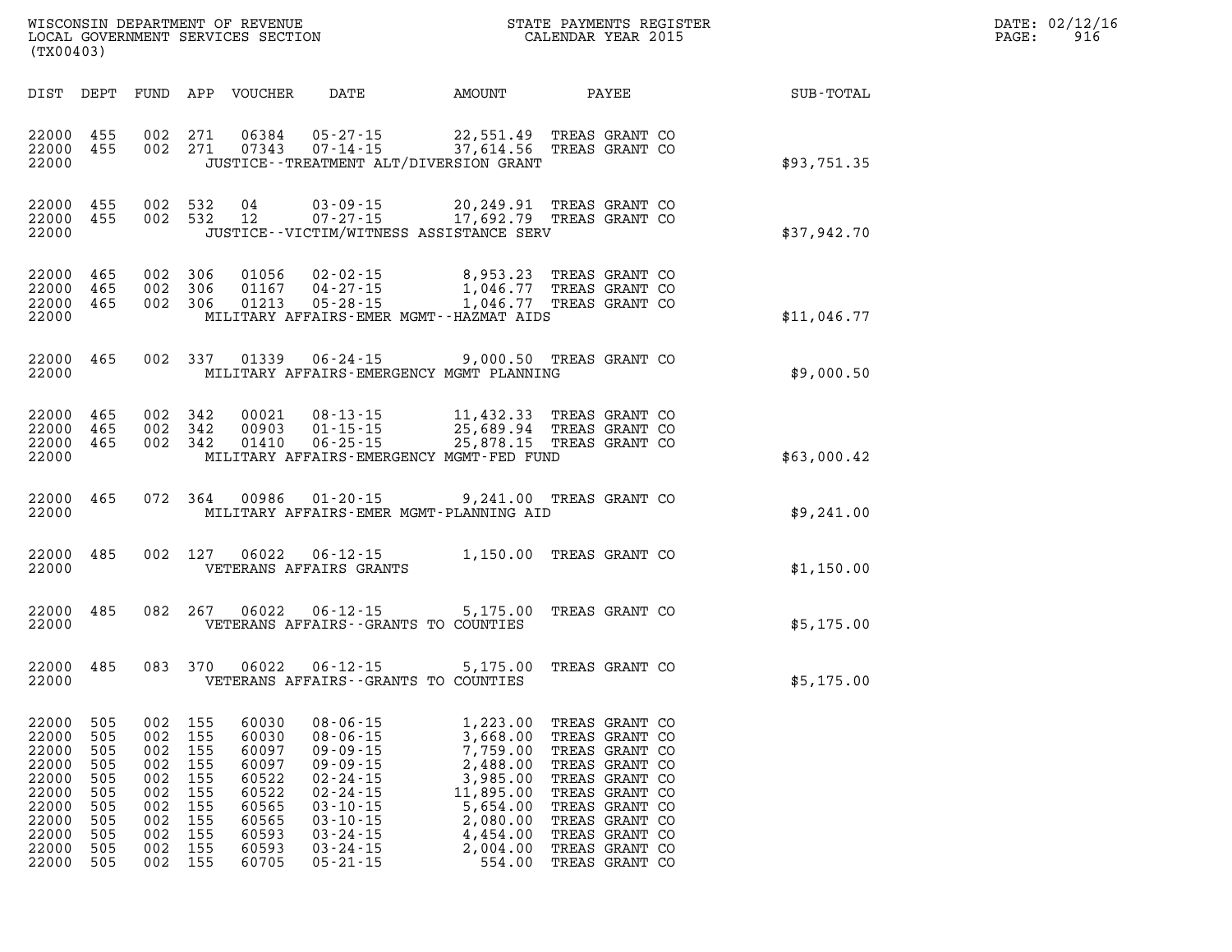| DIST | DEPT | FUND | APP | VOUCHER | DATE | AMOUNT | PAYEE | SUB-TOTAL |
|---|---|---|---|---|---|---|---|---|
| 22000 | 455 | 002 | 271 | 06384 | 05-27-15 | 22,551.49 | TREAS GRANT CO | |
| 22000 | 455 | 002 | 271 | 07343 | 07-14-15 | 37,614.56 | TREAS GRANT CO | |
| 22000 | | | | | JUSTICE--TREATMENT ALT/DIVERSION GRANT | | | $93,751.35 |
| 22000 | 455 | 002 | 532 | 04 | 03-09-15 | 20,249.91 | TREAS GRANT CO | |
| 22000 | 455 | 002 | 532 | 12 | 07-27-15 | 17,692.79 | TREAS GRANT CO | |
| 22000 | | | | | JUSTICE--VICTIM/WITNESS ASSISTANCE SERV | | | $37,942.70 |
| 22000 | 465 | 002 | 306 | 01056 | 02-02-15 | 8,953.23 | TREAS GRANT CO | |
| 22000 | 465 | 002 | 306 | 01167 | 04-27-15 | 1,046.77 | TREAS GRANT CO | |
| 22000 | 465 | 002 | 306 | 01213 | 05-28-15 | 1,046.77 | TREAS GRANT CO | |
| 22000 | | | | | MILITARY AFFAIRS-EMER MGMT--HAZMAT AIDS | | | $11,046.77 |
| 22000 | 465 | 002 | 337 | 01339 | 06-24-15 | 9,000.50 | TREAS GRANT CO | |
| 22000 | | | | | MILITARY AFFAIRS-EMERGENCY MGMT PLANNING | | | $9,000.50 |
| 22000 | 465 | 002 | 342 | 00021 | 08-13-15 | 11,432.33 | TREAS GRANT CO | |
| 22000 | 465 | 002 | 342 | 00903 | 01-15-15 | 25,689.94 | TREAS GRANT CO | |
| 22000 | 465 | 002 | 342 | 01410 | 06-25-15 | 25,878.15 | TREAS GRANT CO | |
| 22000 | | | | | MILITARY AFFAIRS-EMERGENCY MGMT-FED FUND | | | $63,000.42 |
| 22000 | 465 | 072 | 364 | 00986 | 01-20-15 | 9,241.00 | TREAS GRANT CO | |
| 22000 | | | | | MILITARY AFFAIRS-EMER MGMT-PLANNING AID | | | $9,241.00 |
| 22000 | 485 | 002 | 127 | 06022 | 06-12-15 | 1,150.00 | TREAS GRANT CO | |
| 22000 | | | | | VETERANS AFFAIRS GRANTS | | | $1,150.00 |
| 22000 | 485 | 082 | 267 | 06022 | 06-12-15 | 5,175.00 | TREAS GRANT CO | |
| 22000 | | | | | VETERANS AFFAIRS--GRANTS TO COUNTIES | | | $5,175.00 |
| 22000 | 485 | 083 | 370 | 06022 | 06-12-15 | 5,175.00 | TREAS GRANT CO | |
| 22000 | | | | | VETERANS AFFAIRS--GRANTS TO COUNTIES | | | $5,175.00 |
| 22000 | 505 | 002 | 155 | 60030 | 08-06-15 | 1,223.00 | TREAS GRANT CO | |
| 22000 | 505 | 002 | 155 | 60030 | 08-06-15 | 3,668.00 | TREAS GRANT CO | |
| 22000 | 505 | 002 | 155 | 60097 | 09-09-15 | 7,759.00 | TREAS GRANT CO | |
| 22000 | 505 | 002 | 155 | 60097 | 09-09-15 | 2,488.00 | TREAS GRANT CO | |
| 22000 | 505 | 002 | 155 | 60522 | 02-24-15 | 3,985.00 | TREAS GRANT CO | |
| 22000 | 505 | 002 | 155 | 60522 | 02-24-15 | 11,895.00 | TREAS GRANT CO | |
| 22000 | 505 | 002 | 155 | 60565 | 03-10-15 | 5,654.00 | TREAS GRANT CO | |
| 22000 | 505 | 002 | 155 | 60565 | 03-10-15 | 2,080.00 | TREAS GRANT CO | |
| 22000 | 505 | 002 | 155 | 60593 | 03-24-15 | 4,454.00 | TREAS GRANT CO | |
| 22000 | 505 | 002 | 155 | 60593 | 03-24-15 | 2,004.00 | TREAS GRANT CO | |
| 22000 | 505 | 002 | 155 | 60705 | 05-21-15 | 554.00 | TREAS GRANT CO | |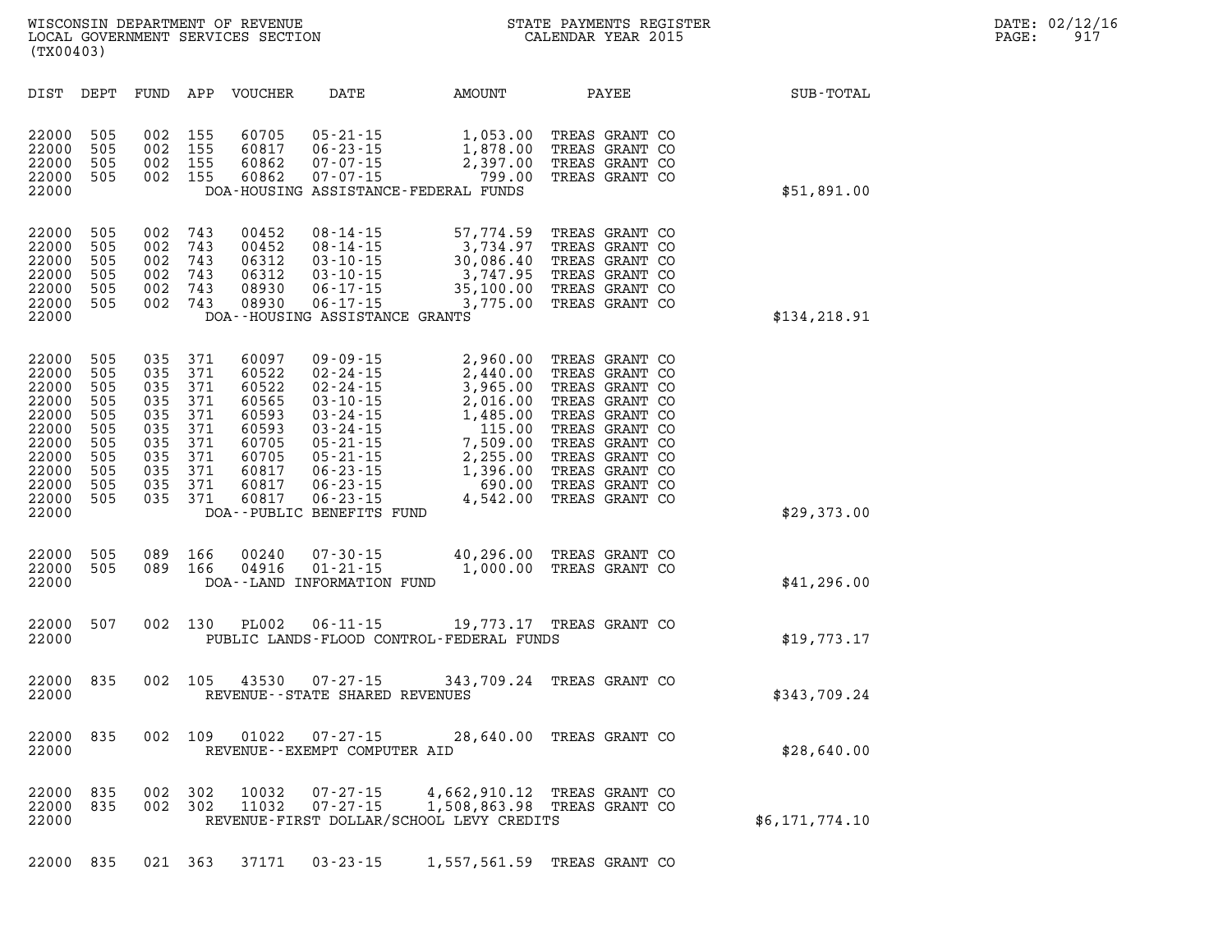WISCONSIN DEPARTMENT OF REVENUE
LOCAL GOVERNMENT SERVICES SECTION
(TX00403)

STATE PAYMENTS REGISTER
CALENDAR YEAR 2015

DATE: 02/12/16
PAGE: 917

| DIST | DEPT | FUND | APP | VOUCHER | DATE | AMOUNT | PAYEE | SUB-TOTAL |
|---|---|---|---|---|---|---|---|---|
| 22000 | 505 | 002 | 155 | 60705 | 05-21-15 | 1,053.00 | TREAS GRANT CO | |
| 22000 | 505 | 002 | 155 | 60817 | 06-23-15 | 1,878.00 | TREAS GRANT CO | |
| 22000 | 505 | 002 | 155 | 60862 | 07-07-15 | 2,397.00 | TREAS GRANT CO | |
| 22000 | 505 | 002 | 155 | 60862 | 07-07-15 | 799.00 | TREAS GRANT CO | |
| 22000 | | | | | DOA-HOUSING ASSISTANCE-FEDERAL FUNDS | | | $51,891.00 |
| 22000 | 505 | 002 | 743 | 00452 | 08-14-15 | 57,774.59 | TREAS GRANT CO | |
| 22000 | 505 | 002 | 743 | 00452 | 08-14-15 | 3,734.97 | TREAS GRANT CO | |
| 22000 | 505 | 002 | 743 | 06312 | 03-10-15 | 30,086.40 | TREAS GRANT CO | |
| 22000 | 505 | 002 | 743 | 06312 | 03-10-15 | 3,747.95 | TREAS GRANT CO | |
| 22000 | 505 | 002 | 743 | 08930 | 06-17-15 | 35,100.00 | TREAS GRANT CO | |
| 22000 | 505 | 002 | 743 | 08930 | 06-17-15 | 3,775.00 | TREAS GRANT CO | |
| 22000 | | | | | DOA--HOUSING ASSISTANCE GRANTS | | | $134,218.91 |
| 22000 | 505 | 035 | 371 | 60097 | 09-09-15 | 2,960.00 | TREAS GRANT CO | |
| 22000 | 505 | 035 | 371 | 60522 | 02-24-15 | 2,440.00 | TREAS GRANT CO | |
| 22000 | 505 | 035 | 371 | 60522 | 02-24-15 | 3,965.00 | TREAS GRANT CO | |
| 22000 | 505 | 035 | 371 | 60565 | 03-10-15 | 2,016.00 | TREAS GRANT CO | |
| 22000 | 505 | 035 | 371 | 60593 | 03-24-15 | 1,485.00 | TREAS GRANT CO | |
| 22000 | 505 | 035 | 371 | 60593 | 03-24-15 | 115.00 | TREAS GRANT CO | |
| 22000 | 505 | 035 | 371 | 60705 | 05-21-15 | 7,509.00 | TREAS GRANT CO | |
| 22000 | 505 | 035 | 371 | 60705 | 05-21-15 | 2,255.00 | TREAS GRANT CO | |
| 22000 | 505 | 035 | 371 | 60817 | 06-23-15 | 1,396.00 | TREAS GRANT CO | |
| 22000 | 505 | 035 | 371 | 60817 | 06-23-15 | 690.00 | TREAS GRANT CO | |
| 22000 | 505 | 035 | 371 | 60817 | 06-23-15 | 4,542.00 | TREAS GRANT CO | |
| 22000 | | | | | DOA--PUBLIC BENEFITS FUND | | | $29,373.00 |
| 22000 | 505 | 089 | 166 | 00240 | 07-30-15 | 40,296.00 | TREAS GRANT CO | |
| 22000 | 505 | 089 | 166 | 04916 | 01-21-15 | 1,000.00 | TREAS GRANT CO | |
| 22000 | | | | | DOA--LAND INFORMATION FUND | | | $41,296.00 |
| 22000 | 507 | 002 | 130 | PL002 | 06-11-15 | 19,773.17 | TREAS GRANT CO | |
| 22000 | | | | | PUBLIC LANDS-FLOOD CONTROL-FEDERAL FUNDS | | | $19,773.17 |
| 22000 | 835 | 002 | 105 | 43530 | 07-27-15 | 343,709.24 | TREAS GRANT CO | |
| 22000 | | | | | REVENUE--STATE SHARED REVENUES | | | $343,709.24 |
| 22000 | 835 | 002 | 109 | 01022 | 07-27-15 | 28,640.00 | TREAS GRANT CO | |
| 22000 | | | | | REVENUE--EXEMPT COMPUTER AID | | | $28,640.00 |
| 22000 | 835 | 002 | 302 | 10032 | 07-27-15 | 4,662,910.12 | TREAS GRANT CO | |
| 22000 | 835 | 002 | 302 | 11032 | 07-27-15 | 1,508,863.98 | TREAS GRANT CO | |
| 22000 | | | | | REVENUE-FIRST DOLLAR/SCHOOL LEVY CREDITS | | | $6,171,774.10 |
| 22000 | 835 | 021 | 363 | 37171 | 03-23-15 | 1,557,561.59 | TREAS GRANT CO | |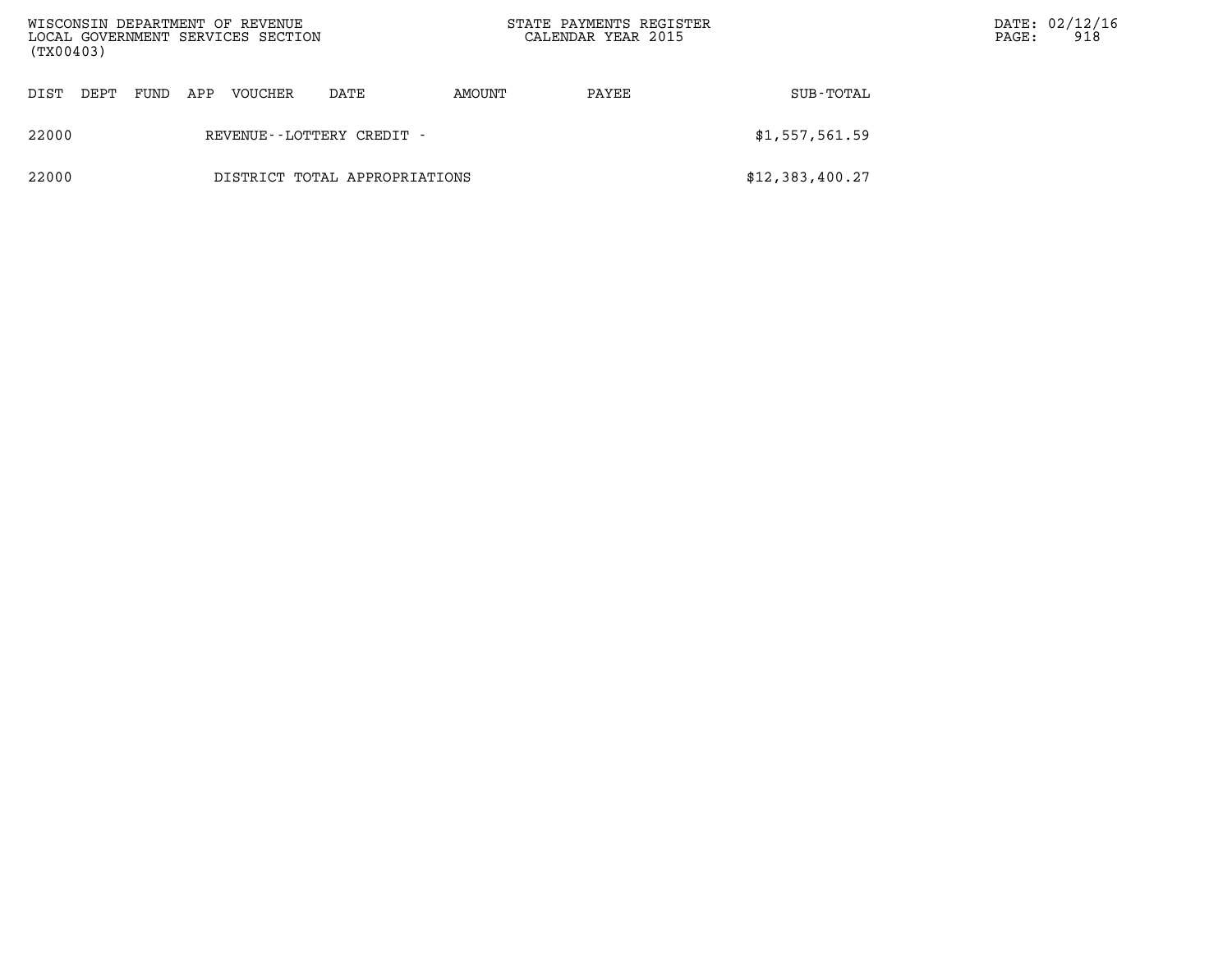| DIST | DEPT | FUND | APP | VOUCHER | DATE | AMOUNT | PAYEE | SUB-TOTAL |
|---|---|---|---|---|---|---|---|---|
| 22000 | | | | REVENUE--LOTTERY CREDIT - | | | | $1,557,561.59 |
| 22000 | | | | DISTRICT TOTAL APPROPRIATIONS | | | | $12,383,400.27 |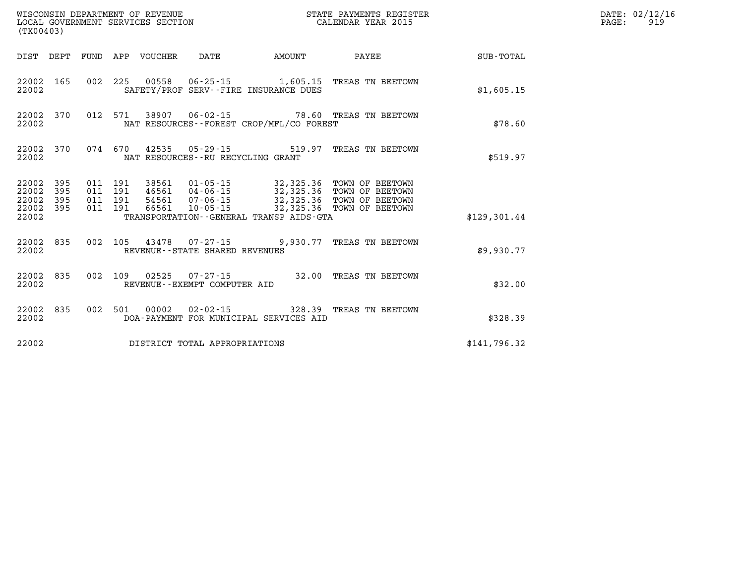WISCONSIN DEPARTMENT OF REVENUE
LOCAL GOVERNMENT SERVICES SECTION
(TX00403)

STATE PAYMENTS REGISTER
CALENDAR YEAR 2015

DATE: 02/12/16
PAGE: 919

| DIST | DEPT | FUND | APP | VOUCHER | DATE | AMOUNT | PAYEE | SUB-TOTAL |
|---|---|---|---|---|---|---|---|---|
| 22002 | 165 | 002 | 225 | 00558 | 06-25-15 | 1,605.15 | TREAS TN BEETOWN | |
| 22002 | | | | SAFETY/PROF SERV--FIRE INSURANCE DUES | | | | $1,605.15 |
| 22002 | 370 | 012 | 571 | 38907 | 06-02-15 | 78.60 | TREAS TN BEETOWN | |
| 22002 | | | | NAT RESOURCES--FOREST CROP/MFL/CO FOREST | | | | $78.60 |
| 22002 | 370 | 074 | 670 | 42535 | 05-29-15 | 519.97 | TREAS TN BEETOWN | |
| 22002 | | | | NAT RESOURCES--RU RECYCLING GRANT | | | | $519.97 |
| 22002 | 395 | 011 | 191 | 38561 | 01-05-15 | 32,325.36 | TOWN OF BEETOWN | |
| 22002 | 395 | 011 | 191 | 46561 | 04-06-15 | 32,325.36 | TOWN OF BEETOWN | |
| 22002 | 395 | 011 | 191 | 54561 | 07-06-15 | 32,325.36 | TOWN OF BEETOWN | |
| 22002 | 395 | 011 | 191 | 66561 | 10-05-15 | 32,325.36 | TOWN OF BEETOWN | |
| 22002 | | | | TRANSPORTATION--GENERAL TRANSP AIDS-GTA | | | | $129,301.44 |
| 22002 | 835 | 002 | 105 | 43478 | 07-27-15 | 9,930.77 | TREAS TN BEETOWN | |
| 22002 | | | | REVENUE--STATE SHARED REVENUES | | | | $9,930.77 |
| 22002 | 835 | 002 | 109 | 02525 | 07-27-15 | 32.00 | TREAS TN BEETOWN | |
| 22002 | | | | REVENUE--EXEMPT COMPUTER AID | | | | $32.00 |
| 22002 | 835 | 002 | 501 | 00002 | 02-02-15 | 328.39 | TREAS TN BEETOWN | |
| 22002 | | | | DOA-PAYMENT FOR MUNICIPAL SERVICES AID | | | | $328.39 |
| 22002 | | | | DISTRICT TOTAL APPROPRIATIONS | | | | $141,796.32 |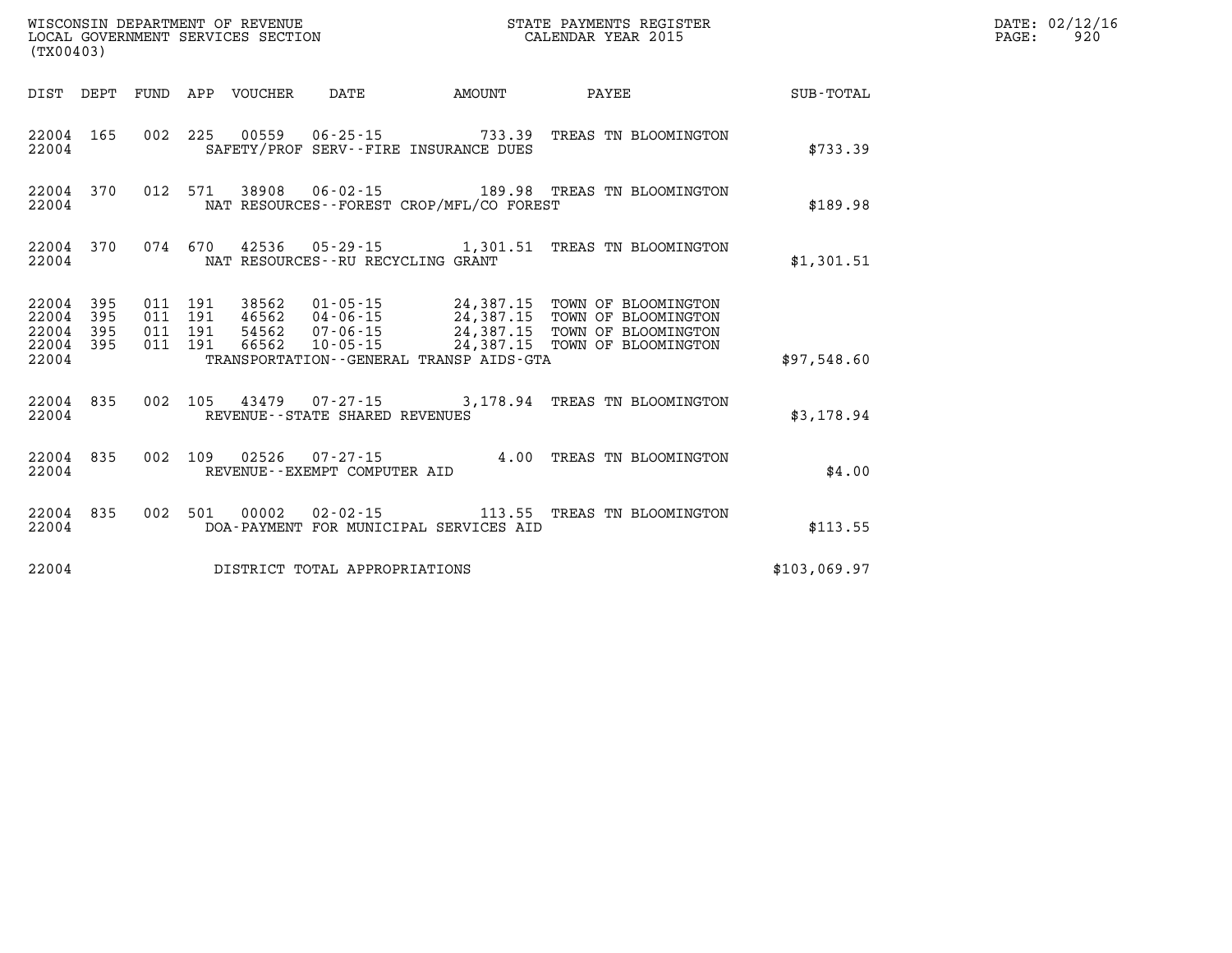WISCONSIN DEPARTMENT OF REVENUE
LOCAL GOVERNMENT SERVICES SECTION
(TX00403)

STATE PAYMENTS REGISTER
CALENDAR YEAR 2015

DATE: 02/12/16
PAGE: 920

| DIST | DEPT | FUND | APP | VOUCHER | DATE | AMOUNT | PAYEE | SUB-TOTAL |
|---|---|---|---|---|---|---|---|---|
| 22004 | 165 | 002 | 225 | 00559 | 06-25-15 | 733.39 | TREAS TN BLOOMINGTON | |
| 22004 | | | | SAFETY/PROF SERV--FIRE INSURANCE DUES | | | | $733.39 |
| 22004 | 370 | 012 | 571 | 38908 | 06-02-15 | 189.98 | TREAS TN BLOOMINGTON | |
| 22004 | | | | NAT RESOURCES--FOREST CROP/MFL/CO FOREST | | | | $189.98 |
| 22004 | 370 | 074 | 670 | 42536 | 05-29-15 | 1,301.51 | TREAS TN BLOOMINGTON | |
| 22004 | | | | NAT RESOURCES--RU RECYCLING GRANT | | | | $1,301.51 |
| 22004 | 395 | 011 | 191 | 38562 | 01-05-15 | 24,387.15 | TOWN OF BLOOMINGTON | |
| 22004 | 395 | 011 | 191 | 46562 | 04-06-15 | 24,387.15 | TOWN OF BLOOMINGTON | |
| 22004 | 395 | 011 | 191 | 54562 | 07-06-15 | 24,387.15 | TOWN OF BLOOMINGTON | |
| 22004 | 395 | 011 | 191 | 66562 | 10-05-15 | 24,387.15 | TOWN OF BLOOMINGTON | |
| 22004 | | | | TRANSPORTATION--GENERAL TRANSP AIDS-GTA | | | | $97,548.60 |
| 22004 | 835 | 002 | 105 | 43479 | 07-27-15 | 3,178.94 | TREAS TN BLOOMINGTON | |
| 22004 | | | | REVENUE--STATE SHARED REVENUES | | | | $3,178.94 |
| 22004 | 835 | 002 | 109 | 02526 | 07-27-15 | 4.00 | TREAS TN BLOOMINGTON | |
| 22004 | | | | REVENUE--EXEMPT COMPUTER AID | | | | $4.00 |
| 22004 | 835 | 002 | 501 | 00002 | 02-02-15 | 113.55 | TREAS TN BLOOMINGTON | |
| 22004 | | | | DOA-PAYMENT FOR MUNICIPAL SERVICES AID | | | | $113.55 |
| 22004 | | | | DISTRICT TOTAL APPROPRIATIONS | | | | $103,069.97 |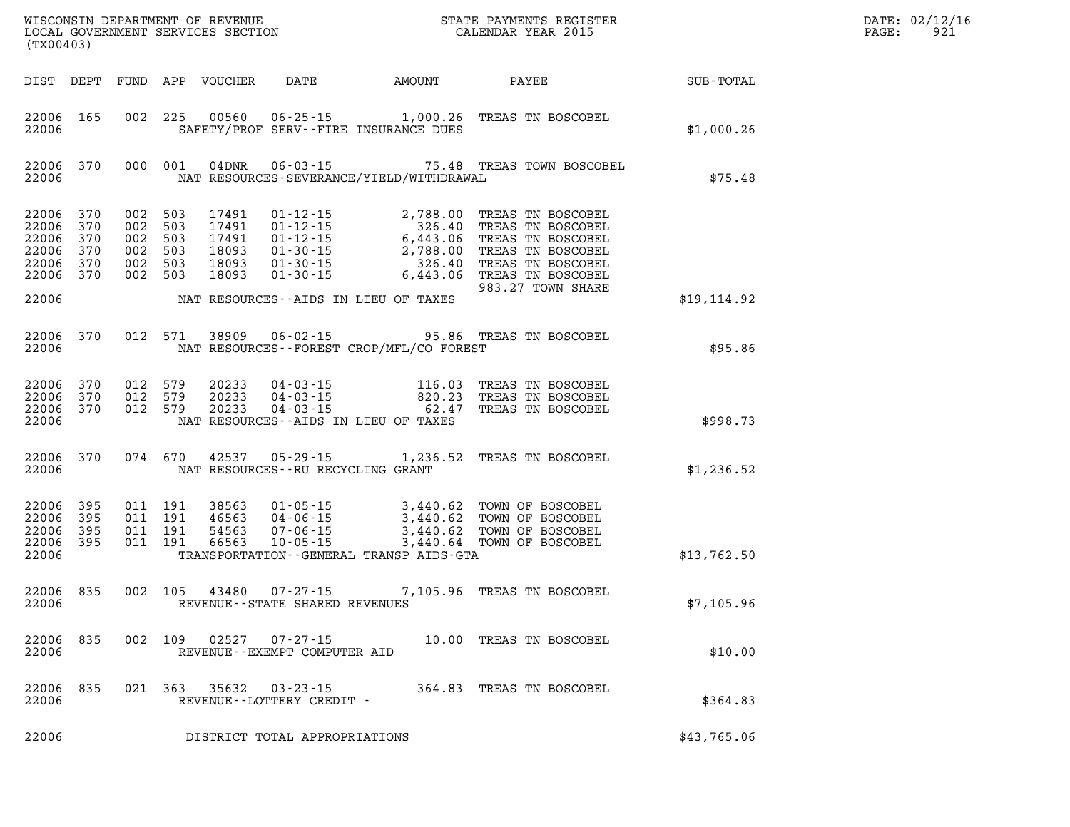WISCONSIN DEPARTMENT OF REVENUE
LOCAL GOVERNMENT SERVICES SECTION
(TX00403)

STATE PAYMENTS REGISTER
CALENDAR YEAR 2015

DATE: 02/12/16

| DIST | DEPT | FUND | APP | VOUCHER | DATE | AMOUNT | PAYEE | SUB-TOTAL |
|---|---|---|---|---|---|---|---|---|
| 22006 | 165 | 002 | 225 | 00560 | 06-25-15 | 1,000.26 | TREAS TN BOSCOBEL | |
| 22006 | | | | | SAFETY/PROF SERV--FIRE INSURANCE DUES | | | $1,000.26 |
| 22006 | 370 | 000 | 001 | 04DNR | 06-03-15 | 75.48 | TREAS TOWN BOSCOBEL | |
| 22006 | | | | | NAT RESOURCES-SEVERANCE/YIELD/WITHDRAWAL | | | $75.48 |
| 22006 | 370 | 002 | 503 | 17491 | 01-12-15 | 2,788.00 | TREAS TN BOSCOBEL | |
| 22006 | 370 | 002 | 503 | 17491 | 01-12-15 | 326.40 | TREAS TN BOSCOBEL | |
| 22006 | 370 | 002 | 503 | 17491 | 01-12-15 | 6,443.06 | TREAS TN BOSCOBEL | |
| 22006 | 370 | 002 | 503 | 18093 | 01-30-15 | 2,788.00 | TREAS TN BOSCOBEL | |
| 22006 | 370 | 002 | 503 | 18093 | 01-30-15 | 326.40 | TREAS TN BOSCOBEL | |
| 22006 | 370 | 002 | 503 | 18093 | 01-30-15 | 6,443.06 | TREAS TN BOSCOBEL | |
| | | | | | | | 983.27 TOWN SHARE | |
| 22006 | | | | | NAT RESOURCES--AIDS IN LIEU OF TAXES | | | $19,114.92 |
| 22006 | 370 | 012 | 571 | 38909 | 06-02-15 | 95.86 | TREAS TN BOSCOBEL | |
| 22006 | | | | | NAT RESOURCES--FOREST CROP/MFL/CO FOREST | | | $95.86 |
| 22006 | 370 | 012 | 579 | 20233 | 04-03-15 | 116.03 | TREAS TN BOSCOBEL | |
| 22006 | 370 | 012 | 579 | 20233 | 04-03-15 | 820.23 | TREAS TN BOSCOBEL | |
| 22006 | 370 | 012 | 579 | 20233 | 04-03-15 | 62.47 | TREAS TN BOSCOBEL | |
| 22006 | | | | | NAT RESOURCES--AIDS IN LIEU OF TAXES | | | $998.73 |
| 22006 | 370 | 074 | 670 | 42537 | 05-29-15 | 1,236.52 | TREAS TN BOSCOBEL | |
| 22006 | | | | | NAT RESOURCES--RU RECYCLING GRANT | | | $1,236.52 |
| 22006 | 395 | 011 | 191 | 38563 | 01-05-15 | 3,440.62 | TOWN OF BOSCOBEL | |
| 22006 | 395 | 011 | 191 | 46563 | 04-06-15 | 3,440.62 | TOWN OF BOSCOBEL | |
| 22006 | 395 | 011 | 191 | 54563 | 07-06-15 | 3,440.62 | TOWN OF BOSCOBEL | |
| 22006 | 395 | 011 | 191 | 66563 | 10-05-15 | 3,440.64 | TOWN OF BOSCOBEL | |
| 22006 | | | | | TRANSPORTATION--GENERAL TRANSP AIDS-GTA | | | $13,762.50 |
| 22006 | 835 | 002 | 105 | 43480 | 07-27-15 | 7,105.96 | TREAS TN BOSCOBEL | |
| 22006 | | | | | REVENUE--STATE SHARED REVENUES | | | $7,105.96 |
| 22006 | 835 | 002 | 109 | 02527 | 07-27-15 | 10.00 | TREAS TN BOSCOBEL | |
| 22006 | | | | | REVENUE--EXEMPT COMPUTER AID | | | $10.00 |
| 22006 | 835 | 021 | 363 | 35632 | 03-23-15 | 364.83 | TREAS TN BOSCOBEL | |
| 22006 | | | | | REVENUE--LOTTERY CREDIT - | | | $364.83 |
| 22006 | | | | | DISTRICT TOTAL APPROPRIATIONS | | | $43,765.06 |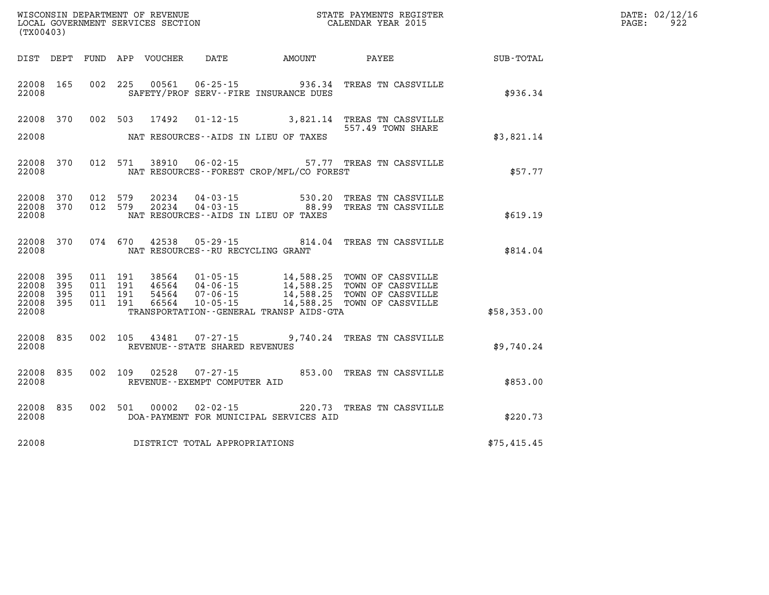WISCONSIN DEPARTMENT OF REVENUE
LOCAL GOVERNMENT SERVICES SECTION
(TX00403)

STATE PAYMENTS REGISTER
CALENDAR YEAR 2015

DATE: 02/12/16
PAGE: 922

| DIST | DEPT | FUND | APP | VOUCHER | DATE | AMOUNT | PAYEE | SUB-TOTAL |
|---|---|---|---|---|---|---|---|---|
| 22008 | 165 | 002 | 225 | 00561 | 06-25-15 | 936.34 | TREAS TN CASSVILLE | |
| 22008 | | | | | SAFETY/PROF SERV--FIRE INSURANCE DUES | | | $936.34 |
| 22008 | 370 | 002 | 503 | 17492 | 01-12-15 | 3,821.14 | TREAS TN CASSVILLE 557.49 TOWN SHARE | |
| 22008 | | | | | NAT RESOURCES--AIDS IN LIEU OF TAXES | | | $3,821.14 |
| 22008 | 370 | 012 | 571 | 38910 | 06-02-15 | 57.77 | TREAS TN CASSVILLE | |
| 22008 | | | | | NAT RESOURCES--FOREST CROP/MFL/CO FOREST | | | $57.77 |
| 22008 | 370 | 012 | 579 | 20234 | 04-03-15 | 530.20 | TREAS TN CASSVILLE | |
| 22008 | 370 | 012 | 579 | 20234 | 04-03-15 | 88.99 | TREAS TN CASSVILLE | |
| 22008 | | | | | NAT RESOURCES--AIDS IN LIEU OF TAXES | | | $619.19 |
| 22008 | 370 | 074 | 670 | 42538 | 05-29-15 | 814.04 | TREAS TN CASSVILLE | |
| 22008 | | | | | NAT RESOURCES--RU RECYCLING GRANT | | | $814.04 |
| 22008 | 395 | 011 | 191 | 38564 | 01-05-15 | 14,588.25 | TOWN OF CASSVILLE | |
| 22008 | 395 | 011 | 191 | 46564 | 04-06-15 | 14,588.25 | TOWN OF CASSVILLE | |
| 22008 | 395 | 011 | 191 | 54564 | 07-06-15 | 14,588.25 | TOWN OF CASSVILLE | |
| 22008 | 395 | 011 | 191 | 66564 | 10-05-15 | 14,588.25 | TOWN OF CASSVILLE | |
| 22008 | | | | | TRANSPORTATION--GENERAL TRANSP AIDS-GTA | | | $58,353.00 |
| 22008 | 835 | 002 | 105 | 43481 | 07-27-15 | 9,740.24 | TREAS TN CASSVILLE | |
| 22008 | | | | | REVENUE--STATE SHARED REVENUES | | | $9,740.24 |
| 22008 | 835 | 002 | 109 | 02528 | 07-27-15 | 853.00 | TREAS TN CASSVILLE | |
| 22008 | | | | | REVENUE--EXEMPT COMPUTER AID | | | $853.00 |
| 22008 | 835 | 002 | 501 | 00002 | 02-02-15 | 220.73 | TREAS TN CASSVILLE | |
| 22008 | | | | | DOA-PAYMENT FOR MUNICIPAL SERVICES AID | | | $220.73 |
| 22008 | | | | | DISTRICT TOTAL APPROPRIATIONS | | | $75,415.45 |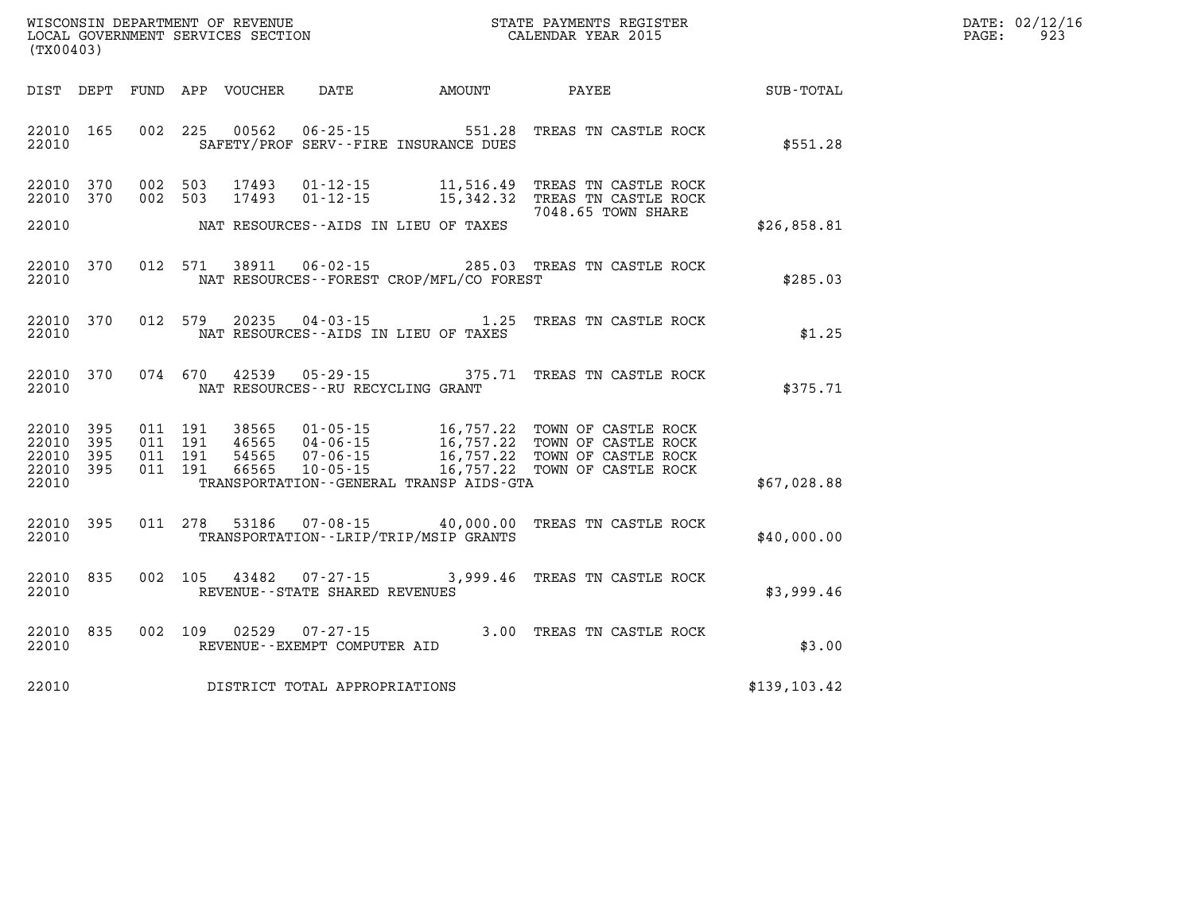WISCONSIN DEPARTMENT OF REVENUE
LOCAL GOVERNMENT SERVICES SECTION
(TX00403)

STATE PAYMENTS REGISTER
CALENDAR YEAR 2015

DATE: 02/12/16
PAGE: 923

| DIST | DEPT | FUND | APP | VOUCHER | DATE | AMOUNT | PAYEE | SUB-TOTAL |
|---|---|---|---|---|---|---|---|---|
| 22010 | 165 | 002 | 225 | 00562 | 06-25-15 | 551.28 | TREAS TN CASTLE ROCK | |
| 22010 | | | | | SAFETY/PROF SERV--FIRE INSURANCE DUES | | | $551.28 |
| 22010 | 370 | 002 | 503 | 17493 | 01-12-15 | 11,516.49 | TREAS TN CASTLE ROCK | |
| 22010 | 370 | 002 | 503 | 17493 | 01-12-15 | 15,342.32 | TREAS TN CASTLE ROCK 7048.65 TOWN SHARE | |
| 22010 | | | | | NAT RESOURCES--AIDS IN LIEU OF TAXES | | | $26,858.81 |
| 22010 | 370 | 012 | 571 | 38911 | 06-02-15 | 285.03 | TREAS TN CASTLE ROCK | |
| 22010 | | | | | NAT RESOURCES--FOREST CROP/MFL/CO FOREST | | | $285.03 |
| 22010 | 370 | 012 | 579 | 20235 | 04-03-15 | 1.25 | TREAS TN CASTLE ROCK | |
| 22010 | | | | | NAT RESOURCES--AIDS IN LIEU OF TAXES | | | $1.25 |
| 22010 | 370 | 074 | 670 | 42539 | 05-29-15 | 375.71 | TREAS TN CASTLE ROCK | |
| 22010 | | | | | NAT RESOURCES--RU RECYCLING GRANT | | | $375.71 |
| 22010 | 395 | 011 | 191 | 38565 | 01-05-15 | 16,757.22 | TOWN OF CASTLE ROCK | |
| 22010 | 395 | 011 | 191 | 46565 | 04-06-15 | 16,757.22 | TOWN OF CASTLE ROCK | |
| 22010 | 395 | 011 | 191 | 54565 | 07-06-15 | 16,757.22 | TOWN OF CASTLE ROCK | |
| 22010 | 395 | 011 | 191 | 66565 | 10-05-15 | 16,757.22 | TOWN OF CASTLE ROCK | |
| 22010 | | | | | TRANSPORTATION--GENERAL TRANSP AIDS-GTA | | | $67,028.88 |
| 22010 | 395 | 011 | 278 | 53186 | 07-08-15 | 40,000.00 | TREAS TN CASTLE ROCK | |
| 22010 | | | | | TRANSPORTATION--LRIP/TRIP/MSIP GRANTS | | | $40,000.00 |
| 22010 | 835 | 002 | 105 | 43482 | 07-27-15 | 3,999.46 | TREAS TN CASTLE ROCK | |
| 22010 | | | | | REVENUE--STATE SHARED REVENUES | | | $3,999.46 |
| 22010 | 835 | 002 | 109 | 02529 | 07-27-15 | 3.00 | TREAS TN CASTLE ROCK | |
| 22010 | | | | | REVENUE--EXEMPT COMPUTER AID | | | $3.00 |
| 22010 | | | | | DISTRICT TOTAL APPROPRIATIONS | | | $139,103.42 |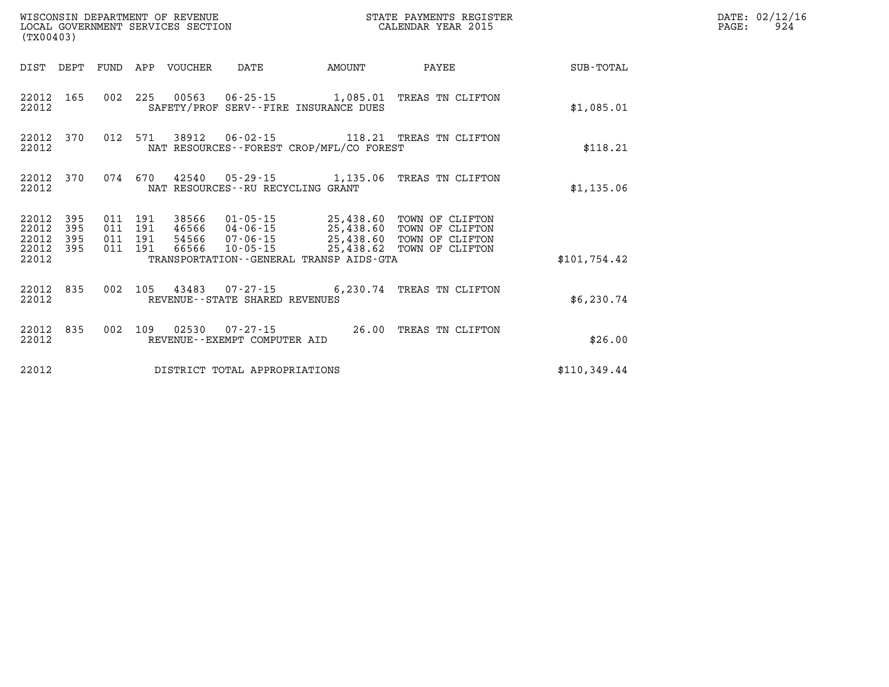WISCONSIN DEPARTMENT OF REVENUE
LOCAL GOVERNMENT SERVICES SECTION
(TX00403)

STATE PAYMENTS REGISTER
CALENDAR YEAR 2015

DATE: 02/12/16
PAGE: 924

| DIST | DEPT | FUND | APP | VOUCHER | DATE | AMOUNT | PAYEE | SUB-TOTAL |
|---|---|---|---|---|---|---|---|---|
| 22012 | 165 | 002 | 225 | 00563 | 06-25-15 | 1,085.01 | TREAS TN CLIFTON | |
| 22012 | | | | SAFETY/PROF SERV--FIRE INSURANCE DUES | | | | $1,085.01 |
| 22012 | 370 | 012 | 571 | 38912 | 06-02-15 | 118.21 | TREAS TN CLIFTON | |
| 22012 | | | | NAT RESOURCES--FOREST CROP/MFL/CO FOREST | | | | $118.21 |
| 22012 | 370 | 074 | 670 | 42540 | 05-29-15 | 1,135.06 | TREAS TN CLIFTON | |
| 22012 | | | | NAT RESOURCES--RU RECYCLING GRANT | | | | $1,135.06 |
| 22012 | 395 | 011 | 191 | 38566 | 01-05-15 | 25,438.60 | TOWN OF CLIFTON | |
| 22012 | 395 | 011 | 191 | 46566 | 04-06-15 | 25,438.60 | TOWN OF CLIFTON | |
| 22012 | 395 | 011 | 191 | 54566 | 07-06-15 | 25,438.60 | TOWN OF CLIFTON | |
| 22012 | 395 | 011 | 191 | 66566 | 10-05-15 | 25,438.62 | TOWN OF CLIFTON | |
| 22012 | | | | TRANSPORTATION--GENERAL TRANSP AIDS-GTA | | | | $101,754.42 |
| 22012 | 835 | 002 | 105 | 43483 | 07-27-15 | 6,230.74 | TREAS TN CLIFTON | |
| 22012 | | | | REVENUE--STATE SHARED REVENUES | | | | $6,230.74 |
| 22012 | 835 | 002 | 109 | 02530 | 07-27-15 | 26.00 | TREAS TN CLIFTON | |
| 22012 | | | | REVENUE--EXEMPT COMPUTER AID | | | | $26.00 |
| 22012 | | | | DISTRICT TOTAL APPROPRIATIONS | | | | $110,349.44 |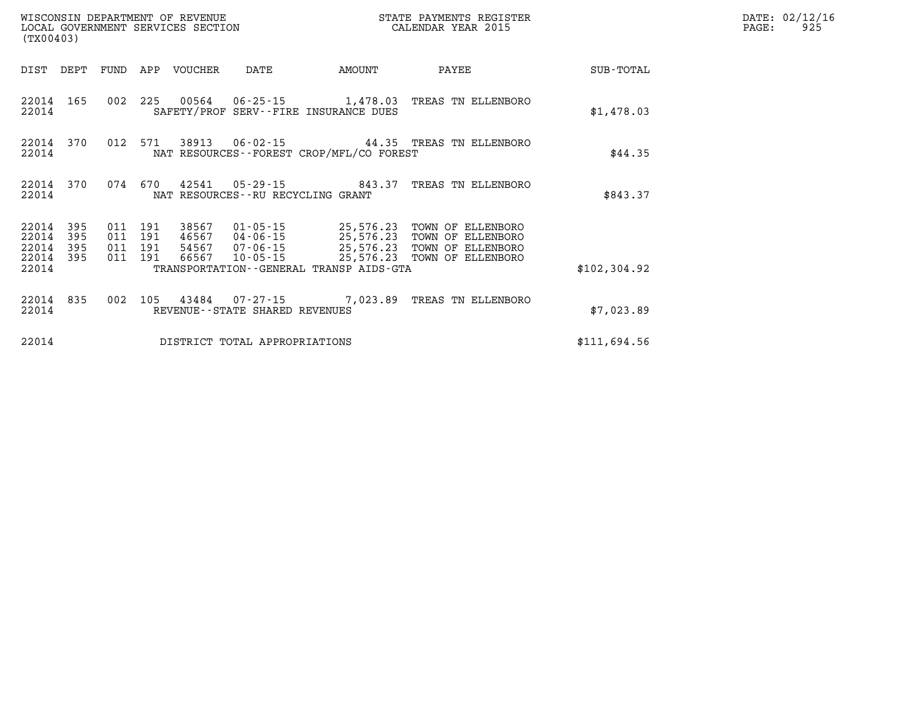WISCONSIN DEPARTMENT OF REVENUE
LOCAL GOVERNMENT SERVICES SECTION
(TX00403)

STATE PAYMENTS REGISTER
CALENDAR YEAR 2015

DATE: 02/12/16
PAGE: 925

| DIST | DEPT | FUND | APP | VOUCHER | DATE | AMOUNT | PAYEE | SUB-TOTAL |
|---|---|---|---|---|---|---|---|---|
| 22014 | 165 | 002 | 225 | 00564 | 06-25-15 | 1,478.03 | TREAS TN ELLENBORO | |
| 22014 | | | | SAFETY/PROF SERV--FIRE INSURANCE DUES | | | | $1,478.03 |
| 22014 | 370 | 012 | 571 | 38913 | 06-02-15 | 44.35 | TREAS TN ELLENBORO | |
| 22014 | | | | NAT RESOURCES--FOREST CROP/MFL/CO FOREST | | | | $44.35 |
| 22014 | 370 | 074 | 670 | 42541 | 05-29-15 | 843.37 | TREAS TN ELLENBORO | |
| 22014 | | | | NAT RESOURCES--RU RECYCLING GRANT | | | | $843.37 |
| 22014 | 395 | 011 | 191 | 38567 | 01-05-15 | 25,576.23 | TOWN OF ELLENBORO | |
| 22014 | 395 | 011 | 191 | 46567 | 04-06-15 | 25,576.23 | TOWN OF ELLENBORO | |
| 22014 | 395 | 011 | 191 | 54567 | 07-06-15 | 25,576.23 | TOWN OF ELLENBORO | |
| 22014 | 395 | 011 | 191 | 66567 | 10-05-15 | 25,576.23 | TOWN OF ELLENBORO | |
| 22014 | | | | TRANSPORTATION--GENERAL TRANSP AIDS-GTA | | | | $102,304.92 |
| 22014 | 835 | 002 | 105 | 43484 | 07-27-15 | 7,023.89 | TREAS TN ELLENBORO | |
| 22014 | | | | REVENUE--STATE SHARED REVENUES | | | | $7,023.89 |
| 22014 | | | | DISTRICT TOTAL APPROPRIATIONS | | | | $111,694.56 |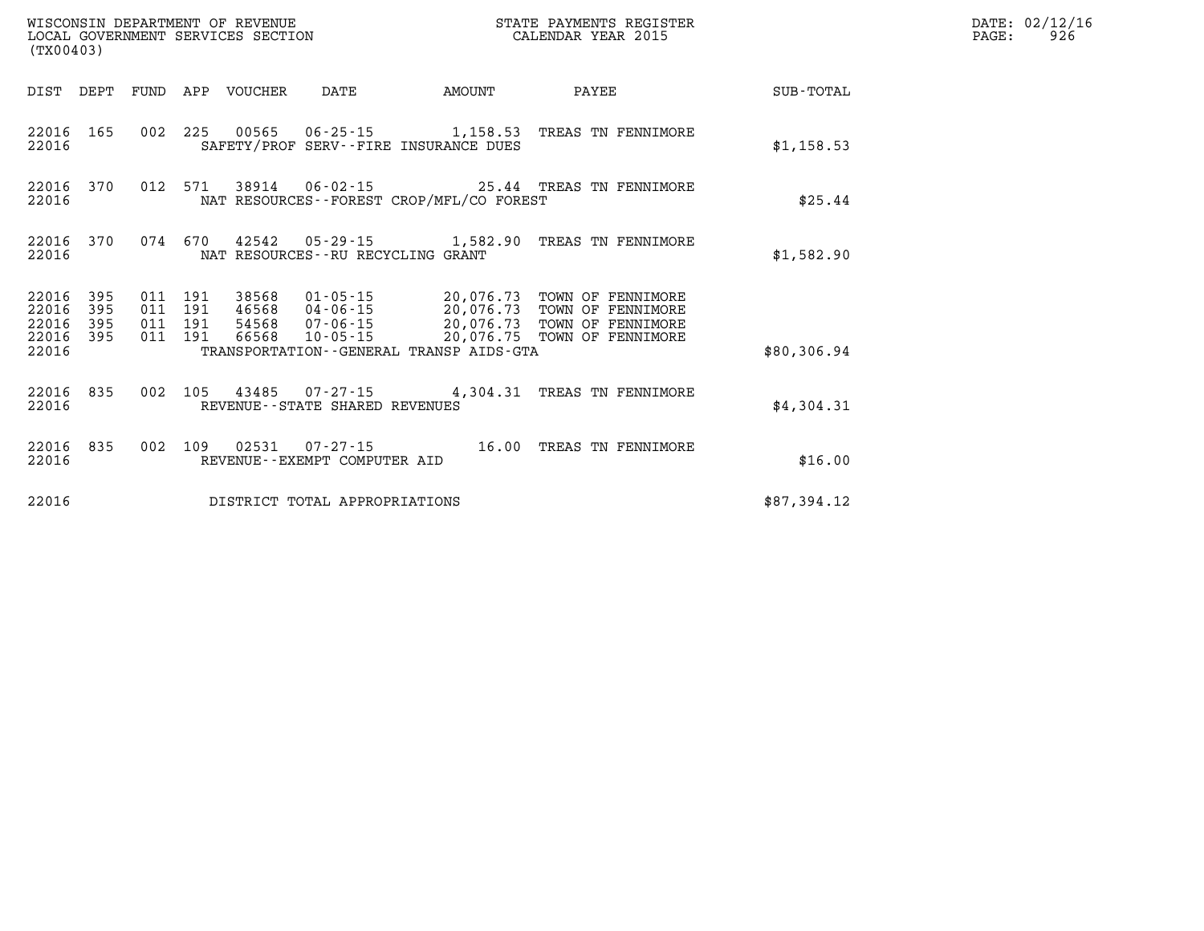WISCONSIN DEPARTMENT OF REVENUE
LOCAL GOVERNMENT SERVICES SECTION
(TX00403)

STATE PAYMENTS REGISTER
CALENDAR YEAR 2015

DATE: 02/12/16

| DIST | DEPT | FUND | APP | VOUCHER | DATE | AMOUNT | PAYEE | SUB-TOTAL |
|---|---|---|---|---|---|---|---|---|
| 22016 | 165 | 002 | 225 | 00565 | 06-25-15 | 1,158.53 | TREAS TN FENNIMORE | |
| 22016 | | | | SAFETY/PROF SERV--FIRE INSURANCE DUES | | | | $1,158.53 |
| 22016 | 370 | 012 | 571 | 38914 | 06-02-15 | 25.44 | TREAS TN FENNIMORE | |
| 22016 | | | | NAT RESOURCES--FOREST CROP/MFL/CO FOREST | | | | $25.44 |
| 22016 | 370 | 074 | 670 | 42542 | 05-29-15 | 1,582.90 | TREAS TN FENNIMORE | |
| 22016 | | | | NAT RESOURCES--RU RECYCLING GRANT | | | | $1,582.90 |
| 22016 | 395 | 011 | 191 | 38568 | 01-05-15 | 20,076.73 | TOWN OF FENNIMORE | |
| 22016 | 395 | 011 | 191 | 46568 | 04-06-15 | 20,076.73 | TOWN OF FENNIMORE | |
| 22016 | 395 | 011 | 191 | 54568 | 07-06-15 | 20,076.73 | TOWN OF FENNIMORE | |
| 22016 | 395 | 011 | 191 | 66568 | 10-05-15 | 20,076.75 | TOWN OF FENNIMORE | |
| 22016 | | | | TRANSPORTATION--GENERAL TRANSP AIDS-GTA | | | | $80,306.94 |
| 22016 | 835 | 002 | 105 | 43485 | 07-27-15 | 4,304.31 | TREAS TN FENNIMORE | |
| 22016 | | | | REVENUE--STATE SHARED REVENUES | | | | $4,304.31 |
| 22016 | 835 | 002 | 109 | 02531 | 07-27-15 | 16.00 | TREAS TN FENNIMORE | |
| 22016 | | | | REVENUE--EXEMPT COMPUTER AID | | | | $16.00 |
| 22016 | | | | DISTRICT TOTAL APPROPRIATIONS | | | | $87,394.12 |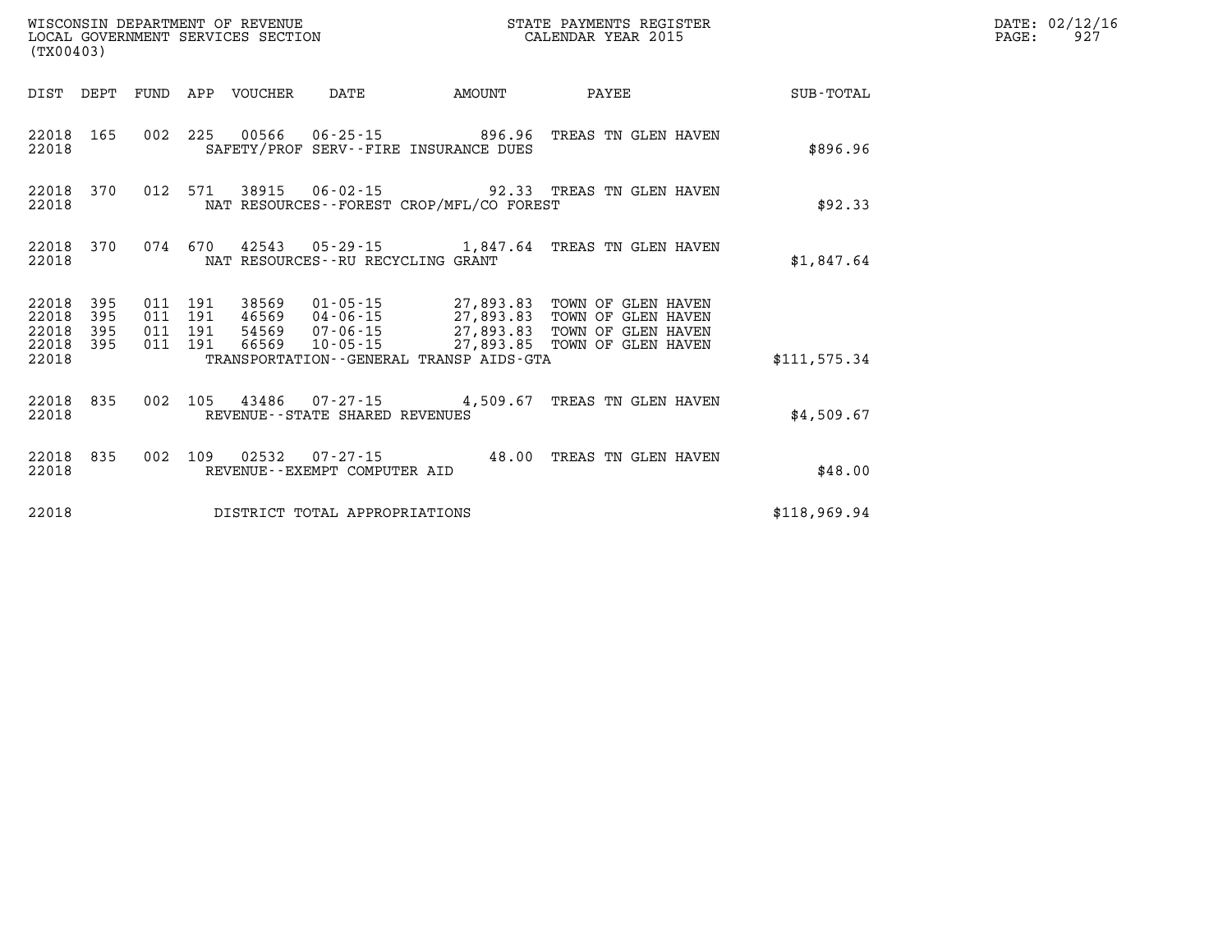WISCONSIN DEPARTMENT OF REVENUE
LOCAL GOVERNMENT SERVICES SECTION
(TX00403)

STATE PAYMENTS REGISTER
CALENDAR YEAR 2015

DATE: 02/12/16
PAGE: 927

| DIST | DEPT | FUND | APP | VOUCHER | DATE | AMOUNT | PAYEE | SUB-TOTAL |
|---|---|---|---|---|---|---|---|---|
| 22018 | 165 | 002 | 225 | 00566 | 06-25-15 | 896.96 | TREAS TN GLEN HAVEN | |
| 22018 | | | | SAFETY/PROF SERV--FIRE INSURANCE DUES | | | | $896.96 |
| 22018 | 370 | 012 | 571 | 38915 | 06-02-15 | 92.33 | TREAS TN GLEN HAVEN | |
| 22018 | | | | NAT RESOURCES--FOREST CROP/MFL/CO FOREST | | | | $92.33 |
| 22018 | 370 | 074 | 670 | 42543 | 05-29-15 | 1,847.64 | TREAS TN GLEN HAVEN | |
| 22018 | | | | NAT RESOURCES--RU RECYCLING GRANT | | | | $1,847.64 |
| 22018 | 395 | 011 | 191 | 38569 | 01-05-15 | 27,893.83 | TOWN OF GLEN HAVEN | |
| 22018 | 395 | 011 | 191 | 46569 | 04-06-15 | 27,893.83 | TOWN OF GLEN HAVEN | |
| 22018 | 395 | 011 | 191 | 54569 | 07-06-15 | 27,893.83 | TOWN OF GLEN HAVEN | |
| 22018 | 395 | 011 | 191 | 66569 | 10-05-15 | 27,893.85 | TOWN OF GLEN HAVEN | |
| 22018 | | | | TRANSPORTATION--GENERAL TRANSP AIDS-GTA | | | | $111,575.34 |
| 22018 | 835 | 002 | 105 | 43486 | 07-27-15 | 4,509.67 | TREAS TN GLEN HAVEN | |
| 22018 | | | | REVENUE--STATE SHARED REVENUES | | | | $4,509.67 |
| 22018 | 835 | 002 | 109 | 02532 | 07-27-15 | 48.00 | TREAS TN GLEN HAVEN | |
| 22018 | | | | REVENUE--EXEMPT COMPUTER AID | | | | $48.00 |
| 22018 | | | | DISTRICT TOTAL APPROPRIATIONS | | | | $118,969.94 |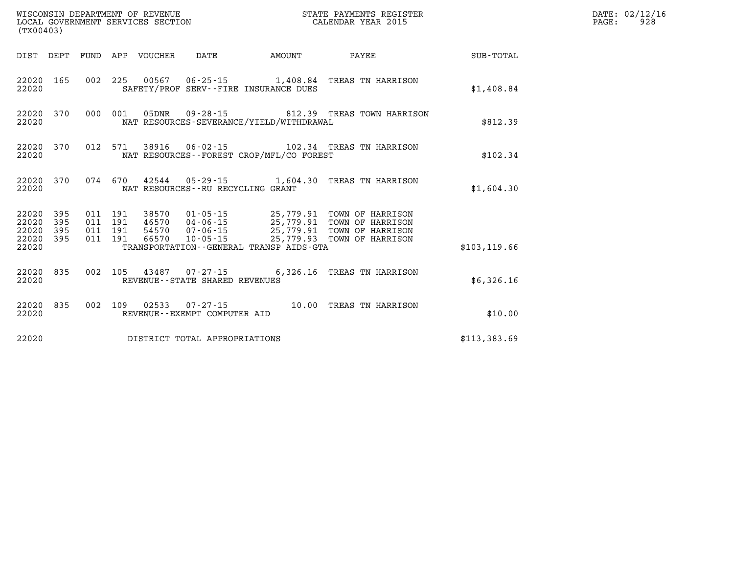WISCONSIN DEPARTMENT OF REVENUE
LOCAL GOVERNMENT SERVICES SECTION
(TX00403)

STATE PAYMENTS REGISTER
CALENDAR YEAR 2015

DATE: 02/12/16
PAGE: 928

| DIST | DEPT | FUND | APP | VOUCHER | DATE | AMOUNT | PAYEE | SUB-TOTAL |
|---|---|---|---|---|---|---|---|---|
| 22020 | 165 | 002 | 225 | 00567 | 06-25-15 | 1,408.84 | TREAS TN HARRISON | |
| 22020 | | | | SAFETY/PROF SERV--FIRE INSURANCE DUES | | | | $1,408.84 |
| 22020 | 370 | 000 | 001 | 05DNR | 09-28-15 | 812.39 | TREAS TOWN HARRISON | |
| 22020 | | | | NAT RESOURCES-SEVERANCE/YIELD/WITHDRAWAL | | | | $812.39 |
| 22020 | 370 | 012 | 571 | 38916 | 06-02-15 | 102.34 | TREAS TN HARRISON | |
| 22020 | | | | NAT RESOURCES--FOREST CROP/MFL/CO FOREST | | | | $102.34 |
| 22020 | 370 | 074 | 670 | 42544 | 05-29-15 | 1,604.30 | TREAS TN HARRISON | |
| 22020 | | | | NAT RESOURCES--RU RECYCLING GRANT | | | | $1,604.30 |
| 22020 | 395 | 011 | 191 | 38570 | 01-05-15 | 25,779.91 | TOWN OF HARRISON | |
| 22020 | 395 | 011 | 191 | 46570 | 04-06-15 | 25,779.91 | TOWN OF HARRISON | |
| 22020 | 395 | 011 | 191 | 54570 | 07-06-15 | 25,779.91 | TOWN OF HARRISON | |
| 22020 | 395 | 011 | 191 | 66570 | 10-05-15 | 25,779.93 | TOWN OF HARRISON | |
| 22020 | | | | TRANSPORTATION--GENERAL TRANSP AIDS-GTA | | | | $103,119.66 |
| 22020 | 835 | 002 | 105 | 43487 | 07-27-15 | 6,326.16 | TREAS TN HARRISON | |
| 22020 | | | | REVENUE--STATE SHARED REVENUES | | | | $6,326.16 |
| 22020 | 835 | 002 | 109 | 02533 | 07-27-15 | 10.00 | TREAS TN HARRISON | |
| 22020 | | | | REVENUE--EXEMPT COMPUTER AID | | | | $10.00 |
| 22020 | | | | DISTRICT TOTAL APPROPRIATIONS | | | | $113,383.69 |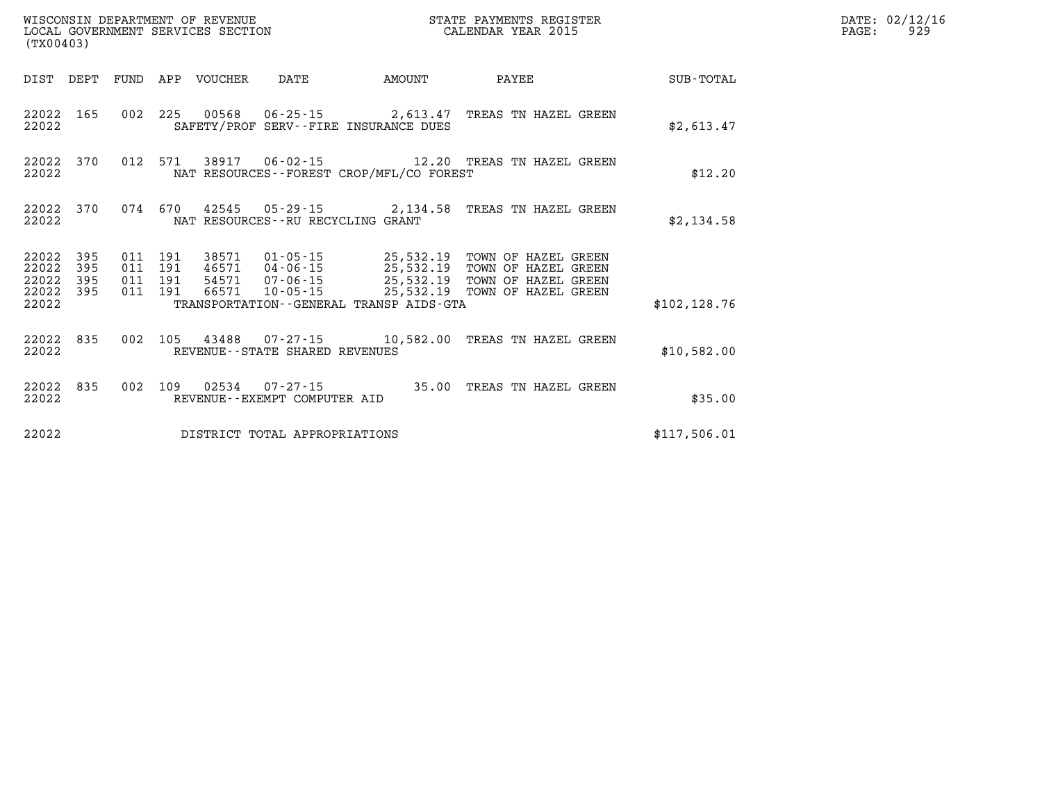WISCONSIN DEPARTMENT OF REVENUE
LOCAL GOVERNMENT SERVICES SECTION
(TX00403)

STATE PAYMENTS REGISTER
CALENDAR YEAR 2015

DATE: 02/12/16
PAGE: 929

| DIST | DEPT | FUND | APP | VOUCHER | DATE | AMOUNT | PAYEE | SUB-TOTAL |
|---|---|---|---|---|---|---|---|---|
| 22022 | 165 | 002 | 225 | 00568 | 06-25-15 | 2,613.47 | TREAS TN HAZEL GREEN | |
| 22022 | | | | SAFETY/PROF SERV--FIRE INSURANCE DUES | | | | $2,613.47 |
| 22022 | 370 | 012 | 571 | 38917 | 06-02-15 | 12.20 | TREAS TN HAZEL GREEN | |
| 22022 | | | | NAT RESOURCES--FOREST CROP/MFL/CO FOREST | | | | $12.20 |
| 22022 | 370 | 074 | 670 | 42545 | 05-29-15 | 2,134.58 | TREAS TN HAZEL GREEN | |
| 22022 | | | | NAT RESOURCES--RU RECYCLING GRANT | | | | $2,134.58 |
| 22022 | 395 | 011 | 191 | 38571 | 01-05-15 | 25,532.19 | TOWN OF HAZEL GREEN | |
| 22022 | 395 | 011 | 191 | 46571 | 04-06-15 | 25,532.19 | TOWN OF HAZEL GREEN | |
| 22022 | 395 | 011 | 191 | 54571 | 07-06-15 | 25,532.19 | TOWN OF HAZEL GREEN | |
| 22022 | 395 | 011 | 191 | 66571 | 10-05-15 | 25,532.19 | TOWN OF HAZEL GREEN | |
| 22022 | | | | TRANSPORTATION--GENERAL TRANSP AIDS-GTA | | | | $102,128.76 |
| 22022 | 835 | 002 | 105 | 43488 | 07-27-15 | 10,582.00 | TREAS TN HAZEL GREEN | |
| 22022 | | | | REVENUE--STATE SHARED REVENUES | | | | $10,582.00 |
| 22022 | 835 | 002 | 109 | 02534 | 07-27-15 | 35.00 | TREAS TN HAZEL GREEN | |
| 22022 | | | | REVENUE--EXEMPT COMPUTER AID | | | | $35.00 |
| 22022 | | | | DISTRICT TOTAL APPROPRIATIONS | | | | $117,506.01 |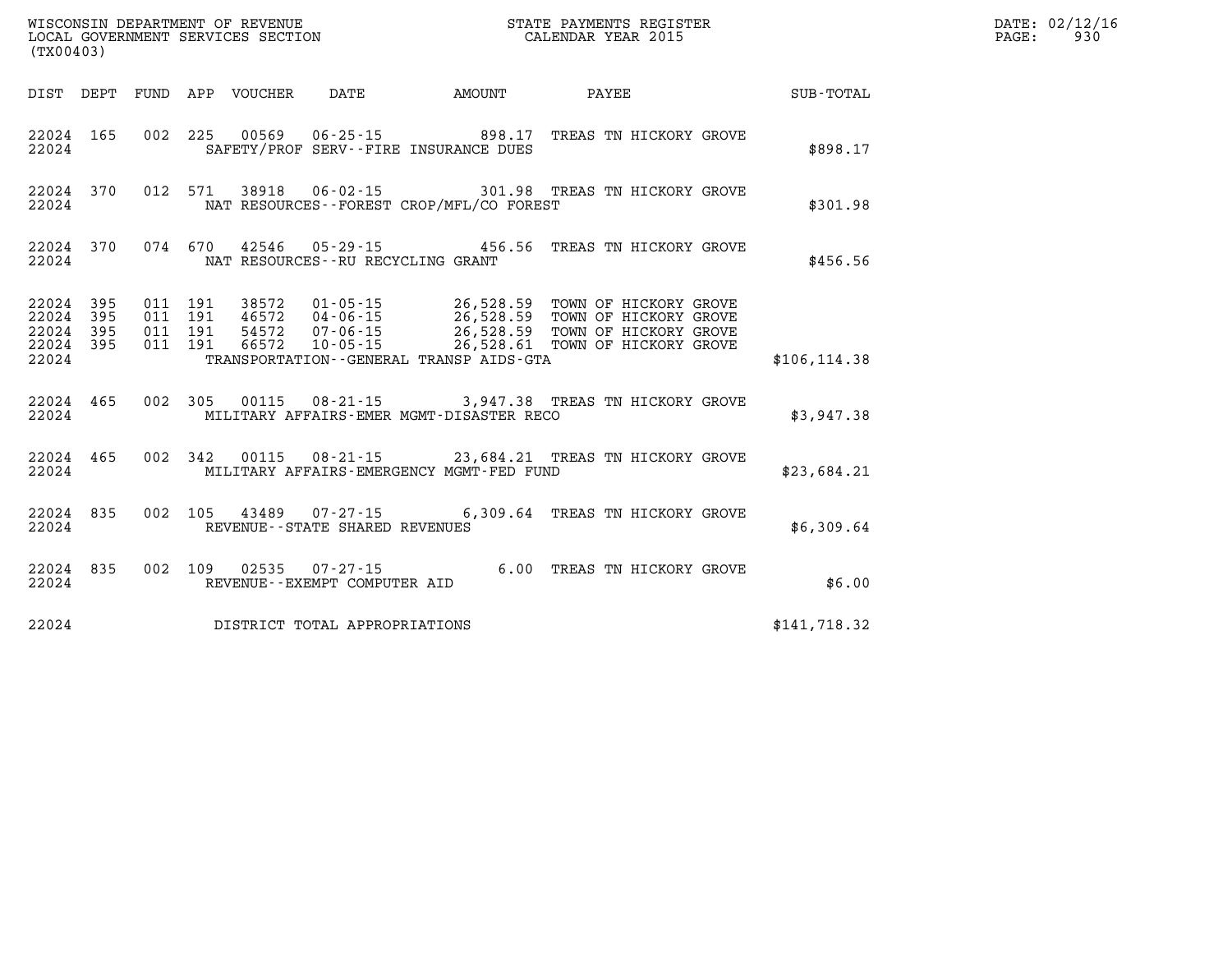WISCONSIN DEPARTMENT OF REVENUE
LOCAL GOVERNMENT SERVICES SECTION
(TX00403)

STATE PAYMENTS REGISTER
CALENDAR YEAR 2015

DATE: 02/12/16
PAGE: 930

| DIST | DEPT | FUND | APP | VOUCHER | DATE | AMOUNT | PAYEE | SUB-TOTAL |
|---|---|---|---|---|---|---|---|---|
| 22024 | 165 | 002 | 225 | 00569 | 06-25-15 | 898.17 | TREAS TN HICKORY GROVE | |
| 22024 | | | | SAFETY/PROF SERV--FIRE INSURANCE DUES | | | | $898.17 |
| 22024 | 370 | 012 | 571 | 38918 | 06-02-15 | 301.98 | TREAS TN HICKORY GROVE | |
| 22024 | | | | NAT RESOURCES--FOREST CROP/MFL/CO FOREST | | | | $301.98 |
| 22024 | 370 | 074 | 670 | 42546 | 05-29-15 | 456.56 | TREAS TN HICKORY GROVE | |
| 22024 | | | | NAT RESOURCES--RU RECYCLING GRANT | | | | $456.56 |
| 22024 | 395 | 011 | 191 | 38572 | 01-05-15 | 26,528.59 | TOWN OF HICKORY GROVE | |
| 22024 | 395 | 011 | 191 | 46572 | 04-06-15 | 26,528.59 | TOWN OF HICKORY GROVE | |
| 22024 | 395 | 011 | 191 | 54572 | 07-06-15 | 26,528.59 | TOWN OF HICKORY GROVE | |
| 22024 | 395 | 011 | 191 | 66572 | 10-05-15 | 26,528.61 | TOWN OF HICKORY GROVE | |
| 22024 | | | | TRANSPORTATION--GENERAL TRANSP AIDS-GTA | | | | $106,114.38 |
| 22024 | 465 | 002 | 305 | 00115 | 08-21-15 | 3,947.38 | TREAS TN HICKORY GROVE | |
| 22024 | | | | MILITARY AFFAIRS-EMER MGMT-DISASTER RECO | | | | $3,947.38 |
| 22024 | 465 | 002 | 342 | 00115 | 08-21-15 | 23,684.21 | TREAS TN HICKORY GROVE | |
| 22024 | | | | MILITARY AFFAIRS-EMERGENCY MGMT-FED FUND | | | | $23,684.21 |
| 22024 | 835 | 002 | 105 | 43489 | 07-27-15 | 6,309.64 | TREAS TN HICKORY GROVE | |
| 22024 | | | | REVENUE--STATE SHARED REVENUES | | | | $6,309.64 |
| 22024 | 835 | 002 | 109 | 02535 | 07-27-15 | 6.00 | TREAS TN HICKORY GROVE | |
| 22024 | | | | REVENUE--EXEMPT COMPUTER AID | | | | $6.00 |
| 22024 | | | | DISTRICT TOTAL APPROPRIATIONS | | | | $141,718.32 |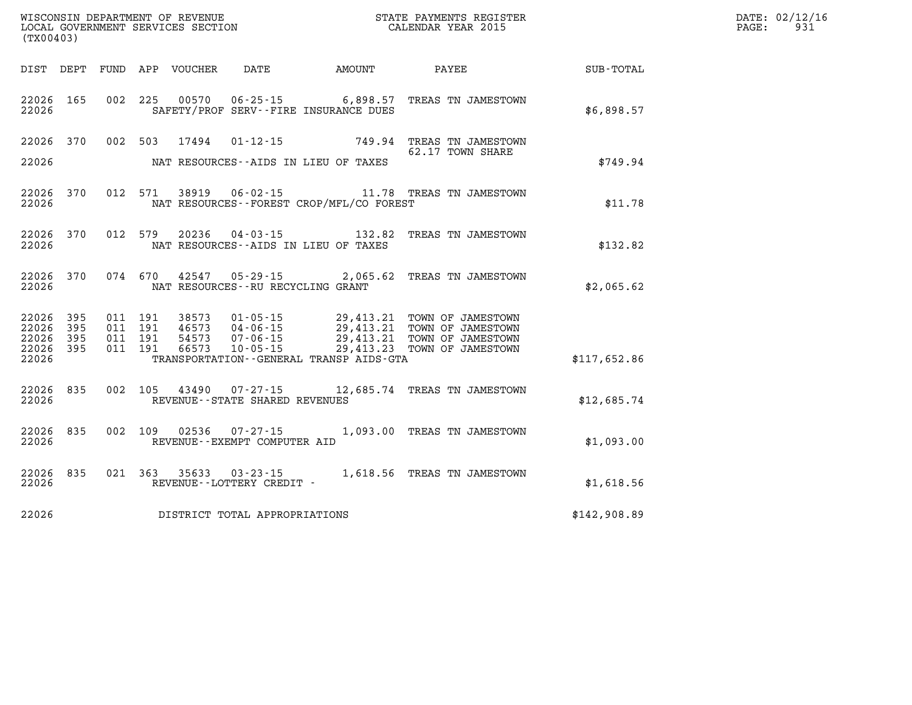WISCONSIN DEPARTMENT OF REVENUE
LOCAL GOVERNMENT SERVICES SECTION
(TX00403)

STATE PAYMENTS REGISTER
CALENDAR YEAR 2015

DATE: 02/12/16
PAGE: 931

| DIST | DEPT | FUND | APP | VOUCHER | DATE | AMOUNT | PAYEE | SUB-TOTAL |
|---|---|---|---|---|---|---|---|---|
| 22026 | 165 | 002 | 225 | 00570 | 06-25-15 | 6,898.57 | TREAS TN JAMESTOWN | |
| 22026 | | | | | SAFETY/PROF SERV--FIRE INSURANCE DUES | | | $6,898.57 |
| 22026 | 370 | 002 | 503 | 17494 | 01-12-15 | 749.94 | TREAS TN JAMESTOWN 62.17 TOWN SHARE | |
| 22026 | | | | | NAT RESOURCES--AIDS IN LIEU OF TAXES | | | $749.94 |
| 22026 | 370 | 012 | 571 | 38919 | 06-02-15 | 11.78 | TREAS TN JAMESTOWN | |
| 22026 | | | | | NAT RESOURCES--FOREST CROP/MFL/CO FOREST | | | $11.78 |
| 22026 | 370 | 012 | 579 | 20236 | 04-03-15 | 132.82 | TREAS TN JAMESTOWN | |
| 22026 | | | | | NAT RESOURCES--AIDS IN LIEU OF TAXES | | | $132.82 |
| 22026 | 370 | 074 | 670 | 42547 | 05-29-15 | 2,065.62 | TREAS TN JAMESTOWN | |
| 22026 | | | | | NAT RESOURCES--RU RECYCLING GRANT | | | $2,065.62 |
| 22026 | 395 | 011 | 191 | 38573 | 01-05-15 | 29,413.21 | TOWN OF JAMESTOWN | |
| 22026 | 395 | 011 | 191 | 46573 | 04-06-15 | 29,413.21 | TOWN OF JAMESTOWN | |
| 22026 | 395 | 011 | 191 | 54573 | 07-06-15 | 29,413.21 | TOWN OF JAMESTOWN | |
| 22026 | 395 | 011 | 191 | 66573 | 10-05-15 | 29,413.23 | TOWN OF JAMESTOWN | |
| 22026 | | | | | TRANSPORTATION--GENERAL TRANSP AIDS-GTA | | | $117,652.86 |
| 22026 | 835 | 002 | 105 | 43490 | 07-27-15 | 12,685.74 | TREAS TN JAMESTOWN | |
| 22026 | | | | | REVENUE--STATE SHARED REVENUES | | | $12,685.74 |
| 22026 | 835 | 002 | 109 | 02536 | 07-27-15 | 1,093.00 | TREAS TN JAMESTOWN | |
| 22026 | | | | | REVENUE--EXEMPT COMPUTER AID | | | $1,093.00 |
| 22026 | 835 | 021 | 363 | 35633 | 03-23-15 | 1,618.56 | TREAS TN JAMESTOWN | |
| 22026 | | | | | REVENUE--LOTTERY CREDIT - | | | $1,618.56 |
| 22026 | | | | | DISTRICT TOTAL APPROPRIATIONS | | | $142,908.89 |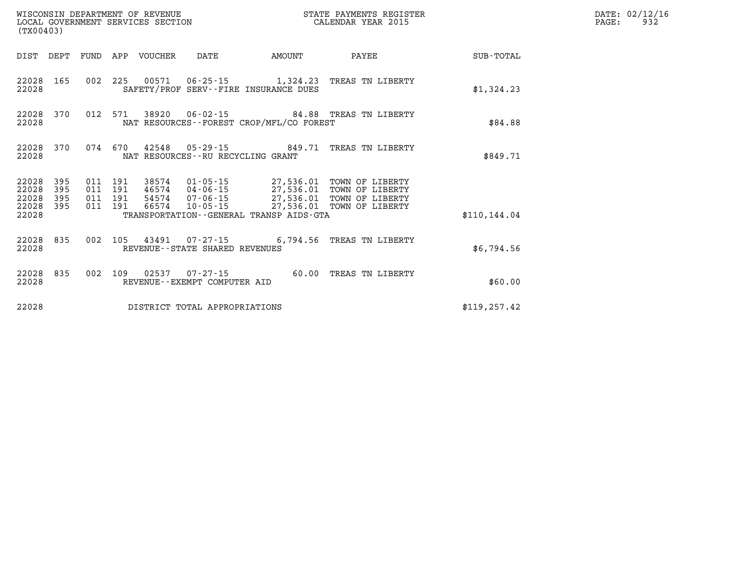WISCONSIN DEPARTMENT OF REVENUE
LOCAL GOVERNMENT SERVICES SECTION
(TX00403)

STATE PAYMENTS REGISTER
CALENDAR YEAR 2015

DATE: 02/12/16
PAGE: 932

| DIST | DEPT | FUND | APP | VOUCHER | DATE | AMOUNT | PAYEE | SUB-TOTAL |
|---|---|---|---|---|---|---|---|---|
| 22028 | 165 | 002 | 225 | 00571 | 06-25-15 | 1,324.23 | TREAS TN LIBERTY | |
| 22028 | | | | SAFETY/PROF SERV--FIRE INSURANCE DUES | | | | $1,324.23 |
| 22028 | 370 | 012 | 571 | 38920 | 06-02-15 | 84.88 | TREAS TN LIBERTY | |
| 22028 | | | | NAT RESOURCES--FOREST CROP/MFL/CO FOREST | | | | $84.88 |
| 22028 | 370 | 074 | 670 | 42548 | 05-29-15 | 849.71 | TREAS TN LIBERTY | |
| 22028 | | | | NAT RESOURCES--RU RECYCLING GRANT | | | | $849.71 |
| 22028 | 395 | 011 | 191 | 38574 | 01-05-15 | 27,536.01 | TOWN OF LIBERTY | |
| 22028 | 395 | 011 | 191 | 46574 | 04-06-15 | 27,536.01 | TOWN OF LIBERTY | |
| 22028 | 395 | 011 | 191 | 54574 | 07-06-15 | 27,536.01 | TOWN OF LIBERTY | |
| 22028 | 395 | 011 | 191 | 66574 | 10-05-15 | 27,536.01 | TOWN OF LIBERTY | |
| 22028 | | | | TRANSPORTATION--GENERAL TRANSP AIDS-GTA | | | | $110,144.04 |
| 22028 | 835 | 002 | 105 | 43491 | 07-27-15 | 6,794.56 | TREAS TN LIBERTY | |
| 22028 | | | | REVENUE--STATE SHARED REVENUES | | | | $6,794.56 |
| 22028 | 835 | 002 | 109 | 02537 | 07-27-15 | 60.00 | TREAS TN LIBERTY | |
| 22028 | | | | REVENUE--EXEMPT COMPUTER AID | | | | $60.00 |
| 22028 | | | | DISTRICT TOTAL APPROPRIATIONS | | | | $119,257.42 |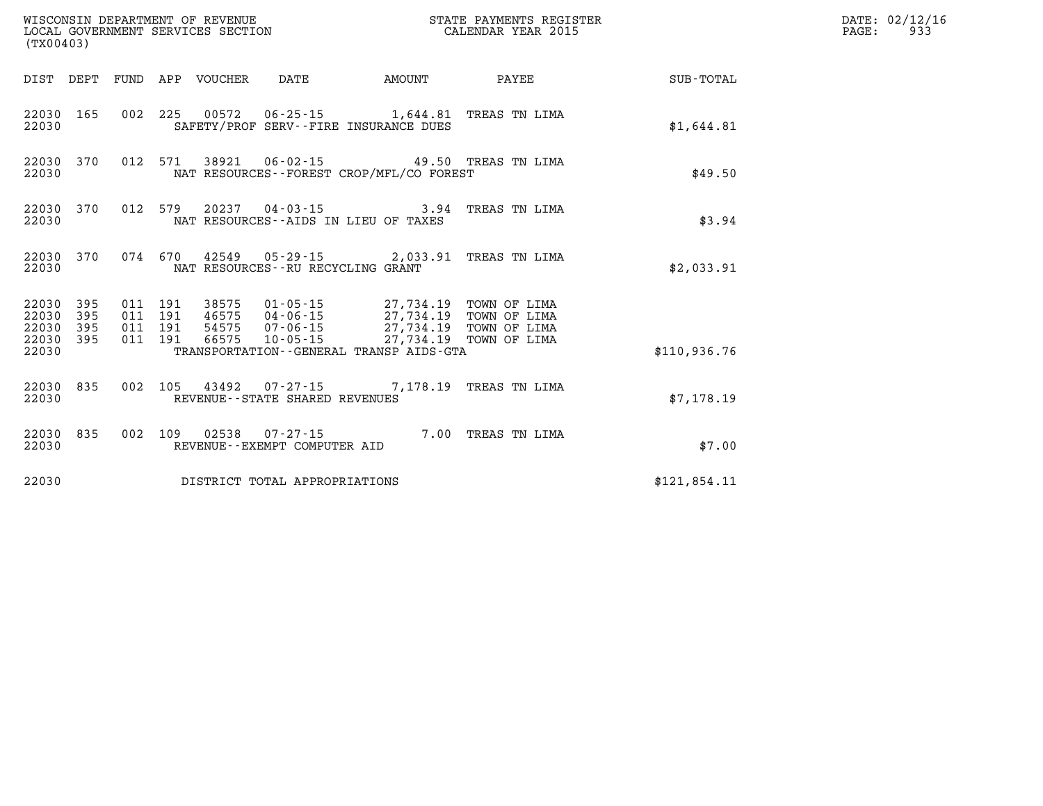WISCONSIN DEPARTMENT OF REVENUE
LOCAL GOVERNMENT SERVICES SECTION
(TX00403)

STATE PAYMENTS REGISTER
CALENDAR YEAR 2015

DATE: 02/12/16
PAGE: 933

| DIST | DEPT | FUND | APP | VOUCHER | DATE | AMOUNT | PAYEE | SUB-TOTAL |
|---|---|---|---|---|---|---|---|---|
| 22030 | 165 | 002 | 225 | 00572 | 06-25-15 | 1,644.81 | TREAS TN LIMA | |
| 22030 | | | | SAFETY/PROF SERV--FIRE INSURANCE DUES | | | | $1,644.81 |
| 22030 | 370 | 012 | 571 | 38921 | 06-02-15 | 49.50 | TREAS TN LIMA | |
| 22030 | | | | NAT RESOURCES--FOREST CROP/MFL/CO FOREST | | | | $49.50 |
| 22030 | 370 | 012 | 579 | 20237 | 04-03-15 | 3.94 | TREAS TN LIMA | |
| 22030 | | | | NAT RESOURCES--AIDS IN LIEU OF TAXES | | | | $3.94 |
| 22030 | 370 | 074 | 670 | 42549 | 05-29-15 | 2,033.91 | TREAS TN LIMA | |
| 22030 | | | | NAT RESOURCES--RU RECYCLING GRANT | | | | $2,033.91 |
| 22030 | 395 | 011 | 191 | 38575 | 01-05-15 | 27,734.19 | TOWN OF LIMA | |
| 22030 | 395 | 011 | 191 | 46575 | 04-06-15 | 27,734.19 | TOWN OF LIMA | |
| 22030 | 395 | 011 | 191 | 54575 | 07-06-15 | 27,734.19 | TOWN OF LIMA | |
| 22030 | 395 | 011 | 191 | 66575 | 10-05-15 | 27,734.19 | TOWN OF LIMA | |
| 22030 | | | | TRANSPORTATION--GENERAL TRANSP AIDS-GTA | | | | $110,936.76 |
| 22030 | 835 | 002 | 105 | 43492 | 07-27-15 | 7,178.19 | TREAS TN LIMA | |
| 22030 | | | | REVENUE--STATE SHARED REVENUES | | | | $7,178.19 |
| 22030 | 835 | 002 | 109 | 02538 | 07-27-15 | 7.00 | TREAS TN LIMA | |
| 22030 | | | | REVENUE--EXEMPT COMPUTER AID | | | | $7.00 |
| 22030 | | | | DISTRICT TOTAL APPROPRIATIONS | | | | $121,854.11 |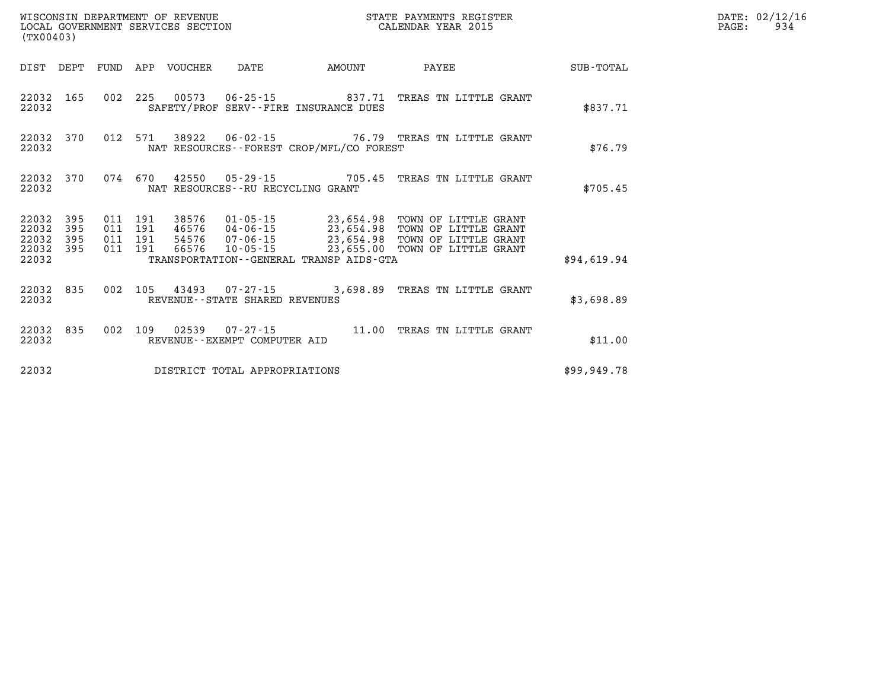WISCONSIN DEPARTMENT OF REVENUE
LOCAL GOVERNMENT SERVICES SECTION
(TX00403)

STATE PAYMENTS REGISTER
CALENDAR YEAR 2015

DATE: 02/12/16

| DIST | DEPT | FUND | APP | VOUCHER | DATE | AMOUNT | PAYEE | SUB-TOTAL |
|---|---|---|---|---|---|---|---|---|
| 22032 | 165 | 002 | 225 | 00573 | 06-25-15 | 837.71 | TREAS TN LITTLE GRANT | |
| 22032 | | | | | SAFETY/PROF SERV--FIRE INSURANCE DUES | | | $837.71 |
| 22032 | 370 | 012 | 571 | 38922 | 06-02-15 | 76.79 | TREAS TN LITTLE GRANT | |
| 22032 | | | | | NAT RESOURCES--FOREST CROP/MFL/CO FOREST | | | $76.79 |
| 22032 | 370 | 074 | 670 | 42550 | 05-29-15 | 705.45 | TREAS TN LITTLE GRANT | |
| 22032 | | | | | NAT RESOURCES--RU RECYCLING GRANT | | | $705.45 |
| 22032 | 395 | 011 | 191 | 38576 | 01-05-15 | 23,654.98 | TOWN OF LITTLE GRANT | |
| 22032 | 395 | 011 | 191 | 46576 | 04-06-15 | 23,654.98 | TOWN OF LITTLE GRANT | |
| 22032 | 395 | 011 | 191 | 54576 | 07-06-15 | 23,654.98 | TOWN OF LITTLE GRANT | |
| 22032 | 395 | 011 | 191 | 66576 | 10-05-15 | 23,655.00 | TOWN OF LITTLE GRANT | |
| 22032 | | | | | TRANSPORTATION--GENERAL TRANSP AIDS-GTA | | | $94,619.94 |
| 22032 | 835 | 002 | 105 | 43493 | 07-27-15 | 3,698.89 | TREAS TN LITTLE GRANT | |
| 22032 | | | | | REVENUE--STATE SHARED REVENUES | | | $3,698.89 |
| 22032 | 835 | 002 | 109 | 02539 | 07-27-15 | 11.00 | TREAS TN LITTLE GRANT | |
| 22032 | | | | | REVENUE--EXEMPT COMPUTER AID | | | $11.00 |
| 22032 | | | | | DISTRICT TOTAL APPROPRIATIONS | | | $99,949.78 |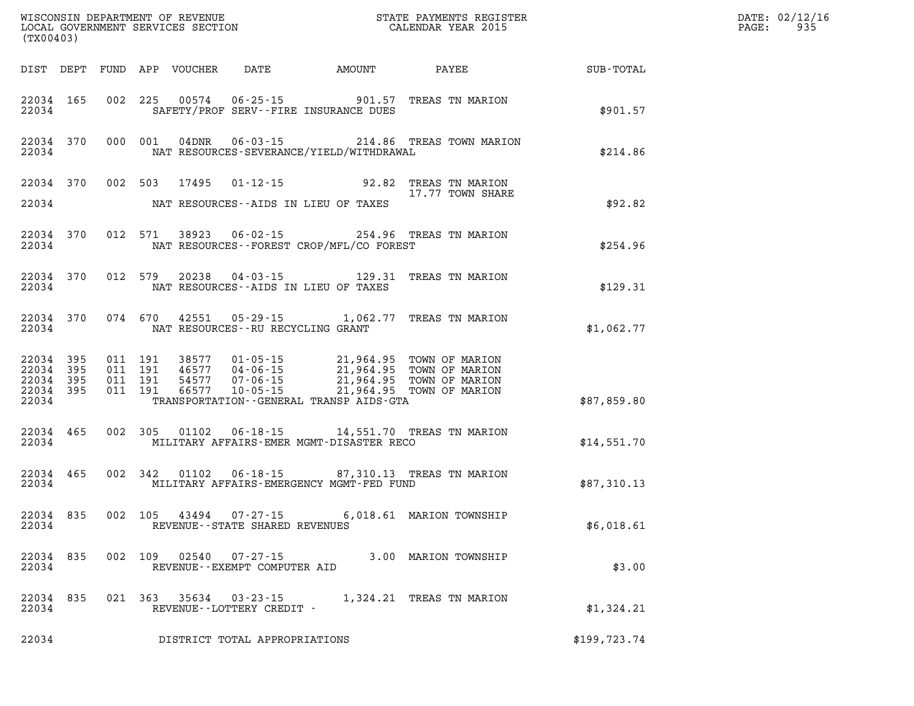WISCONSIN DEPARTMENT OF REVENUE
LOCAL GOVERNMENT SERVICES SECTION
(TX00403)

STATE PAYMENTS REGISTER
CALENDAR YEAR 2015

DATE: 02/12/16

| DIST | DEPT | FUND | APP | VOUCHER | DATE | AMOUNT | PAYEE | SUB-TOTAL |
|---|---|---|---|---|---|---|---|---|
| 22034 | 165 | 002 | 225 | 00574 | 06-25-15 | 901.57 | TREAS TN MARION | |
| 22034 | | | | SAFETY/PROF SERV--FIRE INSURANCE DUES | | | | $901.57 |
| 22034 | 370 | 000 | 001 | 04DNR | 06-03-15 | 214.86 | TREAS TOWN MARION | |
| 22034 | | | | NAT RESOURCES-SEVERANCE/YIELD/WITHDRAWAL | | | | $214.86 |
| 22034 | 370 | 002 | 503 | 17495 | 01-12-15 | 92.82 | TREAS TN MARION | |
| | | | | | | | 17.77 TOWN SHARE | |
| 22034 | | | | NAT RESOURCES--AIDS IN LIEU OF TAXES | | | | $92.82 |
| 22034 | 370 | 012 | 571 | 38923 | 06-02-15 | 254.96 | TREAS TN MARION | |
| 22034 | | | | NAT RESOURCES--FOREST CROP/MFL/CO FOREST | | | | $254.96 |
| 22034 | 370 | 012 | 579 | 20238 | 04-03-15 | 129.31 | TREAS TN MARION | |
| 22034 | | | | NAT RESOURCES--AIDS IN LIEU OF TAXES | | | | $129.31 |
| 22034 | 370 | 074 | 670 | 42551 | 05-29-15 | 1,062.77 | TREAS TN MARION | |
| 22034 | | | | NAT RESOURCES--RU RECYCLING GRANT | | | | $1,062.77 |
| 22034 | 395 | 011 | 191 | 38577 | 01-05-15 | 21,964.95 | TOWN OF MARION | |
| 22034 | 395 | 011 | 191 | 46577 | 04-06-15 | 21,964.95 | TOWN OF MARION | |
| 22034 | 395 | 011 | 191 | 54577 | 07-06-15 | 21,964.95 | TOWN OF MARION | |
| 22034 | 395 | 011 | 191 | 66577 | 10-05-15 | 21,964.95 | TOWN OF MARION | |
| 22034 | | | | TRANSPORTATION--GENERAL TRANSP AIDS-GTA | | | | $87,859.80 |
| 22034 | 465 | 002 | 305 | 01102 | 06-18-15 | 14,551.70 | TREAS TN MARION | |
| 22034 | | | | MILITARY AFFAIRS-EMER MGMT-DISASTER RECO | | | | $14,551.70 |
| 22034 | 465 | 002 | 342 | 01102 | 06-18-15 | 87,310.13 | TREAS TN MARION | |
| 22034 | | | | MILITARY AFFAIRS-EMERGENCY MGMT-FED FUND | | | | $87,310.13 |
| 22034 | 835 | 002 | 105 | 43494 | 07-27-15 | 6,018.61 | MARION TOWNSHIP | |
| 22034 | | | | REVENUE--STATE SHARED REVENUES | | | | $6,018.61 |
| 22034 | 835 | 002 | 109 | 02540 | 07-27-15 | 3.00 | MARION TOWNSHIP | |
| 22034 | | | | REVENUE--EXEMPT COMPUTER AID | | | | $3.00 |
| 22034 | 835 | 021 | 363 | 35634 | 03-23-15 | 1,324.21 | TREAS TN MARION | |
| 22034 | | | | REVENUE--LOTTERY CREDIT - | | | | $1,324.21 |
| 22034 | | | | DISTRICT TOTAL APPROPRIATIONS | | | | $199,723.74 |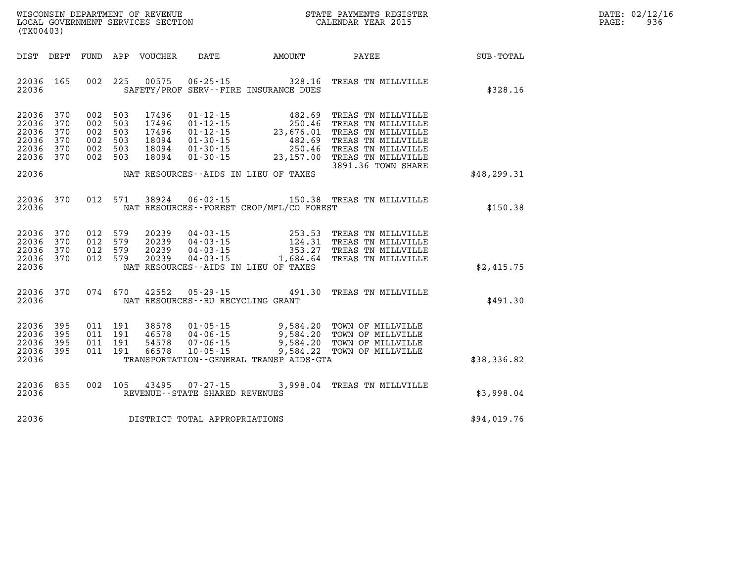WISCONSIN DEPARTMENT OF REVENUE
LOCAL GOVERNMENT SERVICES SECTION
(TX00403)

STATE PAYMENTS REGISTER
CALENDAR YEAR 2015

DATE: 02/12/16
PAGE: 936

| DIST | DEPT | FUND | APP | VOUCHER | DATE | AMOUNT | PAYEE | SUB-TOTAL |
|---|---|---|---|---|---|---|---|---|
| 22036 | 165 | 002 | 225 | 00575 | 06-25-15 | 328.16 | TREAS TN MILLVILLE | |
| 22036 | | | | | SAFETY/PROF SERV--FIRE INSURANCE DUES | | | $328.16 |
| 22036 | 370 | 002 | 503 | 17496 | 01-12-15 | 482.69 | TREAS TN MILLVILLE | |
| 22036 | 370 | 002 | 503 | 17496 | 01-12-15 | 250.46 | TREAS TN MILLVILLE | |
| 22036 | 370 | 002 | 503 | 17496 | 01-12-15 | 23,676.01 | TREAS TN MILLVILLE | |
| 22036 | 370 | 002 | 503 | 18094 | 01-30-15 | 482.69 | TREAS TN MILLVILLE | |
| 22036 | 370 | 002 | 503 | 18094 | 01-30-15 | 250.46 | TREAS TN MILLVILLE | |
| 22036 | 370 | 002 | 503 | 18094 | 01-30-15 | 23,157.00 | TREAS TN MILLVILLE | |
| | | | | | | | 3891.36 TOWN SHARE | |
| 22036 | | | | | NAT RESOURCES--AIDS IN LIEU OF TAXES | | | $48,299.31 |
| 22036 | 370 | 012 | 571 | 38924 | 06-02-15 | 150.38 | TREAS TN MILLVILLE | |
| 22036 | | | | | NAT RESOURCES--FOREST CROP/MFL/CO FOREST | | | $150.38 |
| 22036 | 370 | 012 | 579 | 20239 | 04-03-15 | 253.53 | TREAS TN MILLVILLE | |
| 22036 | 370 | 012 | 579 | 20239 | 04-03-15 | 124.31 | TREAS TN MILLVILLE | |
| 22036 | 370 | 012 | 579 | 20239 | 04-03-15 | 353.27 | TREAS TN MILLVILLE | |
| 22036 | 370 | 012 | 579 | 20239 | 04-03-15 | 1,684.64 | TREAS TN MILLVILLE | |
| 22036 | | | | | NAT RESOURCES--AIDS IN LIEU OF TAXES | | | $2,415.75 |
| 22036 | 370 | 074 | 670 | 42552 | 05-29-15 | 491.30 | TREAS TN MILLVILLE | |
| 22036 | | | | | NAT RESOURCES--RU RECYCLING GRANT | | | $491.30 |
| 22036 | 395 | 011 | 191 | 38578 | 01-05-15 | 9,584.20 | TOWN OF MILLVILLE | |
| 22036 | 395 | 011 | 191 | 46578 | 04-06-15 | 9,584.20 | TOWN OF MILLVILLE | |
| 22036 | 395 | 011 | 191 | 54578 | 07-06-15 | 9,584.20 | TOWN OF MILLVILLE | |
| 22036 | 395 | 011 | 191 | 66578 | 10-05-15 | 9,584.22 | TOWN OF MILLVILLE | |
| 22036 | | | | | TRANSPORTATION--GENERAL TRANSP AIDS-GTA | | | $38,336.82 |
| 22036 | 835 | 002 | 105 | 43495 | 07-27-15 | 3,998.04 | TREAS TN MILLVILLE | |
| 22036 | | | | | REVENUE--STATE SHARED REVENUES | | | $3,998.04 |
| 22036 | | | | | DISTRICT TOTAL APPROPRIATIONS | | | $94,019.76 |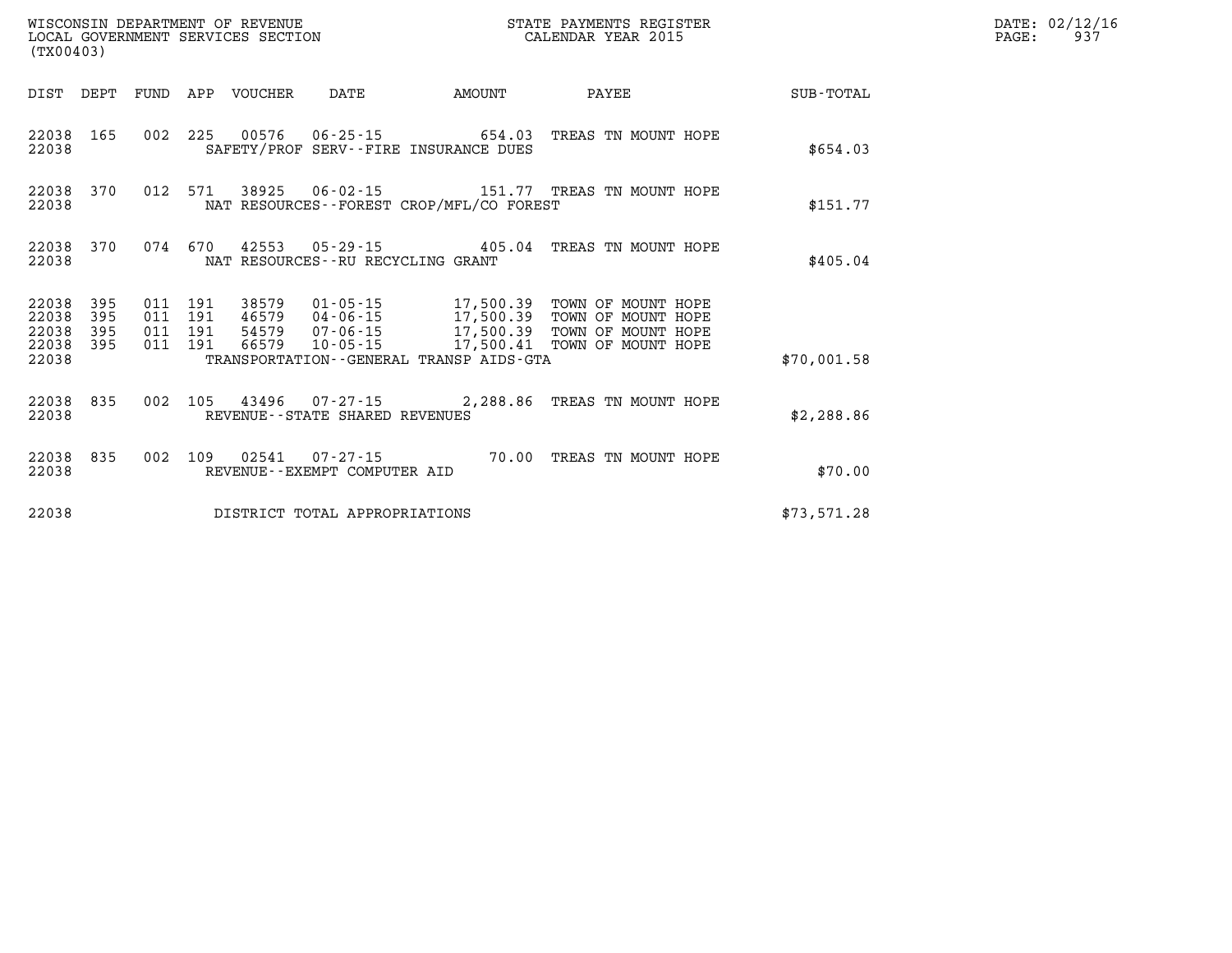WISCONSIN DEPARTMENT OF REVENUE
LOCAL GOVERNMENT SERVICES SECTION
(TX00403)

STATE PAYMENTS REGISTER
CALENDAR YEAR 2015

DATE: 02/12/16
PAGE: 937

| DIST | DEPT | FUND | APP | VOUCHER | DATE | AMOUNT | PAYEE | SUB-TOTAL |
|---|---|---|---|---|---|---|---|---|
| 22038 | 165 | 002 | 225 | 00576 | 06-25-15 | 654.03 | TREAS TN MOUNT HOPE | |
| 22038 | | | | SAFETY/PROF SERV--FIRE INSURANCE DUES | | | | $654.03 |
| 22038 | 370 | 012 | 571 | 38925 | 06-02-15 | 151.77 | TREAS TN MOUNT HOPE | |
| 22038 | | | | NAT RESOURCES--FOREST CROP/MFL/CO FOREST | | | | $151.77 |
| 22038 | 370 | 074 | 670 | 42553 | 05-29-15 | 405.04 | TREAS TN MOUNT HOPE | |
| 22038 | | | | NAT RESOURCES--RU RECYCLING GRANT | | | | $405.04 |
| 22038 | 395 | 011 | 191 | 38579 | 01-05-15 | 17,500.39 | TOWN OF MOUNT HOPE | |
| 22038 | 395 | 011 | 191 | 46579 | 04-06-15 | 17,500.39 | TOWN OF MOUNT HOPE | |
| 22038 | 395 | 011 | 191 | 54579 | 07-06-15 | 17,500.39 | TOWN OF MOUNT HOPE | |
| 22038 | 395 | 011 | 191 | 66579 | 10-05-15 | 17,500.41 | TOWN OF MOUNT HOPE | |
| 22038 | | | | TRANSPORTATION--GENERAL TRANSP AIDS-GTA | | | | $70,001.58 |
| 22038 | 835 | 002 | 105 | 43496 | 07-27-15 | 2,288.86 | TREAS TN MOUNT HOPE | |
| 22038 | | | | REVENUE--STATE SHARED REVENUES | | | | $2,288.86 |
| 22038 | 835 | 002 | 109 | 02541 | 07-27-15 | 70.00 | TREAS TN MOUNT HOPE | |
| 22038 | | | | REVENUE--EXEMPT COMPUTER AID | | | | $70.00 |
| 22038 | | | | DISTRICT TOTAL APPROPRIATIONS | | | | $73,571.28 |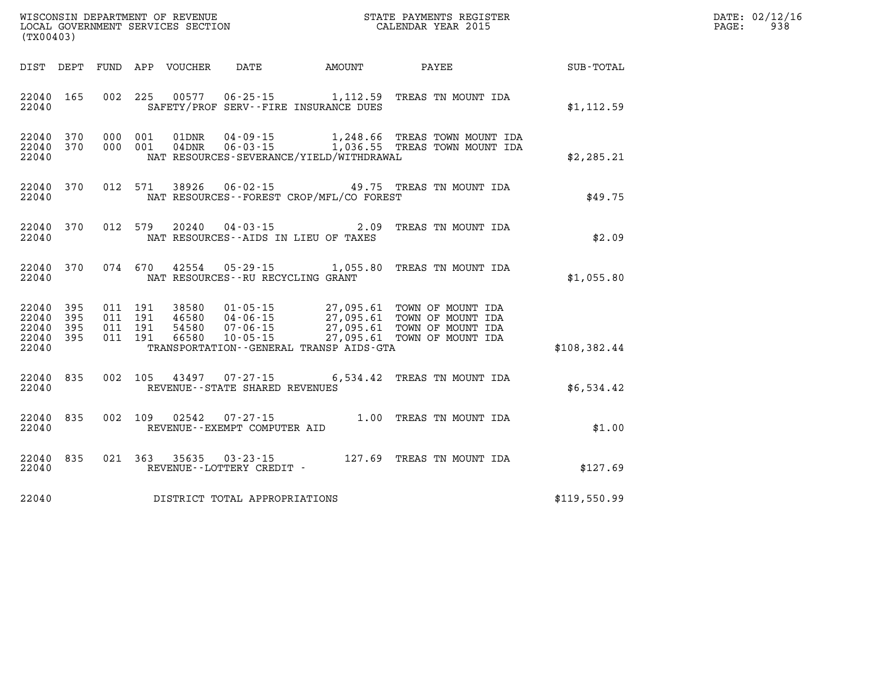WISCONSIN DEPARTMENT OF REVENUE
LOCAL GOVERNMENT SERVICES SECTION
(TX00403)

STATE PAYMENTS REGISTER
CALENDAR YEAR 2015

DATE: 02/12/16
PAGE: 938

| DIST | DEPT | FUND | APP | VOUCHER | DATE | AMOUNT | PAYEE | SUB-TOTAL |
|---|---|---|---|---|---|---|---|---|
| 22040 | 165 | 002 | 225 | 00577 | 06-25-15 | 1,112.59 | TREAS TN MOUNT IDA | |
| 22040 | | | | SAFETY/PROF SERV--FIRE INSURANCE DUES | | | | $1,112.59 |
| 22040 | 370 | 000 | 001 | 01DNR | 04-09-15 | 1,248.66 | TREAS TOWN MOUNT IDA | |
| 22040 | 370 | 000 | 001 | 04DNR | 06-03-15 | 1,036.55 | TREAS TOWN MOUNT IDA | |
| 22040 | | | | NAT RESOURCES-SEVERANCE/YIELD/WITHDRAWAL | | | | $2,285.21 |
| 22040 | 370 | 012 | 571 | 38926 | 06-02-15 | 49.75 | TREAS TN MOUNT IDA | |
| 22040 | | | | NAT RESOURCES--FOREST CROP/MFL/CO FOREST | | | | $49.75 |
| 22040 | 370 | 012 | 579 | 20240 | 04-03-15 | 2.09 | TREAS TN MOUNT IDA | |
| 22040 | | | | NAT RESOURCES--AIDS IN LIEU OF TAXES | | | | $2.09 |
| 22040 | 370 | 074 | 670 | 42554 | 05-29-15 | 1,055.80 | TREAS TN MOUNT IDA | |
| 22040 | | | | NAT RESOURCES--RU RECYCLING GRANT | | | | $1,055.80 |
| 22040 | 395 | 011 | 191 | 38580 | 01-05-15 | 27,095.61 | TOWN OF MOUNT IDA | |
| 22040 | 395 | 011 | 191 | 46580 | 04-06-15 | 27,095.61 | TOWN OF MOUNT IDA | |
| 22040 | 395 | 011 | 191 | 54580 | 07-06-15 | 27,095.61 | TOWN OF MOUNT IDA | |
| 22040 | 395 | 011 | 191 | 66580 | 10-05-15 | 27,095.61 | TOWN OF MOUNT IDA | |
| 22040 | | | | TRANSPORTATION--GENERAL TRANSP AIDS-GTA | | | | $108,382.44 |
| 22040 | 835 | 002 | 105 | 43497 | 07-27-15 | 6,534.42 | TREAS TN MOUNT IDA | |
| 22040 | | | | REVENUE--STATE SHARED REVENUES | | | | $6,534.42 |
| 22040 | 835 | 002 | 109 | 02542 | 07-27-15 | 1.00 | TREAS TN MOUNT IDA | |
| 22040 | | | | REVENUE--EXEMPT COMPUTER AID | | | | $1.00 |
| 22040 | 835 | 021 | 363 | 35635 | 03-23-15 | 127.69 | TREAS TN MOUNT IDA | |
| 22040 | | | | REVENUE--LOTTERY CREDIT - | | | | $127.69 |
| 22040 | | | | DISTRICT TOTAL APPROPRIATIONS | | | | $119,550.99 |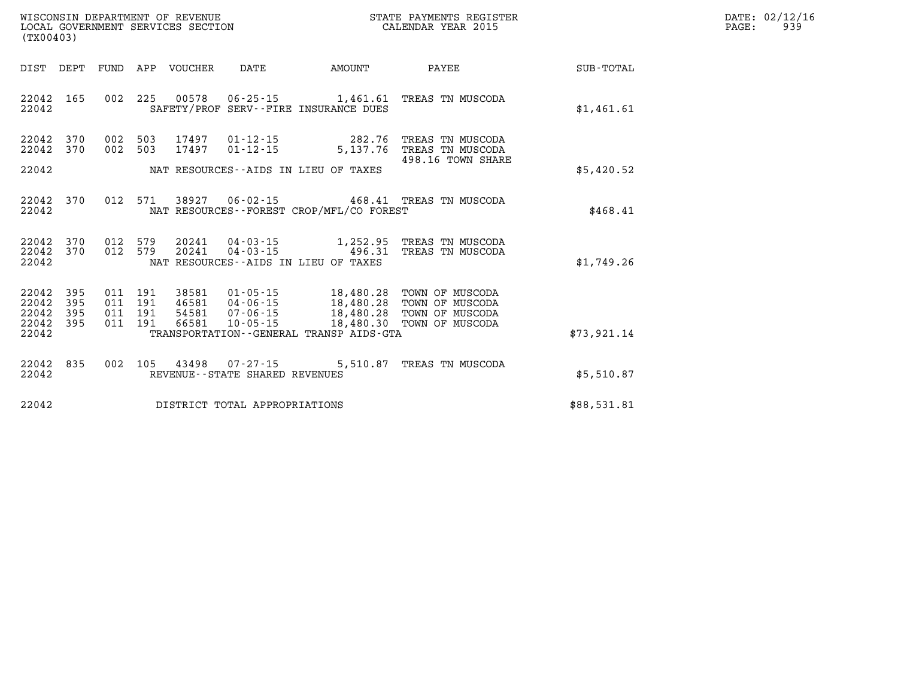WISCONSIN DEPARTMENT OF REVENUE
LOCAL GOVERNMENT SERVICES SECTION
(TX00403)

STATE PAYMENTS REGISTER
CALENDAR YEAR 2015

DATE: 02/12/16
PAGE: 939

| DIST | DEPT | FUND | APP | VOUCHER | DATE | AMOUNT | PAYEE | SUB-TOTAL |
|---|---|---|---|---|---|---|---|---|
| 22042 | 165 | 002 | 225 | 00578 | 06-25-15 | 1,461.61 | TREAS TN MUSCODA | |
| 22042 | | | | | SAFETY/PROF SERV--FIRE INSURANCE DUES | | | $1,461.61 |
| 22042 | 370 | 002 | 503 | 17497 | 01-12-15 | 282.76 | TREAS TN MUSCODA | |
| 22042 | 370 | 002 | 503 | 17497 | 01-12-15 | 5,137.76 | TREAS TN MUSCODA 498.16 TOWN SHARE | |
| 22042 | | | | | NAT RESOURCES--AIDS IN LIEU OF TAXES | | | $5,420.52 |
| 22042 | 370 | 012 | 571 | 38927 | 06-02-15 | 468.41 | TREAS TN MUSCODA | |
| 22042 | | | | | NAT RESOURCES--FOREST CROP/MFL/CO FOREST | | | $468.41 |
| 22042 | 370 | 012 | 579 | 20241 | 04-03-15 | 1,252.95 | TREAS TN MUSCODA | |
| 22042 | 370 | 012 | 579 | 20241 | 04-03-15 | 496.31 | TREAS TN MUSCODA | |
| 22042 | | | | | NAT RESOURCES--AIDS IN LIEU OF TAXES | | | $1,749.26 |
| 22042 | 395 | 011 | 191 | 38581 | 01-05-15 | 18,480.28 | TOWN OF MUSCODA | |
| 22042 | 395 | 011 | 191 | 46581 | 04-06-15 | 18,480.28 | TOWN OF MUSCODA | |
| 22042 | 395 | 011 | 191 | 54581 | 07-06-15 | 18,480.28 | TOWN OF MUSCODA | |
| 22042 | 395 | 011 | 191 | 66581 | 10-05-15 | 18,480.30 | TOWN OF MUSCODA | |
| 22042 | | | | | TRANSPORTATION--GENERAL TRANSP AIDS-GTA | | | $73,921.14 |
| 22042 | 835 | 002 | 105 | 43498 | 07-27-15 | 5,510.87 | TREAS TN MUSCODA | |
| 22042 | | | | | REVENUE--STATE SHARED REVENUES | | | $5,510.87 |
| 22042 | | | | | DISTRICT TOTAL APPROPRIATIONS | | | $88,531.81 |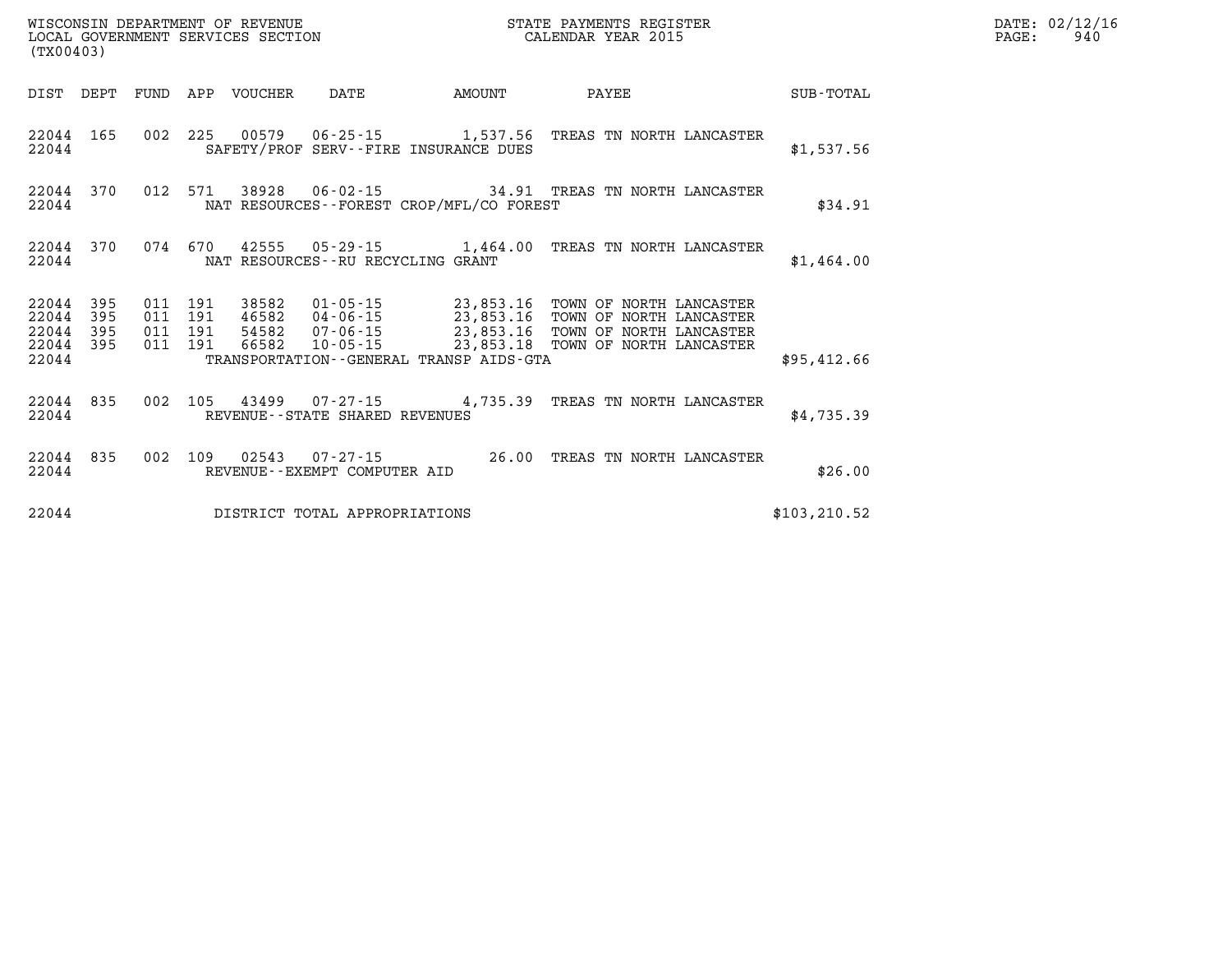WISCONSIN DEPARTMENT OF REVENUE
LOCAL GOVERNMENT SERVICES SECTION
(TX00403)

STATE PAYMENTS REGISTER
CALENDAR YEAR 2015

DATE: 02/12/16
PAGE: 940

| DIST | DEPT | FUND | APP | VOUCHER | DATE | AMOUNT | PAYEE | SUB-TOTAL |
|---|---|---|---|---|---|---|---|---|
| 22044 | 165 | 002 | 225 | 00579 | 06-25-15 | 1,537.56 | TREAS TN NORTH LANCASTER | |
| 22044 | | | | SAFETY/PROF SERV--FIRE INSURANCE DUES | | | | $1,537.56 |
| 22044 | 370 | 012 | 571 | 38928 | 06-02-15 | 34.91 | TREAS TN NORTH LANCASTER | |
| 22044 | | | | NAT RESOURCES--FOREST CROP/MFL/CO FOREST | | | | $34.91 |
| 22044 | 370 | 074 | 670 | 42555 | 05-29-15 | 1,464.00 | TREAS TN NORTH LANCASTER | |
| 22044 | | | | NAT RESOURCES--RU RECYCLING GRANT | | | | $1,464.00 |
| 22044 | 395 | 011 | 191 | 38582 | 01-05-15 | 23,853.16 | TOWN OF NORTH LANCASTER | |
| 22044 | 395 | 011 | 191 | 46582 | 04-06-15 | 23,853.16 | TOWN OF NORTH LANCASTER | |
| 22044 | 395 | 011 | 191 | 54582 | 07-06-15 | 23,853.16 | TOWN OF NORTH LANCASTER | |
| 22044 | 395 | 011 | 191 | 66582 | 10-05-15 | 23,853.18 | TOWN OF NORTH LANCASTER | |
| 22044 | | | | TRANSPORTATION--GENERAL TRANSP AIDS-GTA | | | | $95,412.66 |
| 22044 | 835 | 002 | 105 | 43499 | 07-27-15 | 4,735.39 | TREAS TN NORTH LANCASTER | |
| 22044 | | | | REVENUE--STATE SHARED REVENUES | | | | $4,735.39 |
| 22044 | 835 | 002 | 109 | 02543 | 07-27-15 | 26.00 | TREAS TN NORTH LANCASTER | |
| 22044 | | | | REVENUE--EXEMPT COMPUTER AID | | | | $26.00 |
| 22044 | | | | DISTRICT TOTAL APPROPRIATIONS | | | | $103,210.52 |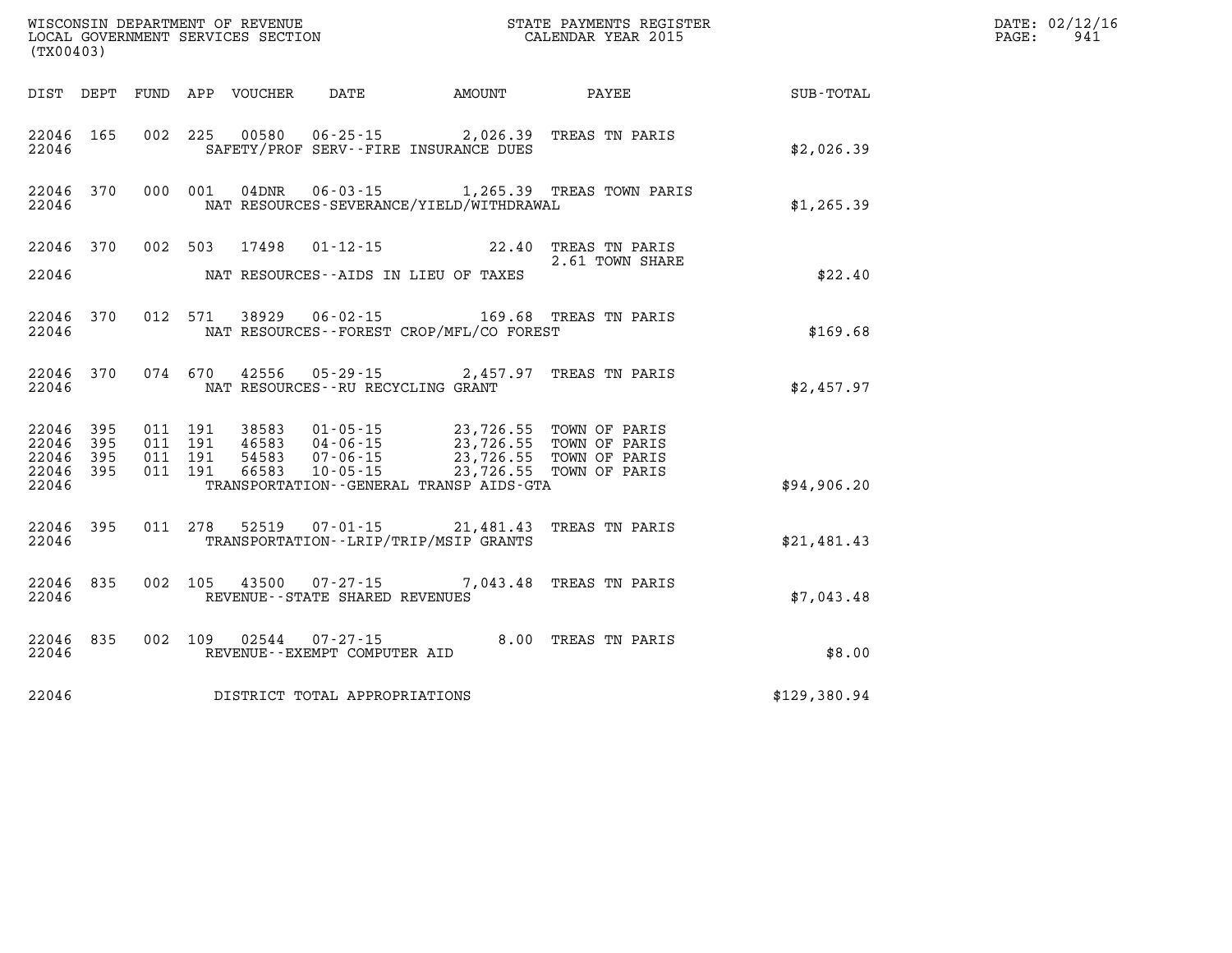WISCONSIN DEPARTMENT OF REVENUE
LOCAL GOVERNMENT SERVICES SECTION
(TX00403)

STATE PAYMENTS REGISTER
CALENDAR YEAR 2015

DATE: 02/12/16
PAGE: 941

| DIST | DEPT | FUND | APP | VOUCHER | DATE | AMOUNT | PAYEE | SUB-TOTAL |
|---|---|---|---|---|---|---|---|---|
| 22046 | 165 | 002 | 225 | 00580 | 06-25-15 | 2,026.39 | TREAS TN PARIS | |
| 22046 | | | | SAFETY/PROF SERV--FIRE INSURANCE DUES | | | | $2,026.39 |
| 22046 | 370 | 000 | 001 | 04DNR | 06-03-15 | 1,265.39 | TREAS TOWN PARIS | |
| 22046 | | | | NAT RESOURCES-SEVERANCE/YIELD/WITHDRAWAL | | | | $1,265.39 |
| 22046 | 370 | 002 | 503 | 17498 | 01-12-15 | 22.40 | TREAS TN PARIS 2.61 TOWN SHARE | |
| 22046 | | | | NAT RESOURCES--AIDS IN LIEU OF TAXES | | | | $22.40 |
| 22046 | 370 | 012 | 571 | 38929 | 06-02-15 | 169.68 | TREAS TN PARIS | |
| 22046 | | | | NAT RESOURCES--FOREST CROP/MFL/CO FOREST | | | | $169.68 |
| 22046 | 370 | 074 | 670 | 42556 | 05-29-15 | 2,457.97 | TREAS TN PARIS | |
| 22046 | | | | NAT RESOURCES--RU RECYCLING GRANT | | | | $2,457.97 |
| 22046 | 395 | 011 | 191 | 38583 | 01-05-15 | 23,726.55 | TOWN OF PARIS | |
| 22046 | 395 | 011 | 191 | 46583 | 04-06-15 | 23,726.55 | TOWN OF PARIS | |
| 22046 | 395 | 011 | 191 | 54583 | 07-06-15 | 23,726.55 | TOWN OF PARIS | |
| 22046 | 395 | 011 | 191 | 66583 | 10-05-15 | 23,726.55 | TOWN OF PARIS | |
| 22046 | | | | TRANSPORTATION--GENERAL TRANSP AIDS-GTA | | | | $94,906.20 |
| 22046 | 395 | 011 | 278 | 52519 | 07-01-15 | 21,481.43 | TREAS TN PARIS | |
| 22046 | | | | TRANSPORTATION--LRIP/TRIP/MSIP GRANTS | | | | $21,481.43 |
| 22046 | 835 | 002 | 105 | 43500 | 07-27-15 | 7,043.48 | TREAS TN PARIS | |
| 22046 | | | | REVENUE--STATE SHARED REVENUES | | | | $7,043.48 |
| 22046 | 835 | 002 | 109 | 02544 | 07-27-15 | 8.00 | TREAS TN PARIS | |
| 22046 | | | | REVENUE--EXEMPT COMPUTER AID | | | | $8.00 |
| 22046 | | | | DISTRICT TOTAL APPROPRIATIONS | | | | $129,380.94 |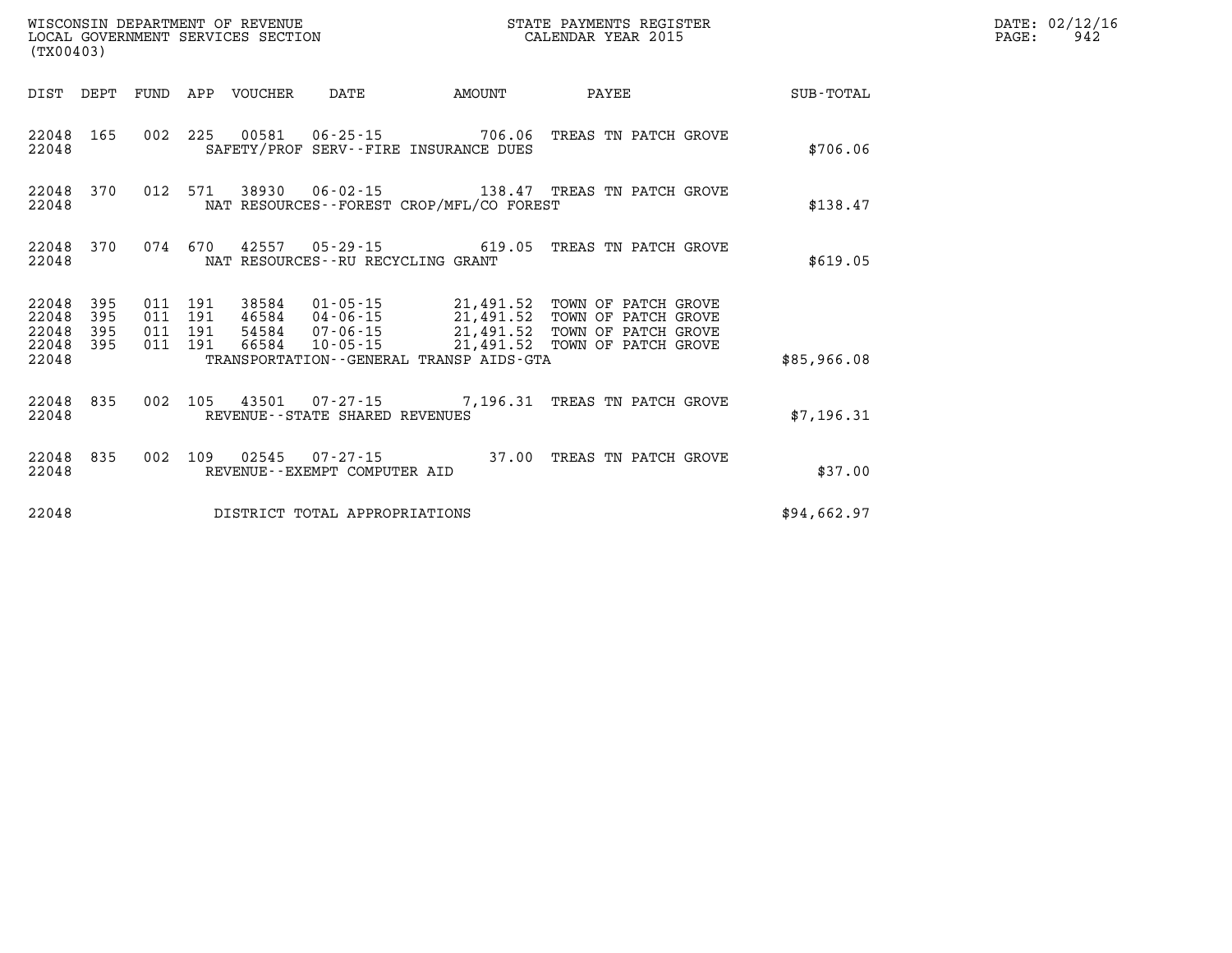WISCONSIN DEPARTMENT OF REVENUE
LOCAL GOVERNMENT SERVICES SECTION
(TX00403)

STATE PAYMENTS REGISTER
CALENDAR YEAR 2015

DATE: 02/12/16
PAGE: 942

| DIST | DEPT | FUND | APP | VOUCHER | DATE | AMOUNT | PAYEE | SUB-TOTAL |
|---|---|---|---|---|---|---|---|---|
| 22048 | 165 | 002 | 225 | 00581 | 06-25-15 | 706.06 | TREAS TN PATCH GROVE | |
| 22048 | | | | SAFETY/PROF SERV--FIRE INSURANCE DUES | | | | $706.06 |
| 22048 | 370 | 012 | 571 | 38930 | 06-02-15 | 138.47 | TREAS TN PATCH GROVE | |
| 22048 | | | | NAT RESOURCES--FOREST CROP/MFL/CO FOREST | | | | $138.47 |
| 22048 | 370 | 074 | 670 | 42557 | 05-29-15 | 619.05 | TREAS TN PATCH GROVE | |
| 22048 | | | | NAT RESOURCES--RU RECYCLING GRANT | | | | $619.05 |
| 22048 | 395 | 011 | 191 | 38584 | 01-05-15 | 21,491.52 | TOWN OF PATCH GROVE | |
| 22048 | 395 | 011 | 191 | 46584 | 04-06-15 | 21,491.52 | TOWN OF PATCH GROVE | |
| 22048 | 395 | 011 | 191 | 54584 | 07-06-15 | 21,491.52 | TOWN OF PATCH GROVE | |
| 22048 | 395 | 011 | 191 | 66584 | 10-05-15 | 21,491.52 | TOWN OF PATCH GROVE | |
| 22048 | | | | TRANSPORTATION--GENERAL TRANSP AIDS-GTA | | | | $85,966.08 |
| 22048 | 835 | 002 | 105 | 43501 | 07-27-15 | 7,196.31 | TREAS TN PATCH GROVE | |
| 22048 | | | | REVENUE--STATE SHARED REVENUES | | | | $7,196.31 |
| 22048 | 835 | 002 | 109 | 02545 | 07-27-15 | 37.00 | TREAS TN PATCH GROVE | |
| 22048 | | | | REVENUE--EXEMPT COMPUTER AID | | | | $37.00 |
| 22048 | | | | DISTRICT TOTAL APPROPRIATIONS | | | | $94,662.97 |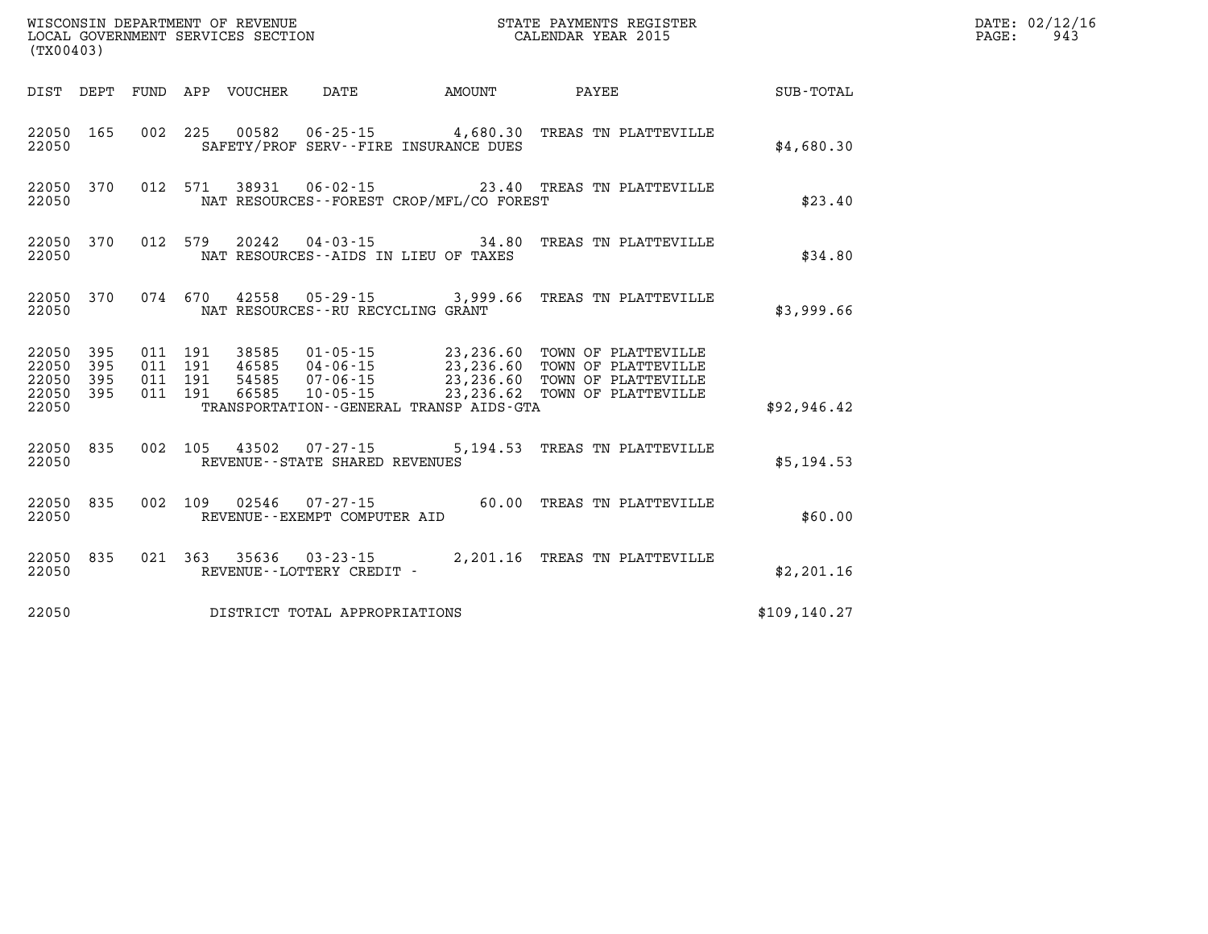WISCONSIN DEPARTMENT OF REVENUE
LOCAL GOVERNMENT SERVICES SECTION
(TX00403)

STATE PAYMENTS REGISTER
CALENDAR YEAR 2015

DATE: 02/12/16
PAGE: 943

| DIST | DEPT | FUND | APP | VOUCHER | DATE | AMOUNT | PAYEE | SUB-TOTAL |
|---|---|---|---|---|---|---|---|---|
| 22050 | 165 | 002 | 225 | 00582 | 06-25-15 | 4,680.30 | TREAS TN PLATTEVILLE | |
| 22050 | | | | SAFETY/PROF SERV--FIRE INSURANCE DUES | | | | $4,680.30 |
| 22050 | 370 | 012 | 571 | 38931 | 06-02-15 | 23.40 | TREAS TN PLATTEVILLE | |
| 22050 | | | | NAT RESOURCES--FOREST CROP/MFL/CO FOREST | | | | $23.40 |
| 22050 | 370 | 012 | 579 | 20242 | 04-03-15 | 34.80 | TREAS TN PLATTEVILLE | |
| 22050 | | | | NAT RESOURCES--AIDS IN LIEU OF TAXES | | | | $34.80 |
| 22050 | 370 | 074 | 670 | 42558 | 05-29-15 | 3,999.66 | TREAS TN PLATTEVILLE | |
| 22050 | | | | NAT RESOURCES--RU RECYCLING GRANT | | | | $3,999.66 |
| 22050 | 395 | 011 | 191 | 38585 | 01-05-15 | 23,236.60 | TOWN OF PLATTEVILLE | |
| 22050 | 395 | 011 | 191 | 46585 | 04-06-15 | 23,236.60 | TOWN OF PLATTEVILLE | |
| 22050 | 395 | 011 | 191 | 54585 | 07-06-15 | 23,236.60 | TOWN OF PLATTEVILLE | |
| 22050 | 395 | 011 | 191 | 66585 | 10-05-15 | 23,236.62 | TOWN OF PLATTEVILLE | |
| 22050 | | | | TRANSPORTATION--GENERAL TRANSP AIDS-GTA | | | | $92,946.42 |
| 22050 | 835 | 002 | 105 | 43502 | 07-27-15 | 5,194.53 | TREAS TN PLATTEVILLE | |
| 22050 | | | | REVENUE--STATE SHARED REVENUES | | | | $5,194.53 |
| 22050 | 835 | 002 | 109 | 02546 | 07-27-15 | 60.00 | TREAS TN PLATTEVILLE | |
| 22050 | | | | REVENUE--EXEMPT COMPUTER AID | | | | $60.00 |
| 22050 | 835 | 021 | 363 | 35636 | 03-23-15 | 2,201.16 | TREAS TN PLATTEVILLE | |
| 22050 | | | | REVENUE--LOTTERY CREDIT - | | | | $2,201.16 |
| 22050 | | | | DISTRICT TOTAL APPROPRIATIONS | | | | $109,140.27 |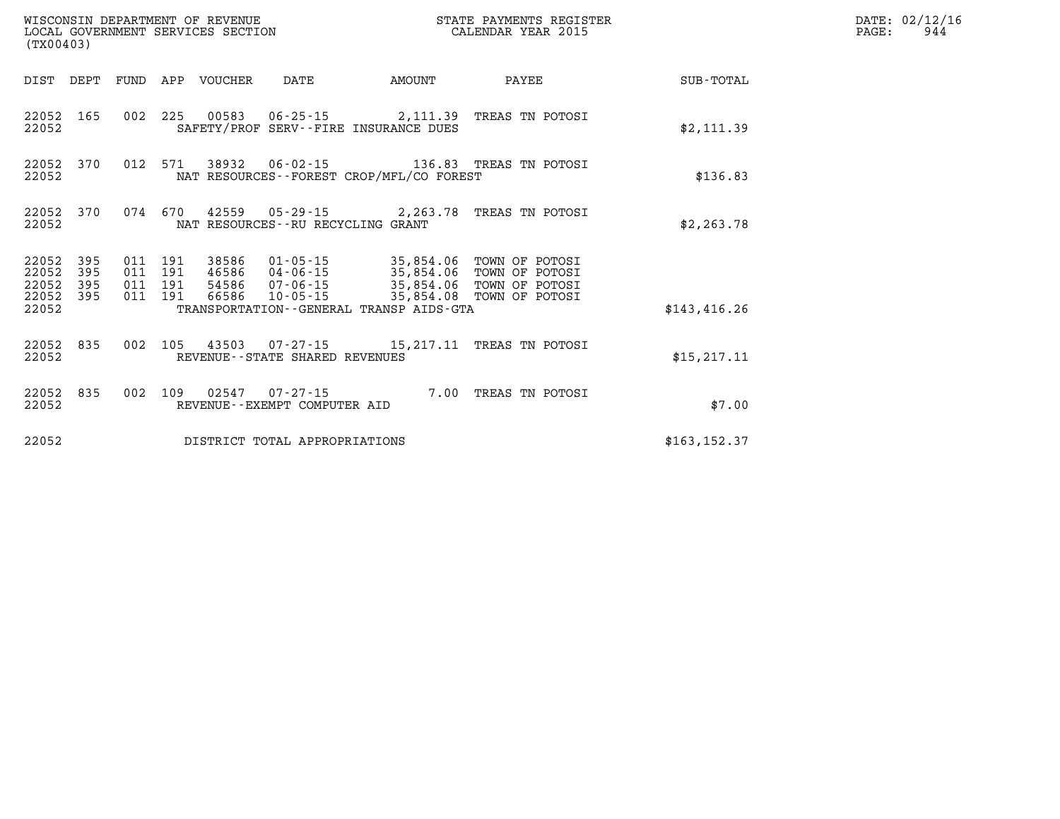WISCONSIN DEPARTMENT OF REVENUE
LOCAL GOVERNMENT SERVICES SECTION
(TX00403)

STATE PAYMENTS REGISTER
CALENDAR YEAR 2015

DATE: 02/12/16

| DIST | DEPT | FUND | APP | VOUCHER | DATE | AMOUNT | PAYEE | SUB-TOTAL |
|---|---|---|---|---|---|---|---|---|
| 22052 | 165 | 002 | 225 | 00583 | 06-25-15 | 2,111.39 | TREAS TN POTOSI | |
| 22052 | | | | SAFETY/PROF SERV--FIRE INSURANCE DUES | | | | $2,111.39 |
| 22052 | 370 | 012 | 571 | 38932 | 06-02-15 | 136.83 | TREAS TN POTOSI | |
| 22052 | | | | NAT RESOURCES--FOREST CROP/MFL/CO FOREST | | | | $136.83 |
| 22052 | 370 | 074 | 670 | 42559 | 05-29-15 | 2,263.78 | TREAS TN POTOSI | |
| 22052 | | | | NAT RESOURCES--RU RECYCLING GRANT | | | | $2,263.78 |
| 22052 | 395 | 011 | 191 | 38586 | 01-05-15 | 35,854.06 | TOWN OF POTOSI | |
| 22052 | 395 | 011 | 191 | 46586 | 04-06-15 | 35,854.06 | TOWN OF POTOSI | |
| 22052 | 395 | 011 | 191 | 54586 | 07-06-15 | 35,854.06 | TOWN OF POTOSI | |
| 22052 | 395 | 011 | 191 | 66586 | 10-05-15 | 35,854.08 | TOWN OF POTOSI | |
| 22052 | | | | TRANSPORTATION--GENERAL TRANSP AIDS-GTA | | | | $143,416.26 |
| 22052 | 835 | 002 | 105 | 43503 | 07-27-15 | 15,217.11 | TREAS TN POTOSI | |
| 22052 | | | | REVENUE--STATE SHARED REVENUES | | | | $15,217.11 |
| 22052 | 835 | 002 | 109 | 02547 | 07-27-15 | 7.00 | TREAS TN POTOSI | |
| 22052 | | | | REVENUE--EXEMPT COMPUTER AID | | | | $7.00 |
| 22052 | | | | DISTRICT TOTAL APPROPRIATIONS | | | | $163,152.37 |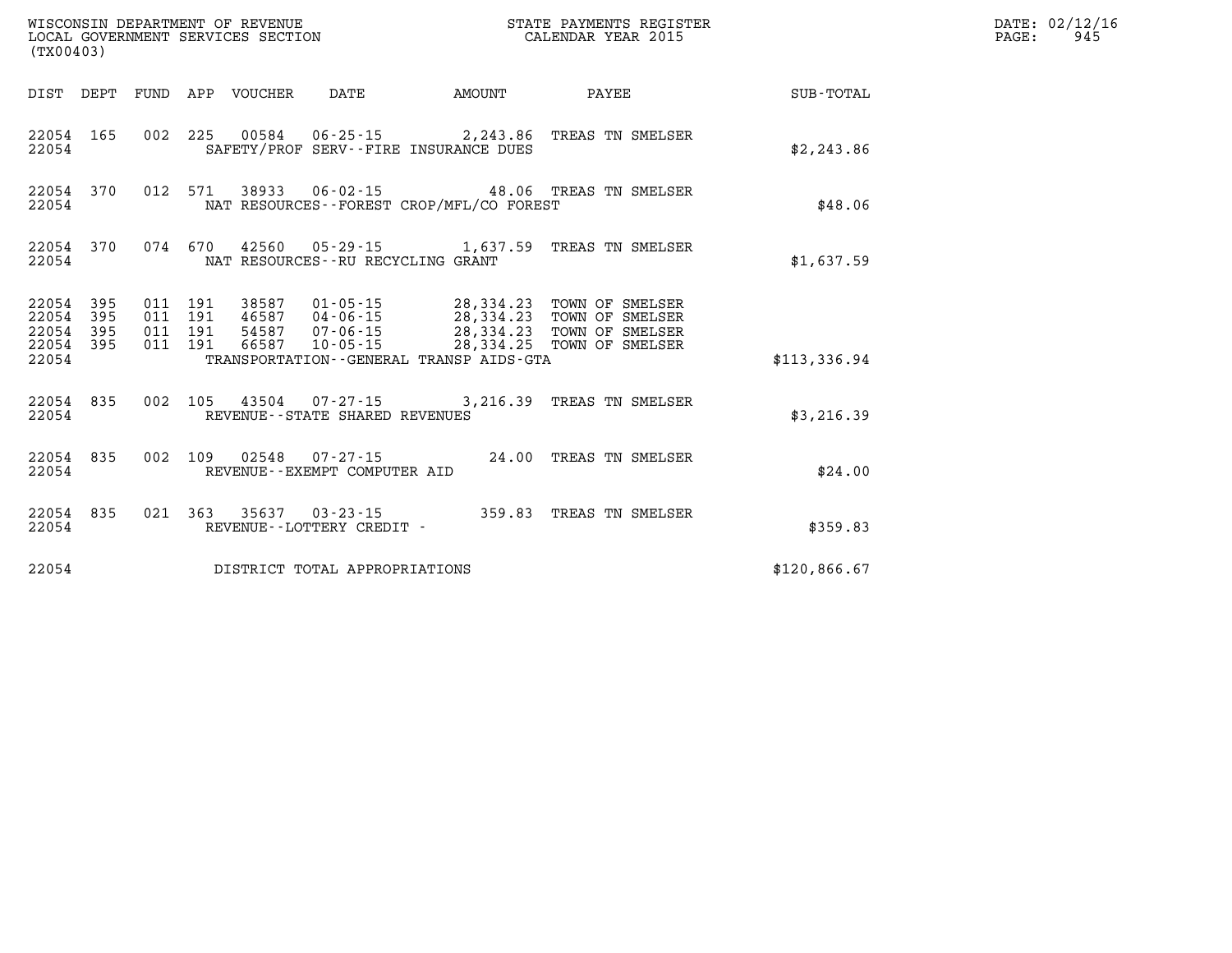WISCONSIN DEPARTMENT OF REVENUE
LOCAL GOVERNMENT SERVICES SECTION
(TX00403)

STATE PAYMENTS REGISTER
CALENDAR YEAR 2015

DATE: 02/12/16
PAGE: 945

| DIST | DEPT | FUND | APP | VOUCHER | DATE | AMOUNT | PAYEE | SUB-TOTAL |
|---|---|---|---|---|---|---|---|---|
| 22054 | 165 | 002 | 225 | 00584 | 06-25-15 | 2,243.86 | TREAS TN SMELSER | |
| 22054 | | | | SAFETY/PROF SERV--FIRE INSURANCE DUES | | | | $2,243.86 |
| 22054 | 370 | 012 | 571 | 38933 | 06-02-15 | 48.06 | TREAS TN SMELSER | |
| 22054 | | | | NAT RESOURCES--FOREST CROP/MFL/CO FOREST | | | | $48.06 |
| 22054 | 370 | 074 | 670 | 42560 | 05-29-15 | 1,637.59 | TREAS TN SMELSER | |
| 22054 | | | | NAT RESOURCES--RU RECYCLING GRANT | | | | $1,637.59 |
| 22054 | 395 | 011 | 191 | 38587 | 01-05-15 | 28,334.23 | TOWN OF SMELSER | |
| 22054 | 395 | 011 | 191 | 46587 | 04-06-15 | 28,334.23 | TOWN OF SMELSER | |
| 22054 | 395 | 011 | 191 | 54587 | 07-06-15 | 28,334.23 | TOWN OF SMELSER | |
| 22054 | 395 | 011 | 191 | 66587 | 10-05-15 | 28,334.25 | TOWN OF SMELSER | |
| 22054 | | | | TRANSPORTATION--GENERAL TRANSP AIDS-GTA | | | | $113,336.94 |
| 22054 | 835 | 002 | 105 | 43504 | 07-27-15 | 3,216.39 | TREAS TN SMELSER | |
| 22054 | | | | REVENUE--STATE SHARED REVENUES | | | | $3,216.39 |
| 22054 | 835 | 002 | 109 | 02548 | 07-27-15 | 24.00 | TREAS TN SMELSER | |
| 22054 | | | | REVENUE--EXEMPT COMPUTER AID | | | | $24.00 |
| 22054 | 835 | 021 | 363 | 35637 | 03-23-15 | 359.83 | TREAS TN SMELSER | |
| 22054 | | | | REVENUE--LOTTERY CREDIT - | | | | $359.83 |
| 22054 | | | | DISTRICT TOTAL APPROPRIATIONS | | | | $120,866.67 |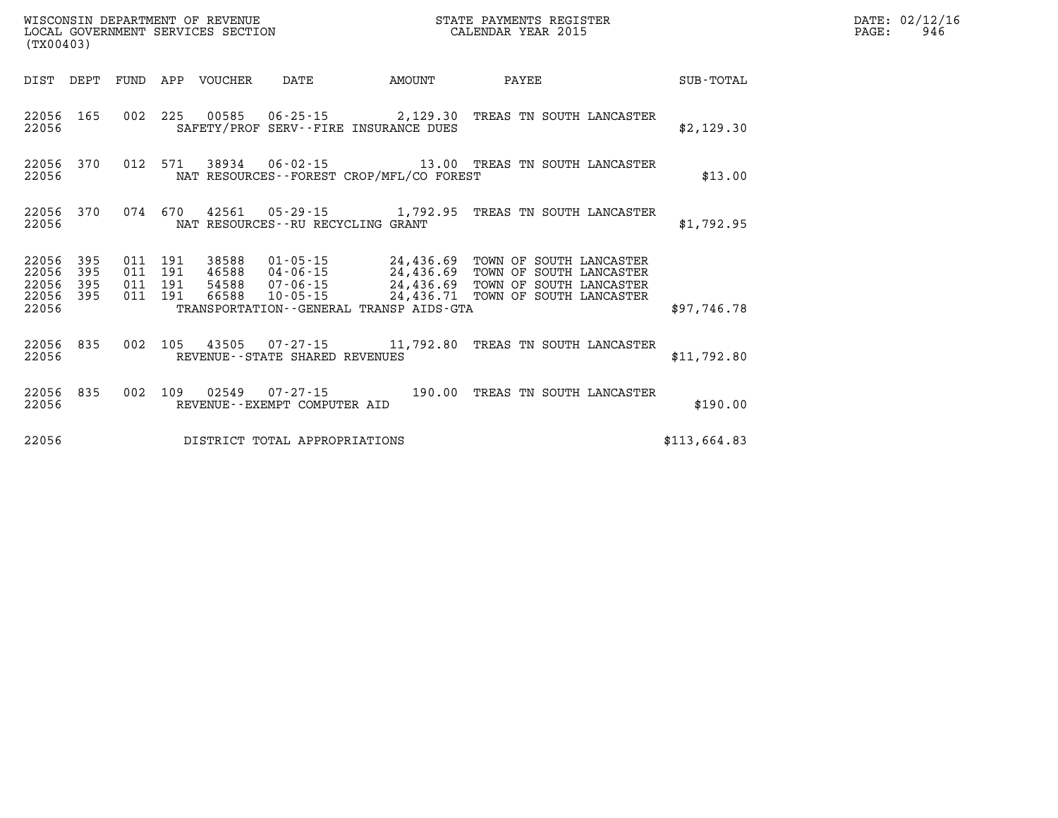WISCONSIN DEPARTMENT OF REVENUE  
LOCAL GOVERNMENT SERVICES SECTION  
(TX00403)

STATE PAYMENTS REGISTER  
CALENDAR YEAR 2015

DATE: 02/12/16  
PAGE: 946

| DIST | DEPT | FUND | APP | VOUCHER | DATE | AMOUNT | PAYEE | SUB-TOTAL |
|---|---|---|---|---|---|---|---|---|
| 22056 | 165 | 002 | 225 | 00585 | 06-25-15 | 2,129.30 | TREAS TN SOUTH LANCASTER | |
| 22056 | | | | SAFETY/PROF SERV--FIRE INSURANCE DUES | | | | $2,129.30 |
| 22056 | 370 | 012 | 571 | 38934 | 06-02-15 | 13.00 | TREAS TN SOUTH LANCASTER | |
| 22056 | | | | NAT RESOURCES--FOREST CROP/MFL/CO FOREST | | | | $13.00 |
| 22056 | 370 | 074 | 670 | 42561 | 05-29-15 | 1,792.95 | TREAS TN SOUTH LANCASTER | |
| 22056 | | | | NAT RESOURCES--RU RECYCLING GRANT | | | | $1,792.95 |
| 22056 | 395 | 011 | 191 | 38588 | 01-05-15 | 24,436.69 | TOWN OF SOUTH LANCASTER | |
| 22056 | 395 | 011 | 191 | 46588 | 04-06-15 | 24,436.69 | TOWN OF SOUTH LANCASTER | |
| 22056 | 395 | 011 | 191 | 54588 | 07-06-15 | 24,436.69 | TOWN OF SOUTH LANCASTER | |
| 22056 | 395 | 011 | 191 | 66588 | 10-05-15 | 24,436.71 | TOWN OF SOUTH LANCASTER | |
| 22056 | | | | TRANSPORTATION--GENERAL TRANSP AIDS-GTA | | | | $97,746.78 |
| 22056 | 835 | 002 | 105 | 43505 | 07-27-15 | 11,792.80 | TREAS TN SOUTH LANCASTER | |
| 22056 | | | | REVENUE--STATE SHARED REVENUES | | | | $11,792.80 |
| 22056 | 835 | 002 | 109 | 02549 | 07-27-15 | 190.00 | TREAS TN SOUTH LANCASTER | |
| 22056 | | | | REVENUE--EXEMPT COMPUTER AID | | | | $190.00 |
| 22056 | | | | DISTRICT TOTAL APPROPRIATIONS | | | | $113,664.83 |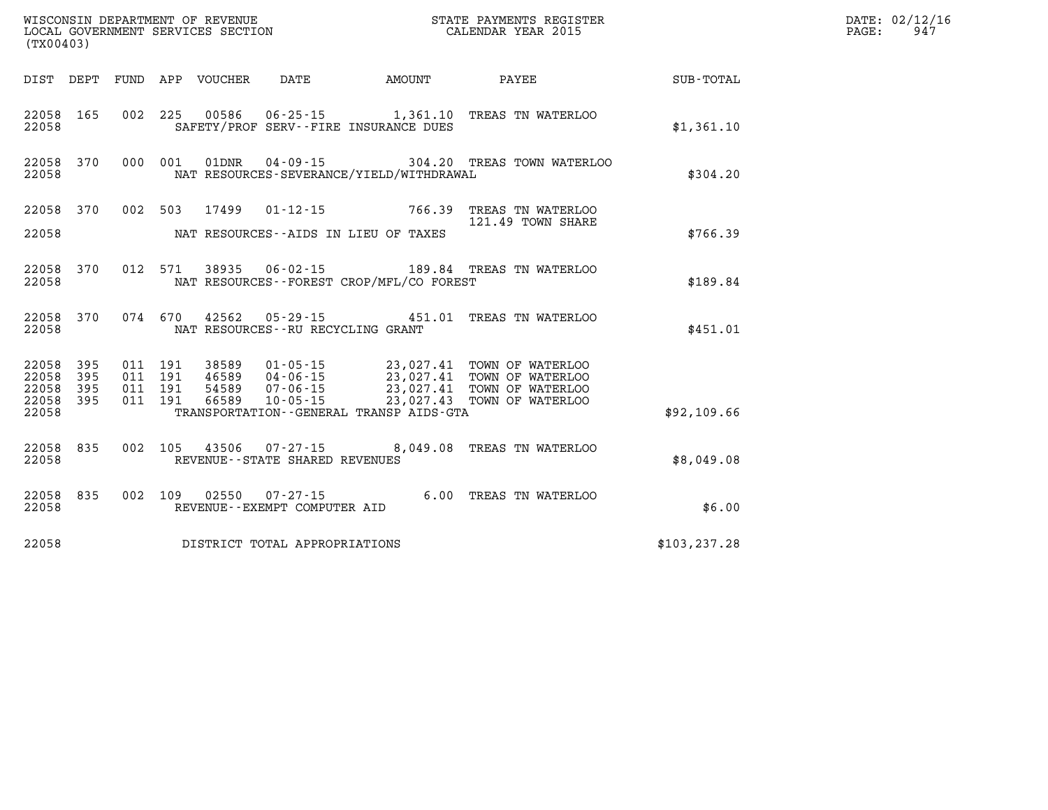WISCONSIN DEPARTMENT OF REVENUE
LOCAL GOVERNMENT SERVICES SECTION
(TX00403)

STATE PAYMENTS REGISTER
CALENDAR YEAR 2015

| DIST | DEPT | FUND | APP | VOUCHER | DATE | AMOUNT | PAYEE | SUB-TOTAL |
|---|---|---|---|---|---|---|---|---|
| 22058 | 165 | 002 | 225 | 00586 | 06-25-15 | 1,361.10 | TREAS TN WATERLOO | |
| 22058 | | | | SAFETY/PROF SERV--FIRE INSURANCE DUES | | | | $1,361.10 |
| 22058 | 370 | 000 | 001 | 01DNR | 04-09-15 | 304.20 | TREAS TOWN WATERLOO | |
| 22058 | | | | NAT RESOURCES-SEVERANCE/YIELD/WITHDRAWAL | | | | $304.20 |
| 22058 | 370 | 002 | 503 | 17499 | 01-12-15 | 766.39 | TREAS TN WATERLOO | |
| | | | | | | | 121.49 TOWN SHARE | |
| 22058 | | | | NAT RESOURCES--AIDS IN LIEU OF TAXES | | | | $766.39 |
| 22058 | 370 | 012 | 571 | 38935 | 06-02-15 | 189.84 | TREAS TN WATERLOO | |
| 22058 | | | | NAT RESOURCES--FOREST CROP/MFL/CO FOREST | | | | $189.84 |
| 22058 | 370 | 074 | 670 | 42562 | 05-29-15 | 451.01 | TREAS TN WATERLOO | |
| 22058 | | | | NAT RESOURCES--RU RECYCLING GRANT | | | | $451.01 |
| 22058 | 395 | 011 | 191 | 38589 | 01-05-15 | 23,027.41 | TOWN OF WATERLOO | |
| 22058 | 395 | 011 | 191 | 46589 | 04-06-15 | 23,027.41 | TOWN OF WATERLOO | |
| 22058 | 395 | 011 | 191 | 54589 | 07-06-15 | 23,027.41 | TOWN OF WATERLOO | |
| 22058 | 395 | 011 | 191 | 66589 | 10-05-15 | 23,027.43 | TOWN OF WATERLOO | |
| 22058 | | | | TRANSPORTATION--GENERAL TRANSP AIDS-GTA | | | | $92,109.66 |
| 22058 | 835 | 002 | 105 | 43506 | 07-27-15 | 8,049.08 | TREAS TN WATERLOO | |
| 22058 | | | | REVENUE--STATE SHARED REVENUES | | | | $8,049.08 |
| 22058 | 835 | 002 | 109 | 02550 | 07-27-15 | 6.00 | TREAS TN WATERLOO | |
| 22058 | | | | REVENUE--EXEMPT COMPUTER AID | | | | $6.00 |
| 22058 | | | | DISTRICT TOTAL APPROPRIATIONS | | | | $103,237.28 |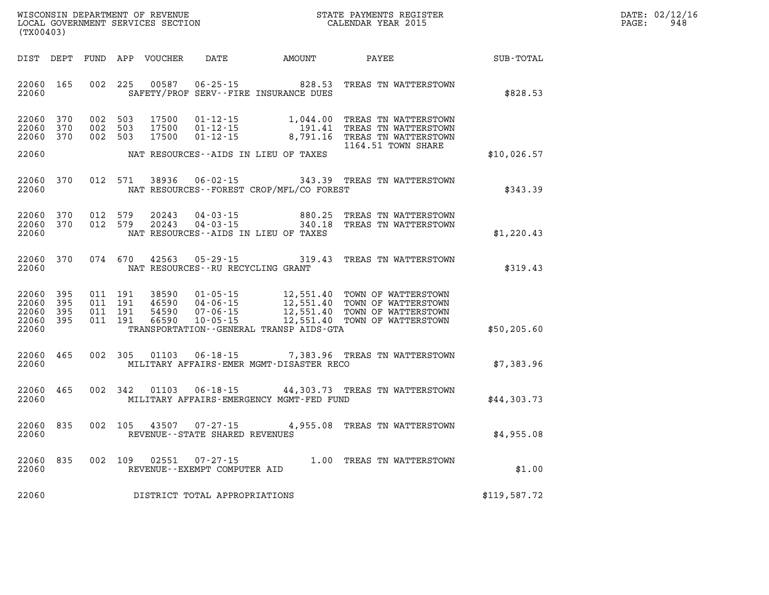WISCONSIN DEPARTMENT OF REVENUE
LOCAL GOVERNMENT SERVICES SECTION
(TX00403)

STATE PAYMENTS REGISTER
CALENDAR YEAR 2015

DATE: 02/12/16
PAGE: 948

| DIST | DEPT | FUND | APP | VOUCHER | DATE | AMOUNT | PAYEE | SUB-TOTAL |
|---|---|---|---|---|---|---|---|---|
| 22060 | 165 | 002 | 225 | 00587 | 06-25-15 | 828.53 | TREAS TN WATTERSTOWN | |
| 22060 | | | | SAFETY/PROF SERV--FIRE INSURANCE DUES | | | | $828.53 |
| 22060 | 370 | 002 | 503 | 17500 | 01-12-15 | 1,044.00 | TREAS TN WATTERSTOWN | |
| 22060 | 370 | 002 | 503 | 17500 | 01-12-15 | 191.41 | TREAS TN WATTERSTOWN | |
| 22060 | 370 | 002 | 503 | 17500 | 01-12-15 | 8,791.16 | TREAS TN WATTERSTOWN 1164.51 TOWN SHARE | |
| 22060 | | | | NAT RESOURCES--AIDS IN LIEU OF TAXES | | | | $10,026.57 |
| 22060 | 370 | 012 | 571 | 38936 | 06-02-15 | 343.39 | TREAS TN WATTERSTOWN | |
| 22060 | | | | NAT RESOURCES--FOREST CROP/MFL/CO FOREST | | | | $343.39 |
| 22060 | 370 | 012 | 579 | 20243 | 04-03-15 | 880.25 | TREAS TN WATTERSTOWN | |
| 22060 | 370 | 012 | 579 | 20243 | 04-03-15 | 340.18 | TREAS TN WATTERSTOWN | |
| 22060 | | | | NAT RESOURCES--AIDS IN LIEU OF TAXES | | | | $1,220.43 |
| 22060 | 370 | 074 | 670 | 42563 | 05-29-15 | 319.43 | TREAS TN WATTERSTOWN | |
| 22060 | | | | NAT RESOURCES--RU RECYCLING GRANT | | | | $319.43 |
| 22060 | 395 | 011 | 191 | 38590 | 01-05-15 | 12,551.40 | TOWN OF WATTERSTOWN | |
| 22060 | 395 | 011 | 191 | 46590 | 04-06-15 | 12,551.40 | TOWN OF WATTERSTOWN | |
| 22060 | 395 | 011 | 191 | 54590 | 07-06-15 | 12,551.40 | TOWN OF WATTERSTOWN | |
| 22060 | 395 | 011 | 191 | 66590 | 10-05-15 | 12,551.40 | TOWN OF WATTERSTOWN | |
| 22060 | | | | TRANSPORTATION--GENERAL TRANSP AIDS-GTA | | | | $50,205.60 |
| 22060 | 465 | 002 | 305 | 01103 | 06-18-15 | 7,383.96 | TREAS TN WATTERSTOWN | |
| 22060 | | | | MILITARY AFFAIRS-EMER MGMT-DISASTER RECO | | | | $7,383.96 |
| 22060 | 465 | 002 | 342 | 01103 | 06-18-15 | 44,303.73 | TREAS TN WATTERSTOWN | |
| 22060 | | | | MILITARY AFFAIRS-EMERGENCY MGMT-FED FUND | | | | $44,303.73 |
| 22060 | 835 | 002 | 105 | 43507 | 07-27-15 | 4,955.08 | TREAS TN WATTERSTOWN | |
| 22060 | | | | REVENUE--STATE SHARED REVENUES | | | | $4,955.08 |
| 22060 | 835 | 002 | 109 | 02551 | 07-27-15 | 1.00 | TREAS TN WATTERSTOWN | |
| 22060 | | | | REVENUE--EXEMPT COMPUTER AID | | | | $1.00 |
| 22060 | | | | DISTRICT TOTAL APPROPRIATIONS | | | | $119,587.72 |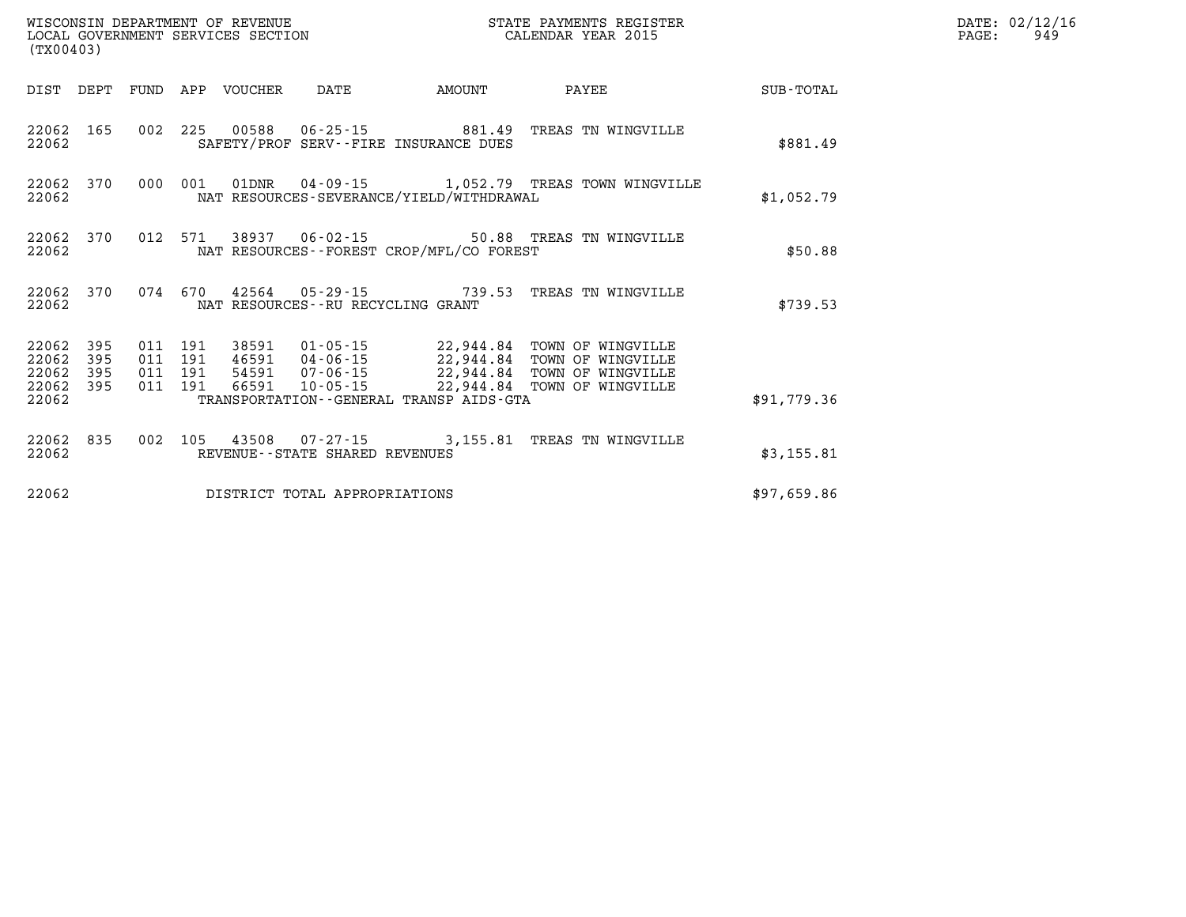WISCONSIN DEPARTMENT OF REVENUE
LOCAL GOVERNMENT SERVICES SECTION
(TX00403)

STATE PAYMENTS REGISTER
CALENDAR YEAR 2015

DATE: 02/12/16
PAGE: 949

| DIST | DEPT | FUND | APP | VOUCHER | DATE | AMOUNT | PAYEE | SUB-TOTAL |
|---|---|---|---|---|---|---|---|---|
| 22062 | 165 | 002 | 225 | 00588 | 06-25-15 | 881.49 | TREAS TN WINGVILLE | |
| 22062 | | | | SAFETY/PROF SERV--FIRE INSURANCE DUES | | | | $881.49 |
| 22062 | 370 | 000 | 001 | 01DNR | 04-09-15 | 1,052.79 | TREAS TOWN WINGVILLE | |
| 22062 | | | | NAT RESOURCES-SEVERANCE/YIELD/WITHDRAWAL | | | | $1,052.79 |
| 22062 | 370 | 012 | 571 | 38937 | 06-02-15 | 50.88 | TREAS TN WINGVILLE | |
| 22062 | | | | NAT RESOURCES--FOREST CROP/MFL/CO FOREST | | | | $50.88 |
| 22062 | 370 | 074 | 670 | 42564 | 05-29-15 | 739.53 | TREAS TN WINGVILLE | |
| 22062 | | | | NAT RESOURCES--RU RECYCLING GRANT | | | | $739.53 |
| 22062 | 395 | 011 | 191 | 38591 | 01-05-15 | 22,944.84 | TOWN OF WINGVILLE | |
| 22062 | 395 | 011 | 191 | 46591 | 04-06-15 | 22,944.84 | TOWN OF WINGVILLE | |
| 22062 | 395 | 011 | 191 | 54591 | 07-06-15 | 22,944.84 | TOWN OF WINGVILLE | |
| 22062 | 395 | 011 | 191 | 66591 | 10-05-15 | 22,944.84 | TOWN OF WINGVILLE | |
| 22062 | | | | TRANSPORTATION--GENERAL TRANSP AIDS-GTA | | | | $91,779.36 |
| 22062 | 835 | 002 | 105 | 43508 | 07-27-15 | 3,155.81 | TREAS TN WINGVILLE | |
| 22062 | | | | REVENUE--STATE SHARED REVENUES | | | | $3,155.81 |
| 22062 | | | | DISTRICT TOTAL APPROPRIATIONS | | | | $97,659.86 |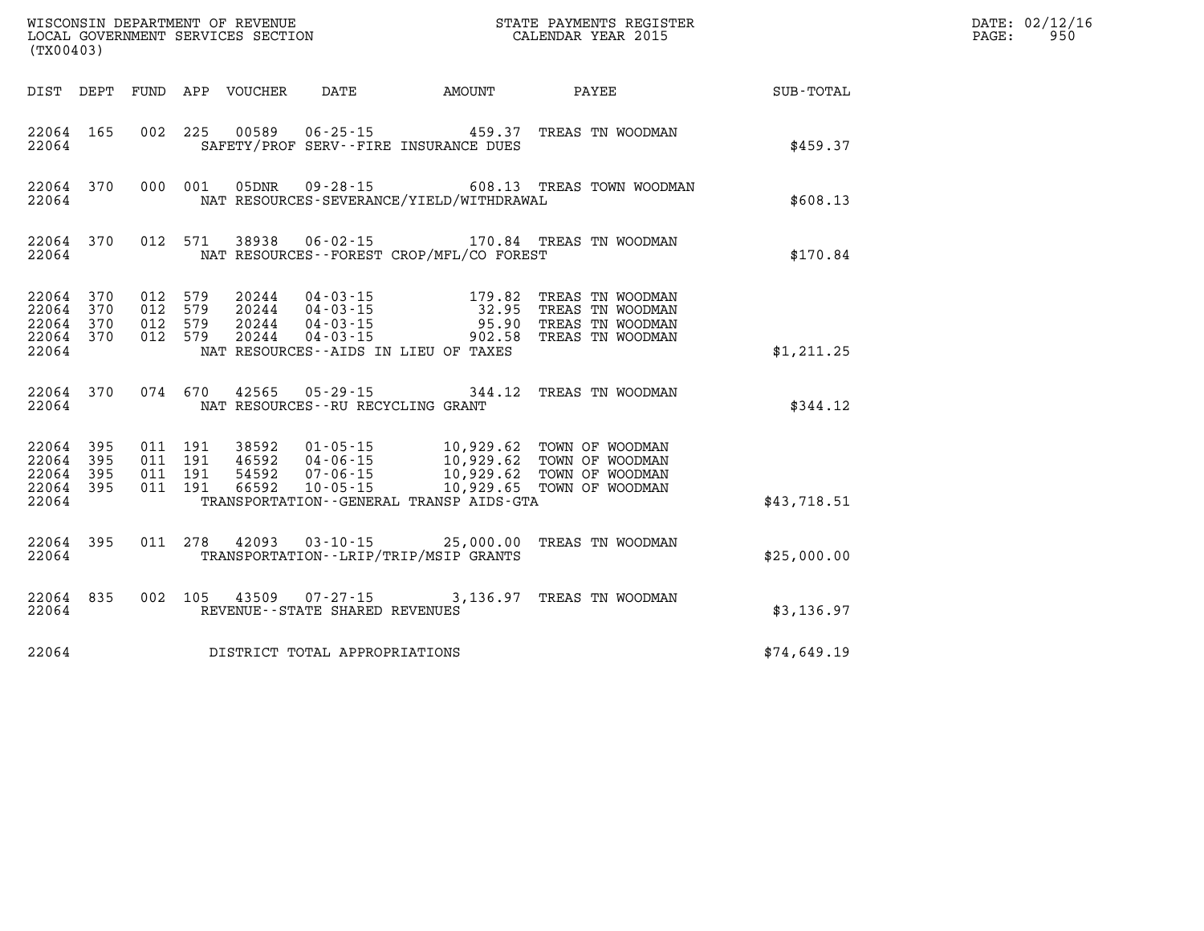WISCONSIN DEPARTMENT OF REVENUE
LOCAL GOVERNMENT SERVICES SECTION
(TX00403)

STATE PAYMENTS REGISTER
CALENDAR YEAR 2015

DATE: 02/12/16
PAGE: 950

| DIST | DEPT | FUND | APP | VOUCHER | DATE | AMOUNT | PAYEE | SUB-TOTAL |
|---|---|---|---|---|---|---|---|---|
| 22064 | 165 | 002 | 225 | 00589 | 06-25-15 | 459.37 | TREAS TN WOODMAN | |
| 22064 | | | | | SAFETY/PROF SERV--FIRE INSURANCE DUES | | | $459.37 |
| 22064 | 370 | 000 | 001 | 05DNR | 09-28-15 | 608.13 | TREAS TOWN WOODMAN | |
| 22064 | | | | | NAT RESOURCES-SEVERANCE/YIELD/WITHDRAWAL | | | $608.13 |
| 22064 | 370 | 012 | 571 | 38938 | 06-02-15 | 170.84 | TREAS TN WOODMAN | |
| 22064 | | | | | NAT RESOURCES--FOREST CROP/MFL/CO FOREST | | | $170.84 |
| 22064 | 370 | 012 | 579 | 20244 | 04-03-15 | 179.82 | TREAS TN WOODMAN | |
| 22064 | 370 | 012 | 579 | 20244 | 04-03-15 | 32.95 | TREAS TN WOODMAN | |
| 22064 | 370 | 012 | 579 | 20244 | 04-03-15 | 95.90 | TREAS TN WOODMAN | |
| 22064 | 370 | 012 | 579 | 20244 | 04-03-15 | 902.58 | TREAS TN WOODMAN | |
| 22064 | | | | | NAT RESOURCES--AIDS IN LIEU OF TAXES | | | $1,211.25 |
| 22064 | 370 | 074 | 670 | 42565 | 05-29-15 | 344.12 | TREAS TN WOODMAN | |
| 22064 | | | | | NAT RESOURCES--RU RECYCLING GRANT | | | $344.12 |
| 22064 | 395 | 011 | 191 | 38592 | 01-05-15 | 10,929.62 | TOWN OF WOODMAN | |
| 22064 | 395 | 011 | 191 | 46592 | 04-06-15 | 10,929.62 | TOWN OF WOODMAN | |
| 22064 | 395 | 011 | 191 | 54592 | 07-06-15 | 10,929.62 | TOWN OF WOODMAN | |
| 22064 | 395 | 011 | 191 | 66592 | 10-05-15 | 10,929.65 | TOWN OF WOODMAN | |
| 22064 | | | | | TRANSPORTATION--GENERAL TRANSP AIDS-GTA | | | $43,718.51 |
| 22064 | 395 | 011 | 278 | 42093 | 03-10-15 | 25,000.00 | TREAS TN WOODMAN | |
| 22064 | | | | | TRANSPORTATION--LRIP/TRIP/MSIP GRANTS | | | $25,000.00 |
| 22064 | 835 | 002 | 105 | 43509 | 07-27-15 | 3,136.97 | TREAS TN WOODMAN | |
| 22064 | | | | | REVENUE--STATE SHARED REVENUES | | | $3,136.97 |
| 22064 | | | | | DISTRICT TOTAL APPROPRIATIONS | | | $74,649.19 |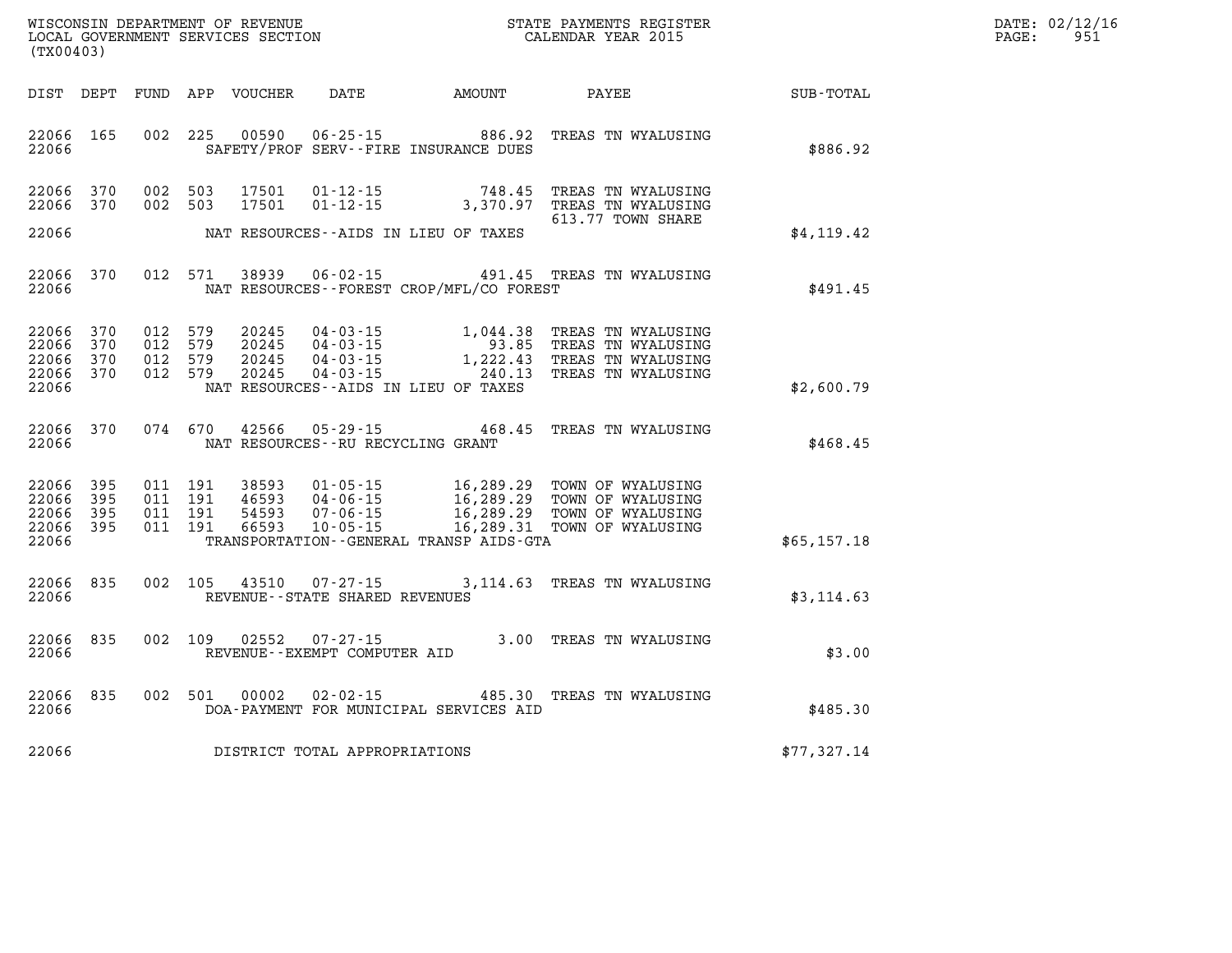WISCONSIN DEPARTMENT OF REVENUE
LOCAL GOVERNMENT SERVICES SECTION
(TX00403)

STATE PAYMENTS REGISTER
CALENDAR YEAR 2015

DATE: 02/12/16
PAGE: 951

| DIST | DEPT | FUND | APP | VOUCHER | DATE | AMOUNT | PAYEE | SUB-TOTAL |
|---|---|---|---|---|---|---|---|---|
| 22066 | 165 | 002 | 225 | 00590 | 06-25-15 | 886.92 | TREAS TN WYALUSING | |
| 22066 | | | | | SAFETY/PROF SERV--FIRE INSURANCE DUES | | | $886.92 |
| 22066 | 370 | 002 | 503 | 17501 | 01-12-15 | 748.45 | TREAS TN WYALUSING | |
| 22066 | 370 | 002 | 503 | 17501 | 01-12-15 | 3,370.97 | TREAS TN WYALUSING 613.77 TOWN SHARE | |
| 22066 | | | | | NAT RESOURCES--AIDS IN LIEU OF TAXES | | | $4,119.42 |
| 22066 | 370 | 012 | 571 | 38939 | 06-02-15 | 491.45 | TREAS TN WYALUSING | |
| 22066 | | | | | NAT RESOURCES--FOREST CROP/MFL/CO FOREST | | | $491.45 |
| 22066 | 370 | 012 | 579 | 20245 | 04-03-15 | 1,044.38 | TREAS TN WYALUSING | |
| 22066 | 370 | 012 | 579 | 20245 | 04-03-15 | 93.85 | TREAS TN WYALUSING | |
| 22066 | 370 | 012 | 579 | 20245 | 04-03-15 | 1,222.43 | TREAS TN WYALUSING | |
| 22066 | 370 | 012 | 579 | 20245 | 04-03-15 | 240.13 | TREAS TN WYALUSING | |
| 22066 | | | | | NAT RESOURCES--AIDS IN LIEU OF TAXES | | | $2,600.79 |
| 22066 | 370 | 074 | 670 | 42566 | 05-29-15 | 468.45 | TREAS TN WYALUSING | |
| 22066 | | | | | NAT RESOURCES--RU RECYCLING GRANT | | | $468.45 |
| 22066 | 395 | 011 | 191 | 38593 | 01-05-15 | 16,289.29 | TOWN OF WYALUSING | |
| 22066 | 395 | 011 | 191 | 46593 | 04-06-15 | 16,289.29 | TOWN OF WYALUSING | |
| 22066 | 395 | 011 | 191 | 54593 | 07-06-15 | 16,289.29 | TOWN OF WYALUSING | |
| 22066 | 395 | 011 | 191 | 66593 | 10-05-15 | 16,289.31 | TOWN OF WYALUSING | |
| 22066 | | | | | TRANSPORTATION--GENERAL TRANSP AIDS-GTA | | | $65,157.18 |
| 22066 | 835 | 002 | 105 | 43510 | 07-27-15 | 3,114.63 | TREAS TN WYALUSING | |
| 22066 | | | | | REVENUE--STATE SHARED REVENUES | | | $3,114.63 |
| 22066 | 835 | 002 | 109 | 02552 | 07-27-15 | 3.00 | TREAS TN WYALUSING | |
| 22066 | | | | | REVENUE--EXEMPT COMPUTER AID | | | $3.00 |
| 22066 | 835 | 002 | 501 | 00002 | 02-02-15 | 485.30 | TREAS TN WYALUSING | |
| 22066 | | | | | DOA-PAYMENT FOR MUNICIPAL SERVICES AID | | | $485.30 |
| 22066 | | | | | DISTRICT TOTAL APPROPRIATIONS | | | $77,327.14 |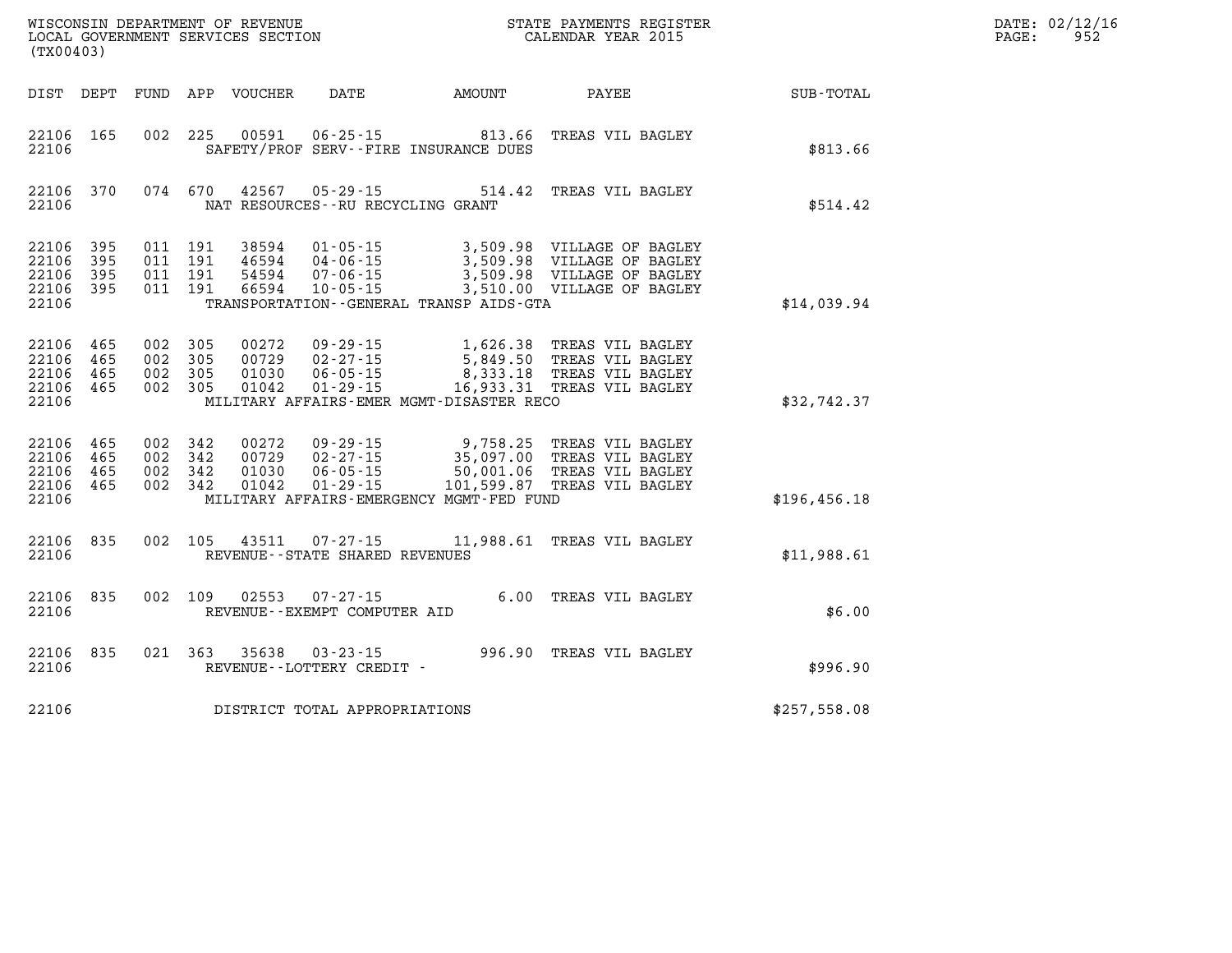WISCONSIN DEPARTMENT OF REVENUE
LOCAL GOVERNMENT SERVICES SECTION
(TX00403)

STATE PAYMENTS REGISTER
CALENDAR YEAR 2015

DATE: 02/12/16
PAGE: 952

| DIST | DEPT | FUND | APP | VOUCHER | DATE | AMOUNT | PAYEE | SUB-TOTAL |
|---|---|---|---|---|---|---|---|---|
| 22106 | 165 | 002 | 225 | 00591 | 06-25-15 | 813.66 | TREAS VIL BAGLEY | |
| 22106 | | | | | SAFETY/PROF SERV--FIRE INSURANCE DUES | | | $813.66 |
| 22106 | 370 | 074 | 670 | 42567 | 05-29-15 | 514.42 | TREAS VIL BAGLEY | |
| 22106 | | | | | NAT RESOURCES--RU RECYCLING GRANT | | | $514.42 |
| 22106 | 395 | 011 | 191 | 38594 | 01-05-15 | 3,509.98 | VILLAGE OF BAGLEY | |
| 22106 | 395 | 011 | 191 | 46594 | 04-06-15 | 3,509.98 | VILLAGE OF BAGLEY | |
| 22106 | 395 | 011 | 191 | 54594 | 07-06-15 | 3,509.98 | VILLAGE OF BAGLEY | |
| 22106 | 395 | 011 | 191 | 66594 | 10-05-15 | 3,510.00 | VILLAGE OF BAGLEY | |
| 22106 | | | | | TRANSPORTATION--GENERAL TRANSP AIDS-GTA | | | $14,039.94 |
| 22106 | 465 | 002 | 305 | 00272 | 09-29-15 | 1,626.38 | TREAS VIL BAGLEY | |
| 22106 | 465 | 002 | 305 | 00729 | 02-27-15 | 5,849.50 | TREAS VIL BAGLEY | |
| 22106 | 465 | 002 | 305 | 01030 | 06-05-15 | 8,333.18 | TREAS VIL BAGLEY | |
| 22106 | 465 | 002 | 305 | 01042 | 01-29-15 | 16,933.31 | TREAS VIL BAGLEY | |
| 22106 | | | | | MILITARY AFFAIRS-EMER MGMT-DISASTER RECO | | | $32,742.37 |
| 22106 | 465 | 002 | 342 | 00272 | 09-29-15 | 9,758.25 | TREAS VIL BAGLEY | |
| 22106 | 465 | 002 | 342 | 00729 | 02-27-15 | 35,097.00 | TREAS VIL BAGLEY | |
| 22106 | 465 | 002 | 342 | 01030 | 06-05-15 | 50,001.06 | TREAS VIL BAGLEY | |
| 22106 | 465 | 002 | 342 | 01042 | 01-29-15 | 101,599.87 | TREAS VIL BAGLEY | |
| 22106 | | | | | MILITARY AFFAIRS-EMERGENCY MGMT-FED FUND | | | $196,456.18 |
| 22106 | 835 | 002 | 105 | 43511 | 07-27-15 | 11,988.61 | TREAS VIL BAGLEY | |
| 22106 | | | | | REVENUE--STATE SHARED REVENUES | | | $11,988.61 |
| 22106 | 835 | 002 | 109 | 02553 | 07-27-15 | 6.00 | TREAS VIL BAGLEY | |
| 22106 | | | | | REVENUE--EXEMPT COMPUTER AID | | | $6.00 |
| 22106 | 835 | 021 | 363 | 35638 | 03-23-15 | 996.90 | TREAS VIL BAGLEY | |
| 22106 | | | | | REVENUE--LOTTERY CREDIT - | | | $996.90 |
| 22106 | | | | | DISTRICT TOTAL APPROPRIATIONS | | | $257,558.08 |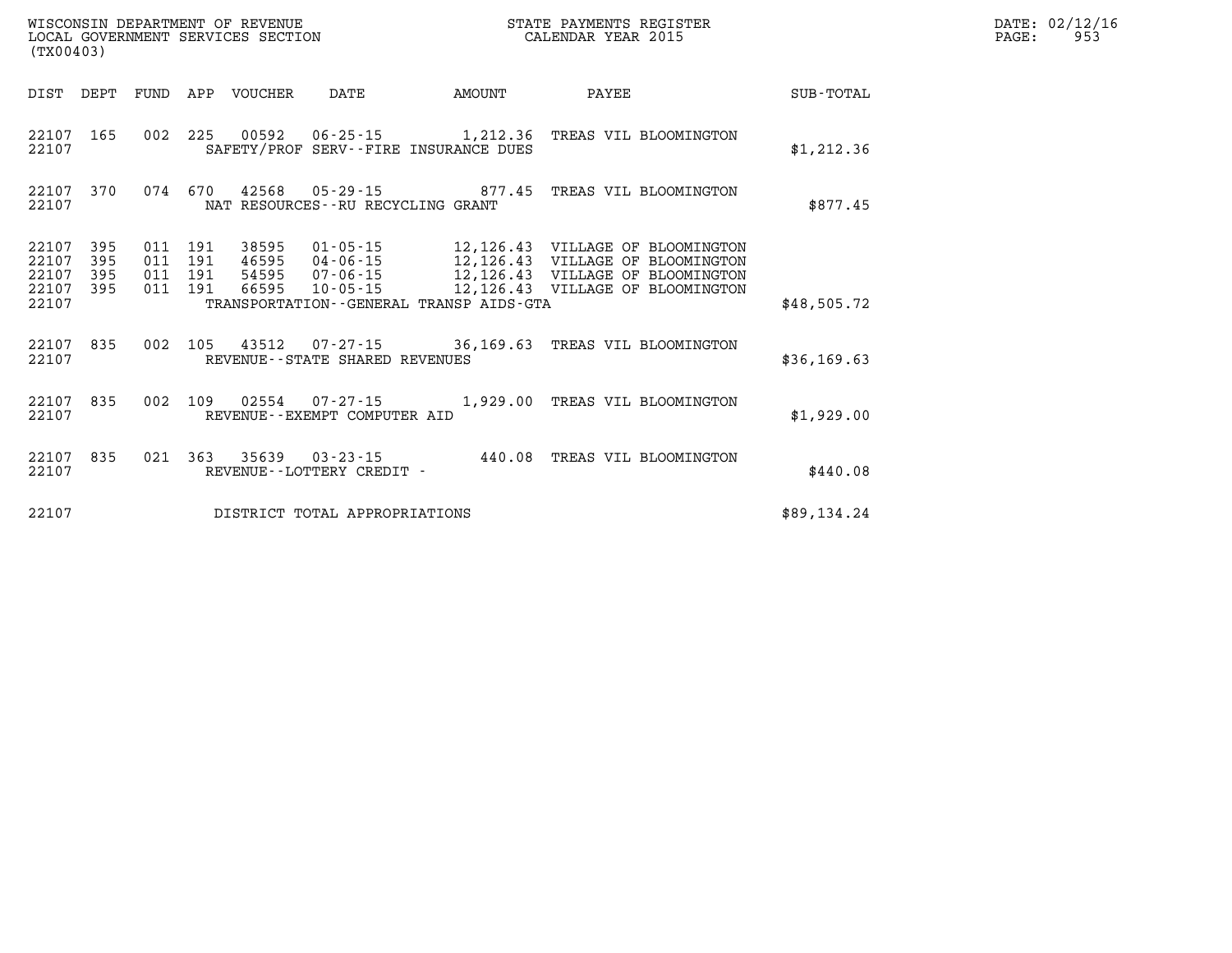WISCONSIN DEPARTMENT OF REVENUE
LOCAL GOVERNMENT SERVICES SECTION
(TX00403)

STATE PAYMENTS REGISTER
CALENDAR YEAR 2015

DATE: 02/12/16
PAGE: 953

| DIST | DEPT | FUND | APP | VOUCHER | DATE | AMOUNT | PAYEE | SUB-TOTAL |
|---|---|---|---|---|---|---|---|---|
| 22107 | 165 | 002 | 225 | 00592 | 06-25-15 | 1,212.36 | TREAS VIL BLOOMINGTON | |
| 22107 | | | | SAFETY/PROF SERV--FIRE INSURANCE DUES | | | | $1,212.36 |
| 22107 | 370 | 074 | 670 | 42568 | 05-29-15 | 877.45 | TREAS VIL BLOOMINGTON | |
| 22107 | | | | NAT RESOURCES--RU RECYCLING GRANT | | | | $877.45 |
| 22107 | 395 | 011 | 191 | 38595 | 01-05-15 | 12,126.43 | VILLAGE OF BLOOMINGTON | |
| 22107 | 395 | 011 | 191 | 46595 | 04-06-15 | 12,126.43 | VILLAGE OF BLOOMINGTON | |
| 22107 | 395 | 011 | 191 | 54595 | 07-06-15 | 12,126.43 | VILLAGE OF BLOOMINGTON | |
| 22107 | 395 | 011 | 191 | 66595 | 10-05-15 | 12,126.43 | VILLAGE OF BLOOMINGTON | |
| 22107 | | | | TRANSPORTATION--GENERAL TRANSP AIDS-GTA | | | | $48,505.72 |
| 22107 | 835 | 002 | 105 | 43512 | 07-27-15 | 36,169.63 | TREAS VIL BLOOMINGTON | |
| 22107 | | | | REVENUE--STATE SHARED REVENUES | | | | $36,169.63 |
| 22107 | 835 | 002 | 109 | 02554 | 07-27-15 | 1,929.00 | TREAS VIL BLOOMINGTON | |
| 22107 | | | | REVENUE--EXEMPT COMPUTER AID | | | | $1,929.00 |
| 22107 | 835 | 021 | 363 | 35639 | 03-23-15 | 440.08 | TREAS VIL BLOOMINGTON | |
| 22107 | | | | REVENUE--LOTTERY CREDIT - | | | | $440.08 |
| 22107 | | | | DISTRICT TOTAL APPROPRIATIONS | | | | $89,134.24 |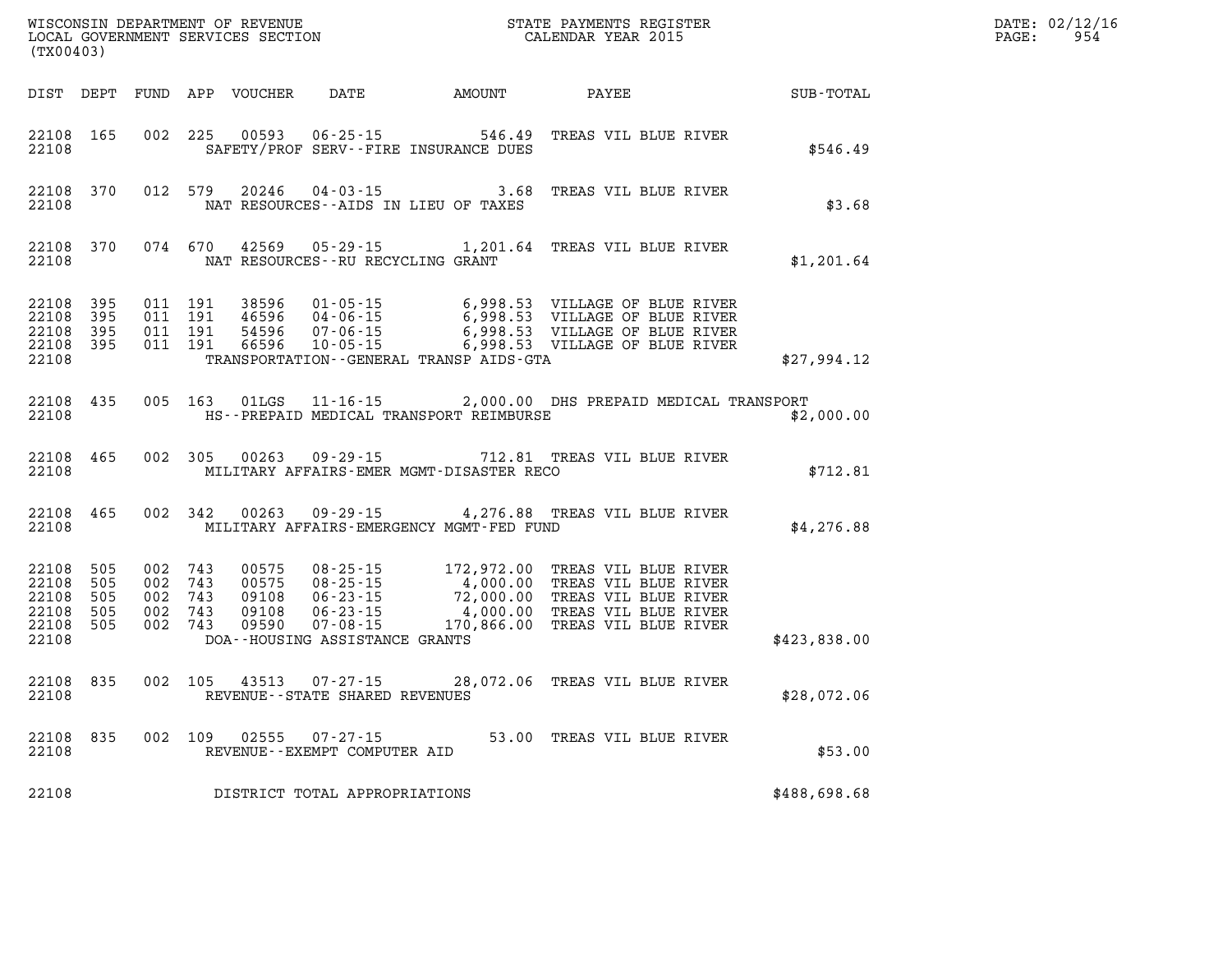WISCONSIN DEPARTMENT OF REVENUE
LOCAL GOVERNMENT SERVICES SECTION
(TX00403)

STATE PAYMENTS REGISTER
CALENDAR YEAR 2015

DATE: 02/12/16
PAGE: 954

| DIST | DEPT | FUND | APP | VOUCHER | DATE | AMOUNT | PAYEE | SUB-TOTAL |
|---|---|---|---|---|---|---|---|---|
| 22108 | 165 | 002 | 225 | 00593 | 06-25-15 | 546.49 | TREAS VIL BLUE RIVER | |
| 22108 | | | | SAFETY/PROF SERV--FIRE INSURANCE DUES | | | | $546.49 |
| 22108 | 370 | 012 | 579 | 20246 | 04-03-15 | 3.68 | TREAS VIL BLUE RIVER | |
| 22108 | | | | NAT RESOURCES--AIDS IN LIEU OF TAXES | | | | $3.68 |
| 22108 | 370 | 074 | 670 | 42569 | 05-29-15 | 1,201.64 | TREAS VIL BLUE RIVER | |
| 22108 | | | | NAT RESOURCES--RU RECYCLING GRANT | | | | $1,201.64 |
| 22108 | 395 | 011 | 191 | 38596 | 01-05-15 | 6,998.53 | VILLAGE OF BLUE RIVER | |
| 22108 | 395 | 011 | 191 | 46596 | 04-06-15 | 6,998.53 | VILLAGE OF BLUE RIVER | |
| 22108 | 395 | 011 | 191 | 54596 | 07-06-15 | 6,998.53 | VILLAGE OF BLUE RIVER | |
| 22108 | 395 | 011 | 191 | 66596 | 10-05-15 | 6,998.53 | VILLAGE OF BLUE RIVER | |
| 22108 | | | | TRANSPORTATION--GENERAL TRANSP AIDS-GTA | | | | $27,994.12 |
| 22108 | 435 | 005 | 163 | 01LGS | 11-16-15 | 2,000.00 | DHS PREPAID MEDICAL TRANSPORT | |
| 22108 | | | | HS--PREPAID MEDICAL TRANSPORT REIMBURSE | | | | $2,000.00 |
| 22108 | 465 | 002 | 305 | 00263 | 09-29-15 | 712.81 | TREAS VIL BLUE RIVER | |
| 22108 | | | | MILITARY AFFAIRS-EMER MGMT-DISASTER RECO | | | | $712.81 |
| 22108 | 465 | 002 | 342 | 00263 | 09-29-15 | 4,276.88 | TREAS VIL BLUE RIVER | |
| 22108 | | | | MILITARY AFFAIRS-EMERGENCY MGMT-FED FUND | | | | $4,276.88 |
| 22108 | 505 | 002 | 743 | 00575 | 08-25-15 | 172,972.00 | TREAS VIL BLUE RIVER | |
| 22108 | 505 | 002 | 743 | 00575 | 08-25-15 | 4,000.00 | TREAS VIL BLUE RIVER | |
| 22108 | 505 | 002 | 743 | 09108 | 06-23-15 | 72,000.00 | TREAS VIL BLUE RIVER | |
| 22108 | 505 | 002 | 743 | 09108 | 06-23-15 | 4,000.00 | TREAS VIL BLUE RIVER | |
| 22108 | 505 | 002 | 743 | 09590 | 07-08-15 | 170,866.00 | TREAS VIL BLUE RIVER | |
| 22108 | | | | DOA--HOUSING ASSISTANCE GRANTS | | | | $423,838.00 |
| 22108 | 835 | 002 | 105 | 43513 | 07-27-15 | 28,072.06 | TREAS VIL BLUE RIVER | |
| 22108 | | | | REVENUE--STATE SHARED REVENUES | | | | $28,072.06 |
| 22108 | 835 | 002 | 109 | 02555 | 07-27-15 | 53.00 | TREAS VIL BLUE RIVER | |
| 22108 | | | | REVENUE--EXEMPT COMPUTER AID | | | | $53.00 |
| 22108 | | | | DISTRICT TOTAL APPROPRIATIONS | | | | $488,698.68 |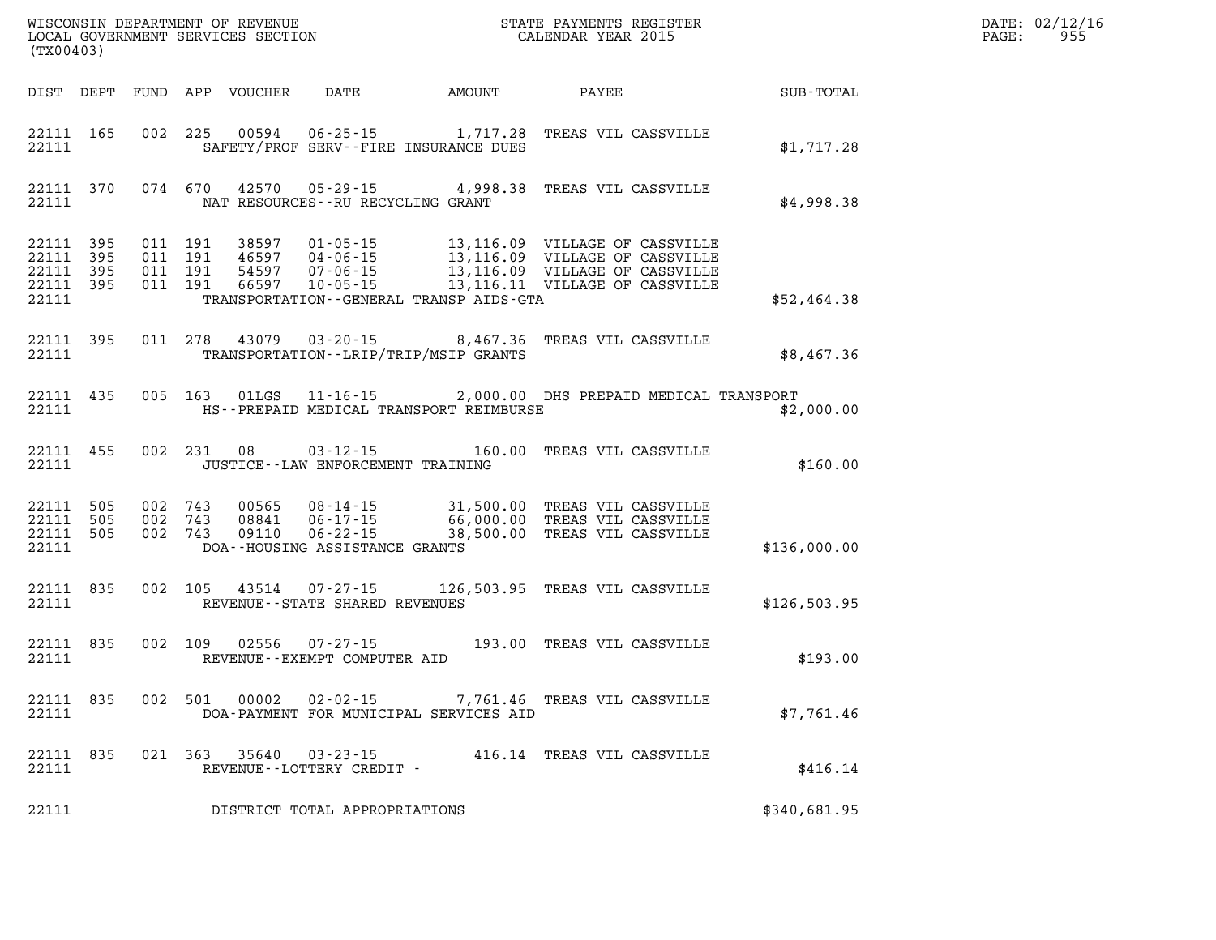WISCONSIN DEPARTMENT OF REVENUE
LOCAL GOVERNMENT SERVICES SECTION
(TX00403)

STATE PAYMENTS REGISTER
CALENDAR YEAR 2015

DATE: 02/12/16
PAGE: 955

| DIST | DEPT | FUND | APP | VOUCHER | DATE | AMOUNT | PAYEE | SUB-TOTAL |
|---|---|---|---|---|---|---|---|---|
| 22111 | 165 | 002 | 225 | 00594 | 06-25-15 | 1,717.28 | TREAS VIL CASSVILLE | |
| 22111 | | | | | SAFETY/PROF SERV--FIRE INSURANCE DUES | | | $1,717.28 |
| 22111 | 370 | 074 | 670 | 42570 | 05-29-15 | 4,998.38 | TREAS VIL CASSVILLE | |
| 22111 | | | | | NAT RESOURCES--RU RECYCLING GRANT | | | $4,998.38 |
| 22111 | 395 | 011 | 191 | 38597 | 01-05-15 | 13,116.09 | VILLAGE OF CASSVILLE | |
| 22111 | 395 | 011 | 191 | 46597 | 04-06-15 | 13,116.09 | VILLAGE OF CASSVILLE | |
| 22111 | 395 | 011 | 191 | 54597 | 07-06-15 | 13,116.09 | VILLAGE OF CASSVILLE | |
| 22111 | 395 | 011 | 191 | 66597 | 10-05-15 | 13,116.11 | VILLAGE OF CASSVILLE | |
| 22111 | | | | | TRANSPORTATION--GENERAL TRANSP AIDS-GTA | | | $52,464.38 |
| 22111 | 395 | 011 | 278 | 43079 | 03-20-15 | 8,467.36 | TREAS VIL CASSVILLE | |
| 22111 | | | | | TRANSPORTATION--LRIP/TRIP/MSIP GRANTS | | | $8,467.36 |
| 22111 | 435 | 005 | 163 | 01LGS | 11-16-15 | 2,000.00 | DHS PREPAID MEDICAL TRANSPORT | |
| 22111 | | | | | HS--PREPAID MEDICAL TRANSPORT REIMBURSE | | | $2,000.00 |
| 22111 | 455 | 002 | 231 | 08 | 03-12-15 | 160.00 | TREAS VIL CASSVILLE | |
| 22111 | | | | | JUSTICE--LAW ENFORCEMENT TRAINING | | | $160.00 |
| 22111 | 505 | 002 | 743 | 00565 | 08-14-15 | 31,500.00 | TREAS VIL CASSVILLE | |
| 22111 | 505 | 002 | 743 | 08841 | 06-17-15 | 66,000.00 | TREAS VIL CASSVILLE | |
| 22111 | 505 | 002 | 743 | 09110 | 06-22-15 | 38,500.00 | TREAS VIL CASSVILLE | |
| 22111 | | | | | DOA--HOUSING ASSISTANCE GRANTS | | | $136,000.00 |
| 22111 | 835 | 002 | 105 | 43514 | 07-27-15 | 126,503.95 | TREAS VIL CASSVILLE | |
| 22111 | | | | | REVENUE--STATE SHARED REVENUES | | | $126,503.95 |
| 22111 | 835 | 002 | 109 | 02556 | 07-27-15 | 193.00 | TREAS VIL CASSVILLE | |
| 22111 | | | | | REVENUE--EXEMPT COMPUTER AID | | | $193.00 |
| 22111 | 835 | 002 | 501 | 00002 | 02-02-15 | 7,761.46 | TREAS VIL CASSVILLE | |
| 22111 | | | | | DOA-PAYMENT FOR MUNICIPAL SERVICES AID | | | $7,761.46 |
| 22111 | 835 | 021 | 363 | 35640 | 03-23-15 | 416.14 | TREAS VIL CASSVILLE | |
| 22111 | | | | | REVENUE--LOTTERY CREDIT - | | | $416.14 |
| 22111 | | | | | DISTRICT TOTAL APPROPRIATIONS | | | $340,681.95 |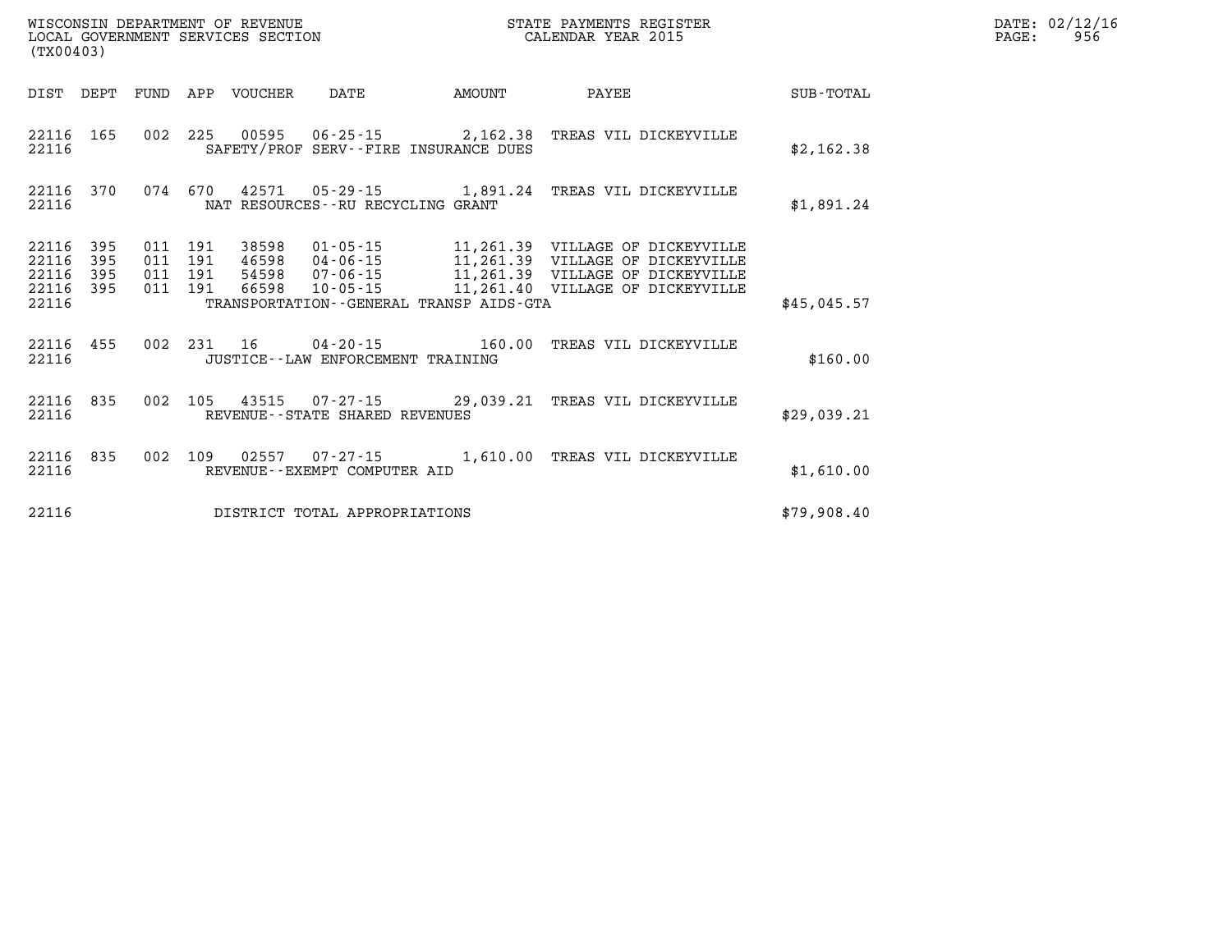WISCONSIN DEPARTMENT OF REVENUE
LOCAL GOVERNMENT SERVICES SECTION
(TX00403)

STATE PAYMENTS REGISTER
CALENDAR YEAR 2015

DATE: 02/12/16
PAGE: 956

| DIST | DEPT | FUND | APP | VOUCHER | DATE | AMOUNT | PAYEE | SUB-TOTAL |
|---|---|---|---|---|---|---|---|---|
| 22116 | 165 | 002 | 225 | 00595 | 06-25-15 | 2,162.38 | TREAS VIL DICKEYVILLE | |
| 22116 | | | | SAFETY/PROF SERV--FIRE INSURANCE DUES | | | | $2,162.38 |
| 22116 | 370 | 074 | 670 | 42571 | 05-29-15 | 1,891.24 | TREAS VIL DICKEYVILLE | |
| 22116 | | | | NAT RESOURCES--RU RECYCLING GRANT | | | | $1,891.24 |
| 22116 | 395 | 011 | 191 | 38598 | 01-05-15 | 11,261.39 | VILLAGE OF DICKEYVILLE | |
| 22116 | 395 | 011 | 191 | 46598 | 04-06-15 | 11,261.39 | VILLAGE OF DICKEYVILLE | |
| 22116 | 395 | 011 | 191 | 54598 | 07-06-15 | 11,261.39 | VILLAGE OF DICKEYVILLE | |
| 22116 | 395 | 011 | 191 | 66598 | 10-05-15 | 11,261.40 | VILLAGE OF DICKEYVILLE | |
| 22116 | | | | TRANSPORTATION--GENERAL TRANSP AIDS-GTA | | | | $45,045.57 |
| 22116 | 455 | 002 | 231 | 16 | 04-20-15 | 160.00 | TREAS VIL DICKEYVILLE | |
| 22116 | | | | JUSTICE--LAW ENFORCEMENT TRAINING | | | | $160.00 |
| 22116 | 835 | 002 | 105 | 43515 | 07-27-15 | 29,039.21 | TREAS VIL DICKEYVILLE | |
| 22116 | | | | REVENUE--STATE SHARED REVENUES | | | | $29,039.21 |
| 22116 | 835 | 002 | 109 | 02557 | 07-27-15 | 1,610.00 | TREAS VIL DICKEYVILLE | |
| 22116 | | | | REVENUE--EXEMPT COMPUTER AID | | | | $1,610.00 |
| 22116 | | | | DISTRICT TOTAL APPROPRIATIONS | | | | $79,908.40 |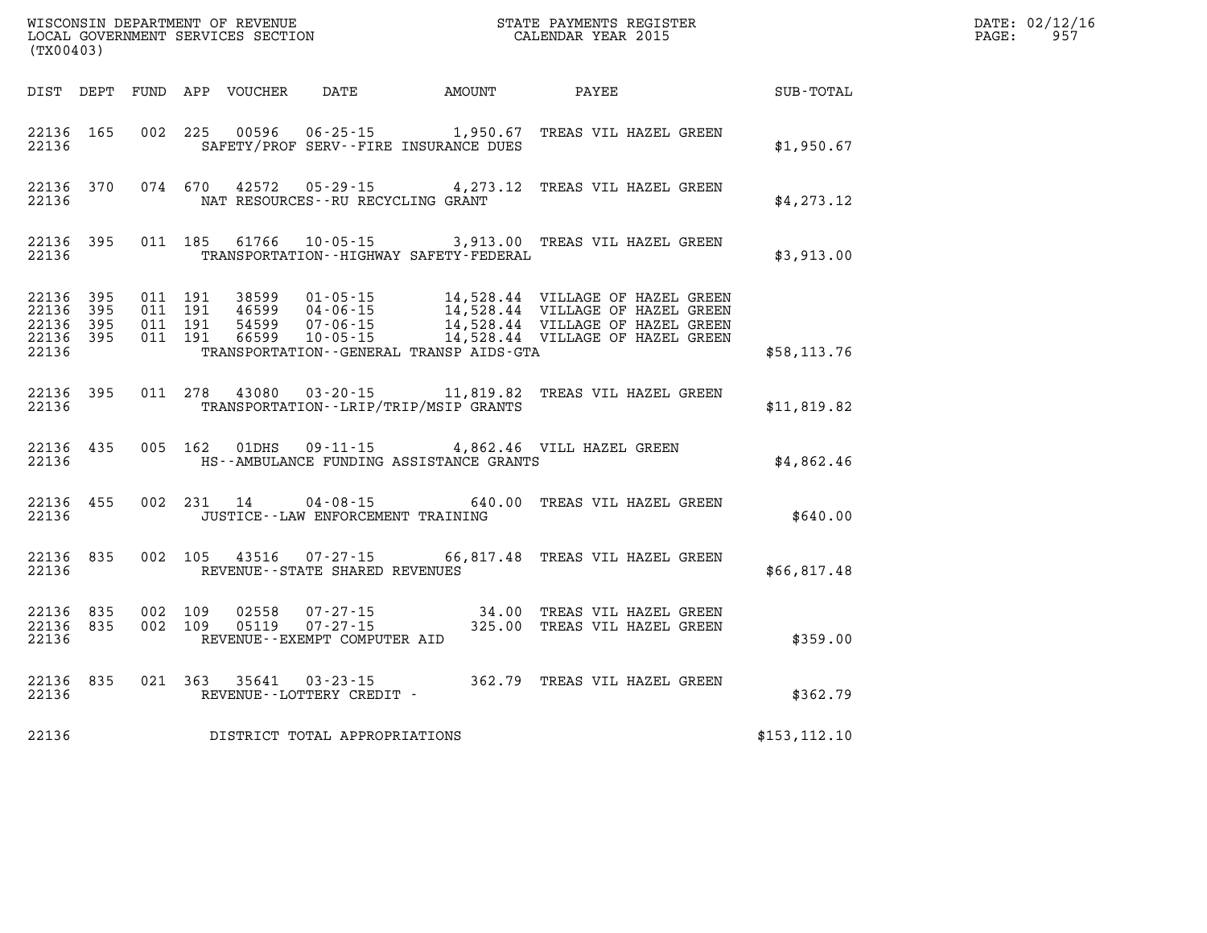WISCONSIN DEPARTMENT OF REVENUE
LOCAL GOVERNMENT SERVICES SECTION
(TX00403)

STATE PAYMENTS REGISTER
CALENDAR YEAR 2015

DATE: 02/12/16

| DIST | DEPT | FUND | APP | VOUCHER | DATE | AMOUNT | PAYEE | SUB-TOTAL |
|---|---|---|---|---|---|---|---|---|
| 22136 | 165 | 002 | 225 | 00596 | 06-25-15 | 1,950.67 | TREAS VIL HAZEL GREEN | |
| 22136 | | | | | SAFETY/PROF SERV--FIRE INSURANCE DUES | | | $1,950.67 |
| 22136 | 370 | 074 | 670 | 42572 | 05-29-15 | 4,273.12 | TREAS VIL HAZEL GREEN | |
| 22136 | | | | | NAT RESOURCES--RU RECYCLING GRANT | | | $4,273.12 |
| 22136 | 395 | 011 | 185 | 61766 | 10-05-15 | 3,913.00 | TREAS VIL HAZEL GREEN | |
| 22136 | | | | | TRANSPORTATION--HIGHWAY SAFETY-FEDERAL | | | $3,913.00 |
| 22136 | 395 | 011 | 191 | 38599 | 01-05-15 | 14,528.44 | VILLAGE OF HAZEL GREEN | |
| 22136 | 395 | 011 | 191 | 46599 | 04-06-15 | 14,528.44 | VILLAGE OF HAZEL GREEN | |
| 22136 | 395 | 011 | 191 | 54599 | 07-06-15 | 14,528.44 | VILLAGE OF HAZEL GREEN | |
| 22136 | 395 | 011 | 191 | 66599 | 10-05-15 | 14,528.44 | VILLAGE OF HAZEL GREEN | |
| 22136 | | | | | TRANSPORTATION--GENERAL TRANSP AIDS-GTA | | | $58,113.76 |
| 22136 | 395 | 011 | 278 | 43080 | 03-20-15 | 11,819.82 | TREAS VIL HAZEL GREEN | |
| 22136 | | | | | TRANSPORTATION--LRIP/TRIP/MSIP GRANTS | | | $11,819.82 |
| 22136 | 435 | 005 | 162 | 01DHS | 09-11-15 | 4,862.46 | VILL HAZEL GREEN | |
| 22136 | | | | | HS--AMBULANCE FUNDING ASSISTANCE GRANTS | | | $4,862.46 |
| 22136 | 455 | 002 | 231 | 14 | 04-08-15 | 640.00 | TREAS VIL HAZEL GREEN | |
| 22136 | | | | | JUSTICE--LAW ENFORCEMENT TRAINING | | | $640.00 |
| 22136 | 835 | 002 | 105 | 43516 | 07-27-15 | 66,817.48 | TREAS VIL HAZEL GREEN | |
| 22136 | | | | | REVENUE--STATE SHARED REVENUES | | | $66,817.48 |
| 22136 | 835 | 002 | 109 | 02558 | 07-27-15 | 34.00 | TREAS VIL HAZEL GREEN | |
| 22136 | 835 | 002 | 109 | 05119 | 07-27-15 | 325.00 | TREAS VIL HAZEL GREEN | |
| 22136 | | | | | REVENUE--EXEMPT COMPUTER AID | | | $359.00 |
| 22136 | 835 | 021 | 363 | 35641 | 03-23-15 | 362.79 | TREAS VIL HAZEL GREEN | |
| 22136 | | | | | REVENUE--LOTTERY CREDIT - | | | $362.79 |
| 22136 | | | | | DISTRICT TOTAL APPROPRIATIONS | | | $153,112.10 |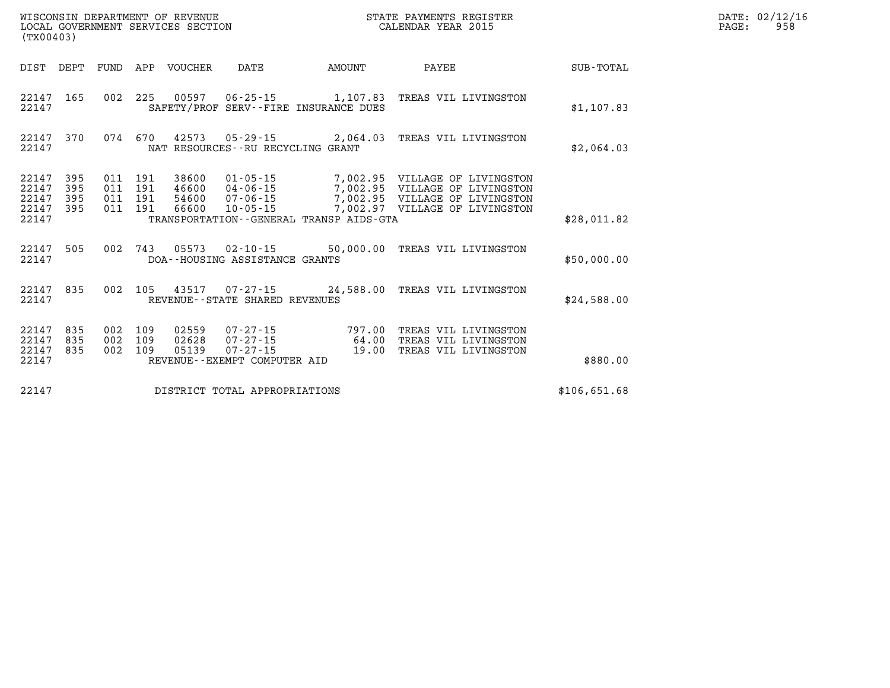WISCONSIN DEPARTMENT OF REVENUE
LOCAL GOVERNMENT SERVICES SECTION
(TX00403)

STATE PAYMENTS REGISTER
CALENDAR YEAR 2015

DATE: 02/12/16

| DIST | DEPT | FUND | APP | VOUCHER | DATE | AMOUNT | PAYEE | SUB-TOTAL |
|---|---|---|---|---|---|---|---|---|
| 22147 | 165 | 002 | 225 | 00597 | 06-25-15 | 1,107.83 | TREAS VIL LIVINGSTON | |
| 22147 | | | | | SAFETY/PROF SERV--FIRE INSURANCE DUES | | | $1,107.83 |
| 22147 | 370 | 074 | 670 | 42573 | 05-29-15 | 2,064.03 | TREAS VIL LIVINGSTON | |
| 22147 | | | | | NAT RESOURCES--RU RECYCLING GRANT | | | $2,064.03 |
| 22147 | 395 | 011 | 191 | 38600 | 01-05-15 | 7,002.95 | VILLAGE OF LIVINGSTON | |
| 22147 | 395 | 011 | 191 | 46600 | 04-06-15 | 7,002.95 | VILLAGE OF LIVINGSTON | |
| 22147 | 395 | 011 | 191 | 54600 | 07-06-15 | 7,002.95 | VILLAGE OF LIVINGSTON | |
| 22147 | 395 | 011 | 191 | 66600 | 10-05-15 | 7,002.97 | VILLAGE OF LIVINGSTON | |
| 22147 | | | | | TRANSPORTATION--GENERAL TRANSP AIDS-GTA | | | $28,011.82 |
| 22147 | 505 | 002 | 743 | 05573 | 02-10-15 | 50,000.00 | TREAS VIL LIVINGSTON | |
| 22147 | | | | | DOA--HOUSING ASSISTANCE GRANTS | | | $50,000.00 |
| 22147 | 835 | 002 | 105 | 43517 | 07-27-15 | 24,588.00 | TREAS VIL LIVINGSTON | |
| 22147 | | | | | REVENUE--STATE SHARED REVENUES | | | $24,588.00 |
| 22147 | 835 | 002 | 109 | 02559 | 07-27-15 | 797.00 | TREAS VIL LIVINGSTON | |
| 22147 | 835 | 002 | 109 | 02628 | 07-27-15 | 64.00 | TREAS VIL LIVINGSTON | |
| 22147 | 835 | 002 | 109 | 05139 | 07-27-15 | 19.00 | TREAS VIL LIVINGSTON | |
| 22147 | | | | | REVENUE--EXEMPT COMPUTER AID | | | $880.00 |
| 22147 | | | | | DISTRICT TOTAL APPROPRIATIONS | | | $106,651.68 |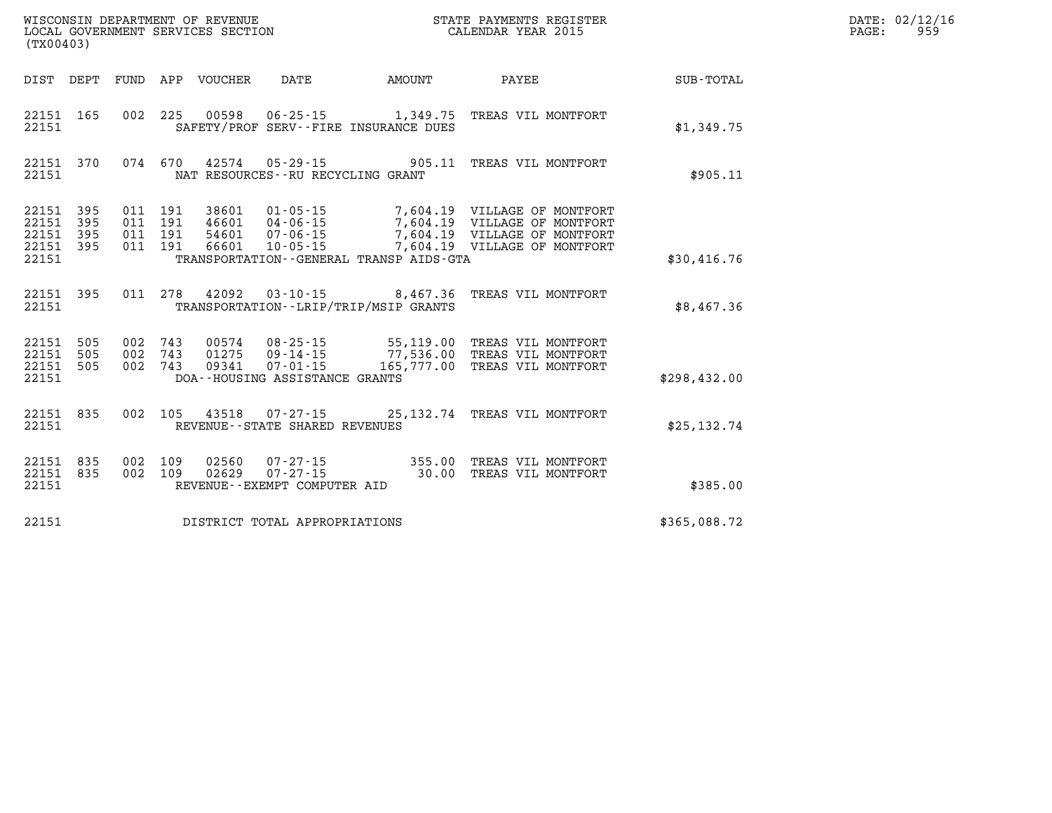WISCONSIN DEPARTMENT OF REVENUE
LOCAL GOVERNMENT SERVICES SECTION
(TX00403)

STATE PAYMENTS REGISTER
CALENDAR YEAR 2015

DATE: 02/12/16
PAGE: 959

| DIST | DEPT | FUND | APP | VOUCHER | DATE | AMOUNT | PAYEE | SUB-TOTAL |
|---|---|---|---|---|---|---|---|---|
| 22151 | 165 | 002 | 225 | 00598 | 06-25-15 | 1,349.75 | TREAS VIL MONTFORT | |
| 22151 | | | | | SAFETY/PROF SERV--FIRE INSURANCE DUES | | | $1,349.75 |
| 22151 | 370 | 074 | 670 | 42574 | 05-29-15 | 905.11 | TREAS VIL MONTFORT | |
| 22151 | | | | | NAT RESOURCES--RU RECYCLING GRANT | | | $905.11 |
| 22151 | 395 | 011 | 191 | 38601 | 01-05-15 | 7,604.19 | VILLAGE OF MONTFORT | |
| 22151 | 395 | 011 | 191 | 46601 | 04-06-15 | 7,604.19 | VILLAGE OF MONTFORT | |
| 22151 | 395 | 011 | 191 | 54601 | 07-06-15 | 7,604.19 | VILLAGE OF MONTFORT | |
| 22151 | 395 | 011 | 191 | 66601 | 10-05-15 | 7,604.19 | VILLAGE OF MONTFORT | |
| 22151 | | | | | TRANSPORTATION--GENERAL TRANSP AIDS-GTA | | | $30,416.76 |
| 22151 | 395 | 011 | 278 | 42092 | 03-10-15 | 8,467.36 | TREAS VIL MONTFORT | |
| 22151 | | | | | TRANSPORTATION--LRIP/TRIP/MSIP GRANTS | | | $8,467.36 |
| 22151 | 505 | 002 | 743 | 00574 | 08-25-15 | 55,119.00 | TREAS VIL MONTFORT | |
| 22151 | 505 | 002 | 743 | 01275 | 09-14-15 | 77,536.00 | TREAS VIL MONTFORT | |
| 22151 | 505 | 002 | 743 | 09341 | 07-01-15 | 165,777.00 | TREAS VIL MONTFORT | |
| 22151 | | | | | DOA--HOUSING ASSISTANCE GRANTS | | | $298,432.00 |
| 22151 | 835 | 002 | 105 | 43518 | 07-27-15 | 25,132.74 | TREAS VIL MONTFORT | |
| 22151 | | | | | REVENUE--STATE SHARED REVENUES | | | $25,132.74 |
| 22151 | 835 | 002 | 109 | 02560 | 07-27-15 | 355.00 | TREAS VIL MONTFORT | |
| 22151 | 835 | 002 | 109 | 02629 | 07-27-15 | 30.00 | TREAS VIL MONTFORT | |
| 22151 | | | | | REVENUE--EXEMPT COMPUTER AID | | | $385.00 |
| 22151 | | | | | DISTRICT TOTAL APPROPRIATIONS | | | $365,088.72 |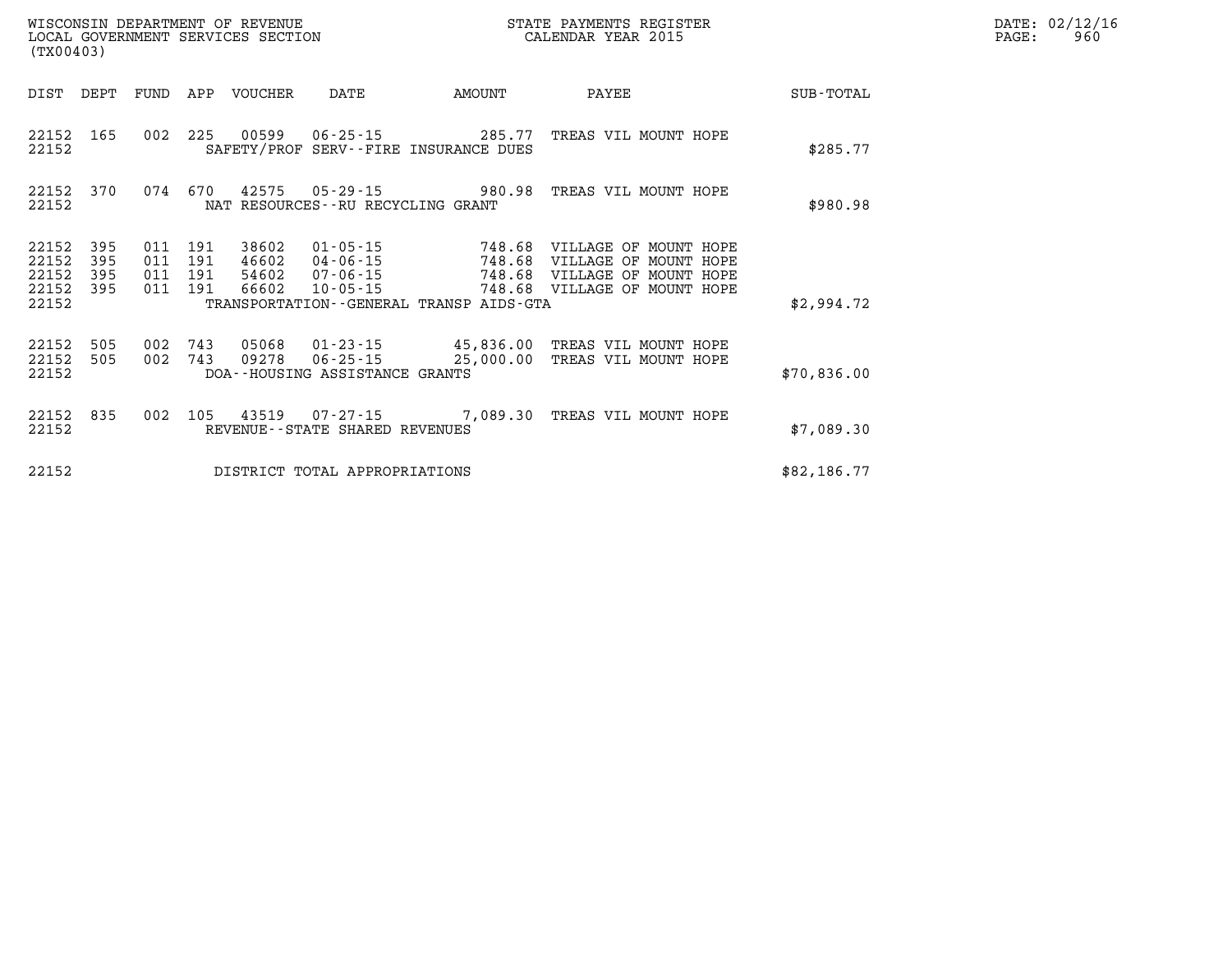WISCONSIN DEPARTMENT OF REVENUE
LOCAL GOVERNMENT SERVICES SECTION
(TX00403)

STATE PAYMENTS REGISTER
CALENDAR YEAR 2015

DATE: 02/12/16
PAGE: 960

| DIST | DEPT | FUND | APP | VOUCHER | DATE | AMOUNT | PAYEE | SUB-TOTAL |
|---|---|---|---|---|---|---|---|---|
| 22152 | 165 | 002 | 225 | 00599 | 06-25-15 | 285.77 | TREAS VIL MOUNT HOPE | |
| 22152 | | | | SAFETY/PROF SERV--FIRE INSURANCE DUES | | | | $285.77 |
| 22152 | 370 | 074 | 670 | 42575 | 05-29-15 | 980.98 | TREAS VIL MOUNT HOPE | |
| 22152 | | | | NAT RESOURCES--RU RECYCLING GRANT | | | | $980.98 |
| 22152 | 395 | 011 | 191 | 38602 | 01-05-15 | 748.68 | VILLAGE OF MOUNT HOPE | |
| 22152 | 395 | 011 | 191 | 46602 | 04-06-15 | 748.68 | VILLAGE OF MOUNT HOPE | |
| 22152 | 395 | 011 | 191 | 54602 | 07-06-15 | 748.68 | VILLAGE OF MOUNT HOPE | |
| 22152 | 395 | 011 | 191 | 66602 | 10-05-15 | 748.68 | VILLAGE OF MOUNT HOPE | |
| 22152 | | | | TRANSPORTATION--GENERAL TRANSP AIDS-GTA | | | | $2,994.72 |
| 22152 | 505 | 002 | 743 | 05068 | 01-23-15 | 45,836.00 | TREAS VIL MOUNT HOPE | |
| 22152 | 505 | 002 | 743 | 09278 | 06-25-15 | 25,000.00 | TREAS VIL MOUNT HOPE | |
| 22152 | | | | DOA--HOUSING ASSISTANCE GRANTS | | | | $70,836.00 |
| 22152 | 835 | 002 | 105 | 43519 | 07-27-15 | 7,089.30 | TREAS VIL MOUNT HOPE | |
| 22152 | | | | REVENUE--STATE SHARED REVENUES | | | | $7,089.30 |
| 22152 | | | | DISTRICT TOTAL APPROPRIATIONS | | | | $82,186.77 |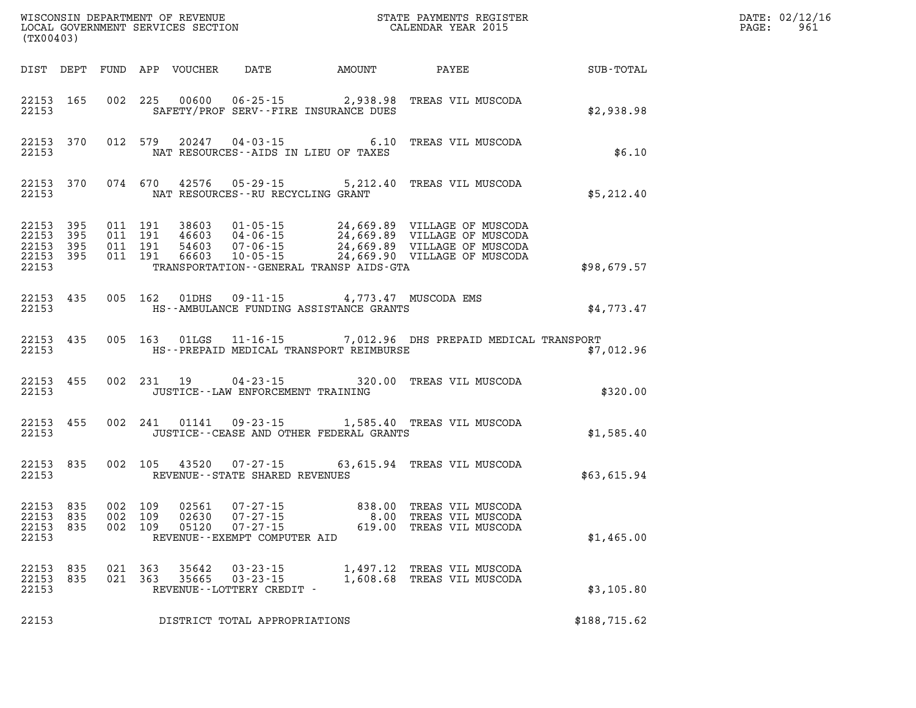WISCONSIN DEPARTMENT OF REVENUE
LOCAL GOVERNMENT SERVICES SECTION
(TX00403)

STATE PAYMENTS REGISTER
CALENDAR YEAR 2015

DATE: 02/12/16

| DIST | DEPT | FUND | APP | VOUCHER | DATE | AMOUNT | PAYEE | SUB-TOTAL |
|---|---|---|---|---|---|---|---|---|
| 22153 | 165 | 002 | 225 | 00600 | 06-25-15 | 2,938.98 | TREAS VIL MUSCODA | |
| 22153 | | | | | SAFETY/PROF SERV--FIRE INSURANCE DUES | | | $2,938.98 |
| 22153 | 370 | 012 | 579 | 20247 | 04-03-15 | 6.10 | TREAS VIL MUSCODA | |
| 22153 | | | | | NAT RESOURCES--AIDS IN LIEU OF TAXES | | | $6.10 |
| 22153 | 370 | 074 | 670 | 42576 | 05-29-15 | 5,212.40 | TREAS VIL MUSCODA | |
| 22153 | | | | | NAT RESOURCES--RU RECYCLING GRANT | | | $5,212.40 |
| 22153 | 395 | 011 | 191 | 38603 | 01-05-15 | 24,669.89 | VILLAGE OF MUSCODA | |
| 22153 | 395 | 011 | 191 | 46603 | 04-06-15 | 24,669.89 | VILLAGE OF MUSCODA | |
| 22153 | 395 | 011 | 191 | 54603 | 07-06-15 | 24,669.89 | VILLAGE OF MUSCODA | |
| 22153 | 395 | 011 | 191 | 66603 | 10-05-15 | 24,669.90 | VILLAGE OF MUSCODA | |
| 22153 | | | | | TRANSPORTATION--GENERAL TRANSP AIDS-GTA | | | $98,679.57 |
| 22153 | 435 | 005 | 162 | 01DHS | 09-11-15 | 4,773.47 | MUSCODA EMS | |
| 22153 | | | | | HS--AMBULANCE FUNDING ASSISTANCE GRANTS | | | $4,773.47 |
| 22153 | 435 | 005 | 163 | 01LGS | 11-16-15 | 7,012.96 | DHS PREPAID MEDICAL TRANSPORT | |
| 22153 | | | | | HS--PREPAID MEDICAL TRANSPORT REIMBURSE | | | $7,012.96 |
| 22153 | 455 | 002 | 231 | 19 | 04-23-15 | 320.00 | TREAS VIL MUSCODA | |
| 22153 | | | | | JUSTICE--LAW ENFORCEMENT TRAINING | | | $320.00 |
| 22153 | 455 | 002 | 241 | 01141 | 09-23-15 | 1,585.40 | TREAS VIL MUSCODA | |
| 22153 | | | | | JUSTICE--CEASE AND OTHER FEDERAL GRANTS | | | $1,585.40 |
| 22153 | 835 | 002 | 105 | 43520 | 07-27-15 | 63,615.94 | TREAS VIL MUSCODA | |
| 22153 | | | | | REVENUE--STATE SHARED REVENUES | | | $63,615.94 |
| 22153 | 835 | 002 | 109 | 02561 | 07-27-15 | 838.00 | TREAS VIL MUSCODA | |
| 22153 | 835 | 002 | 109 | 02630 | 07-27-15 | 8.00 | TREAS VIL MUSCODA | |
| 22153 | 835 | 002 | 109 | 05120 | 07-27-15 | 619.00 | TREAS VIL MUSCODA | |
| 22153 | | | | | REVENUE--EXEMPT COMPUTER AID | | | $1,465.00 |
| 22153 | 835 | 021 | 363 | 35642 | 03-23-15 | 1,497.12 | TREAS VIL MUSCODA | |
| 22153 | 835 | 021 | 363 | 35665 | 03-23-15 | 1,608.68 | TREAS VIL MUSCODA | |
| 22153 | | | | | REVENUE--LOTTERY CREDIT - | | | $3,105.80 |
| 22153 | | | | | DISTRICT TOTAL APPROPRIATIONS | | | $188,715.62 |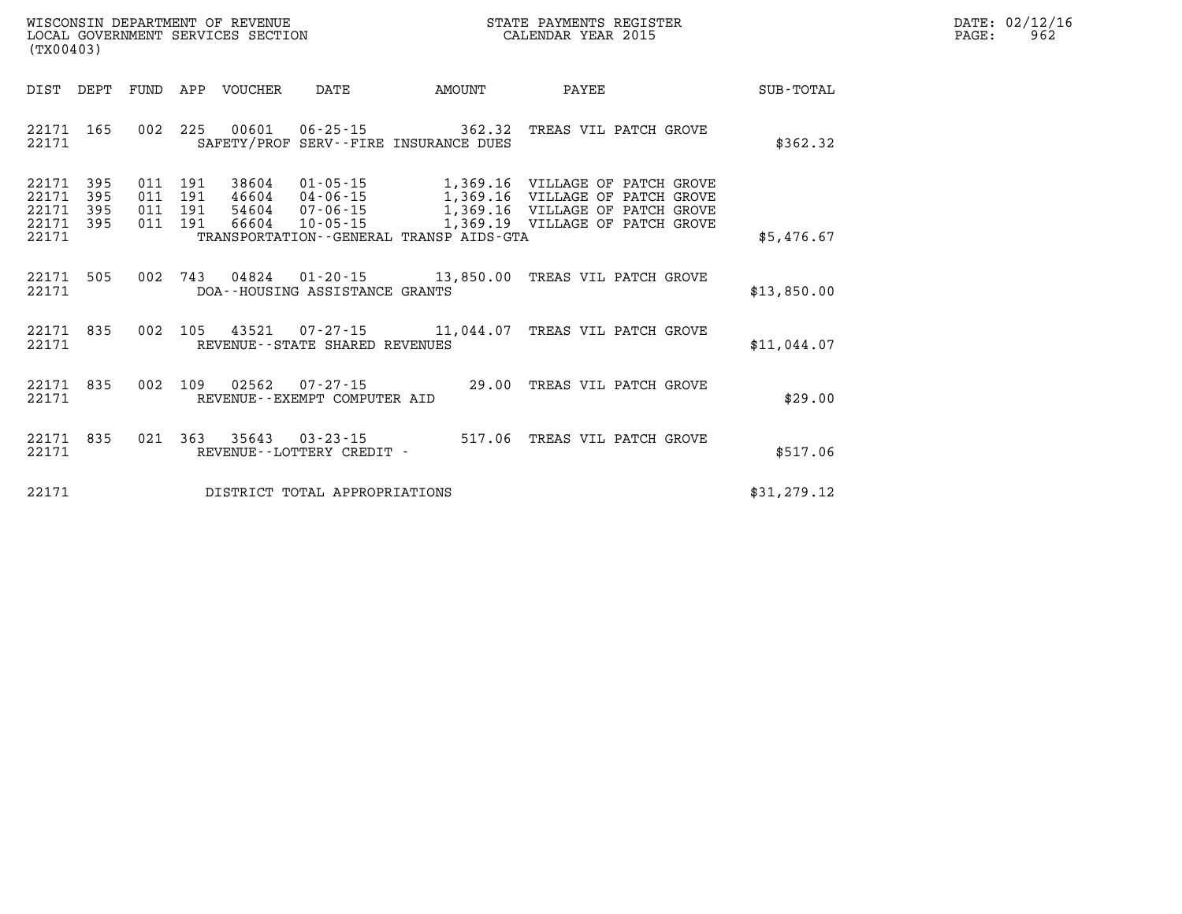WISCONSIN DEPARTMENT OF REVENUE
LOCAL GOVERNMENT SERVICES SECTION
(TX00403)

STATE PAYMENTS REGISTER
CALENDAR YEAR 2015

DATE: 02/12/16
PAGE: 962

| DIST | DEPT | FUND | APP | VOUCHER | DATE | AMOUNT | PAYEE | SUB-TOTAL |
|---|---|---|---|---|---|---|---|---|
| 22171 | 165 | 002 | 225 | 00601 | 06-25-15 | 362.32 | TREAS VIL PATCH GROVE | |
| 22171 | | | | SAFETY/PROF SERV--FIRE INSURANCE DUES | | | | $362.32 |
| 22171 | 395 | 011 | 191 | 38604 | 01-05-15 | 1,369.16 | VILLAGE OF PATCH GROVE | |
| 22171 | 395 | 011 | 191 | 46604 | 04-06-15 | 1,369.16 | VILLAGE OF PATCH GROVE | |
| 22171 | 395 | 011 | 191 | 54604 | 07-06-15 | 1,369.16 | VILLAGE OF PATCH GROVE | |
| 22171 | 395 | 011 | 191 | 66604 | 10-05-15 | 1,369.19 | VILLAGE OF PATCH GROVE | |
| 22171 | | | | TRANSPORTATION--GENERAL TRANSP AIDS-GTA | | | | $5,476.67 |
| 22171 | 505 | 002 | 743 | 04824 | 01-20-15 | 13,850.00 | TREAS VIL PATCH GROVE | |
| 22171 | | | | DOA--HOUSING ASSISTANCE GRANTS | | | | $13,850.00 |
| 22171 | 835 | 002 | 105 | 43521 | 07-27-15 | 11,044.07 | TREAS VIL PATCH GROVE | |
| 22171 | | | | REVENUE--STATE SHARED REVENUES | | | | $11,044.07 |
| 22171 | 835 | 002 | 109 | 02562 | 07-27-15 | 29.00 | TREAS VIL PATCH GROVE | |
| 22171 | | | | REVENUE--EXEMPT COMPUTER AID | | | | $29.00 |
| 22171 | 835 | 021 | 363 | 35643 | 03-23-15 | 517.06 | TREAS VIL PATCH GROVE | |
| 22171 | | | | REVENUE--LOTTERY CREDIT - | | | | $517.06 |
| 22171 | | | | DISTRICT TOTAL APPROPRIATIONS | | | | $31,279.12 |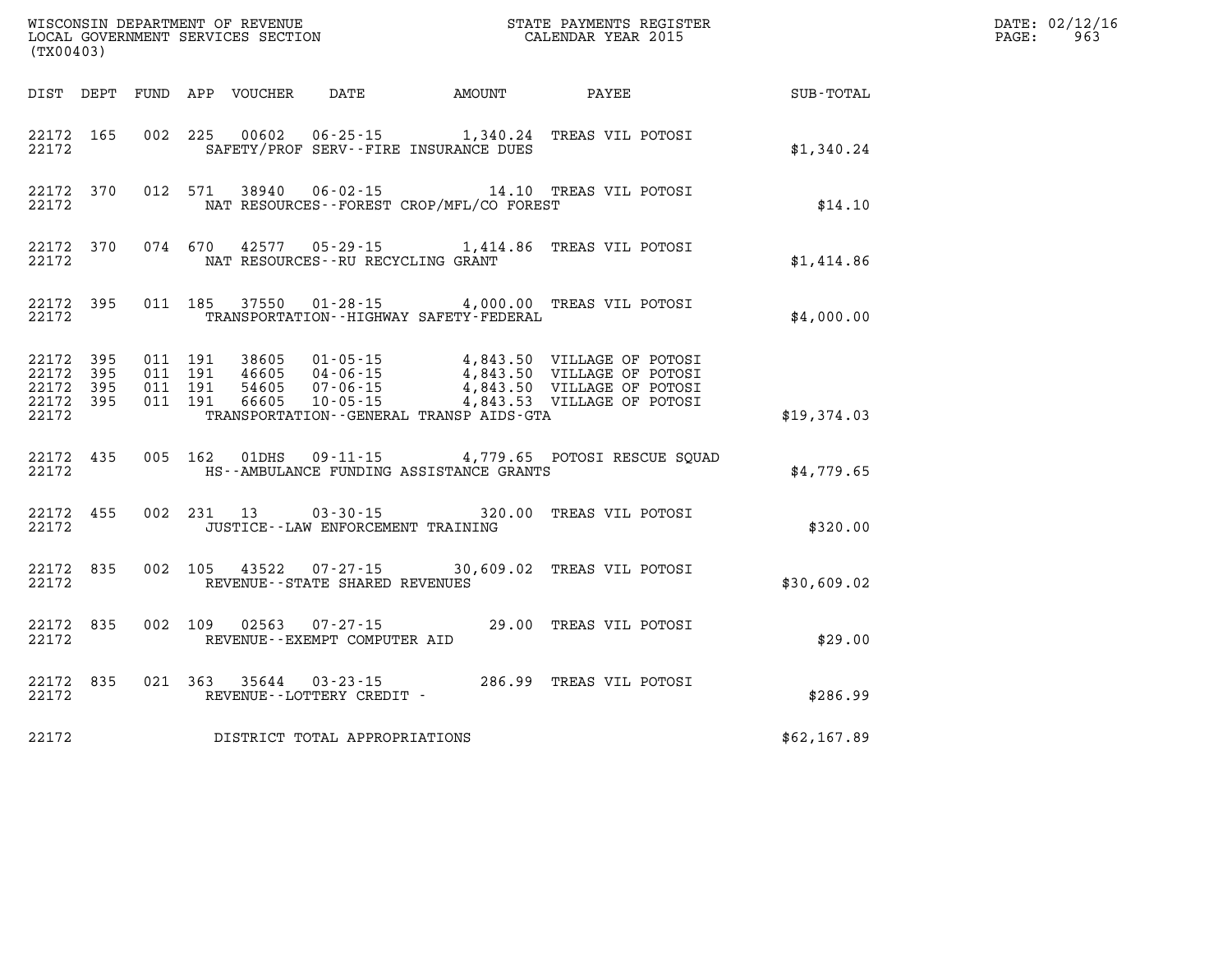WISCONSIN DEPARTMENT OF REVENUE
LOCAL GOVERNMENT SERVICES SECTION
(TX00403)

STATE PAYMENTS REGISTER
CALENDAR YEAR 2015

DATE: 02/12/16

| DIST | DEPT | FUND | APP | VOUCHER | DATE | AMOUNT | PAYEE | SUB-TOTAL |
|---|---|---|---|---|---|---|---|---|
| 22172 | 165 | 002 | 225 | 00602 | 06-25-15 | 1,340.24 | TREAS VIL POTOSI | |
| 22172 | | | | | SAFETY/PROF SERV--FIRE INSURANCE DUES | | | $1,340.24 |
| 22172 | 370 | 012 | 571 | 38940 | 06-02-15 | 14.10 | TREAS VIL POTOSI | |
| 22172 | | | | | NAT RESOURCES--FOREST CROP/MFL/CO FOREST | | | $14.10 |
| 22172 | 370 | 074 | 670 | 42577 | 05-29-15 | 1,414.86 | TREAS VIL POTOSI | |
| 22172 | | | | | NAT RESOURCES--RU RECYCLING GRANT | | | $1,414.86 |
| 22172 | 395 | 011 | 185 | 37550 | 01-28-15 | 4,000.00 | TREAS VIL POTOSI | |
| 22172 | | | | | TRANSPORTATION--HIGHWAY SAFETY-FEDERAL | | | $4,000.00 |
| 22172 | 395 | 011 | 191 | 38605 | 01-05-15 | 4,843.50 | VILLAGE OF POTOSI | |
| 22172 | 395 | 011 | 191 | 46605 | 04-06-15 | 4,843.50 | VILLAGE OF POTOSI | |
| 22172 | 395 | 011 | 191 | 54605 | 07-06-15 | 4,843.50 | VILLAGE OF POTOSI | |
| 22172 | 395 | 011 | 191 | 66605 | 10-05-15 | 4,843.53 | VILLAGE OF POTOSI | |
| 22172 | | | | | TRANSPORTATION--GENERAL TRANSP AIDS-GTA | | | $19,374.03 |
| 22172 | 435 | 005 | 162 | 01DHS | 09-11-15 | 4,779.65 | POTOSI RESCUE SQUAD | |
| 22172 | | | | | HS--AMBULANCE FUNDING ASSISTANCE GRANTS | | | $4,779.65 |
| 22172 | 455 | 002 | 231 | 13 | 03-30-15 | 320.00 | TREAS VIL POTOSI | |
| 22172 | | | | | JUSTICE--LAW ENFORCEMENT TRAINING | | | $320.00 |
| 22172 | 835 | 002 | 105 | 43522 | 07-27-15 | 30,609.02 | TREAS VIL POTOSI | |
| 22172 | | | | | REVENUE--STATE SHARED REVENUES | | | $30,609.02 |
| 22172 | 835 | 002 | 109 | 02563 | 07-27-15 | 29.00 | TREAS VIL POTOSI | |
| 22172 | | | | | REVENUE--EXEMPT COMPUTER AID | | | $29.00 |
| 22172 | 835 | 021 | 363 | 35644 | 03-23-15 | 286.99 | TREAS VIL POTOSI | |
| 22172 | | | | | REVENUE--LOTTERY CREDIT - | | | $286.99 |
| 22172 | | | | | DISTRICT TOTAL APPROPRIATIONS | | | $62,167.89 |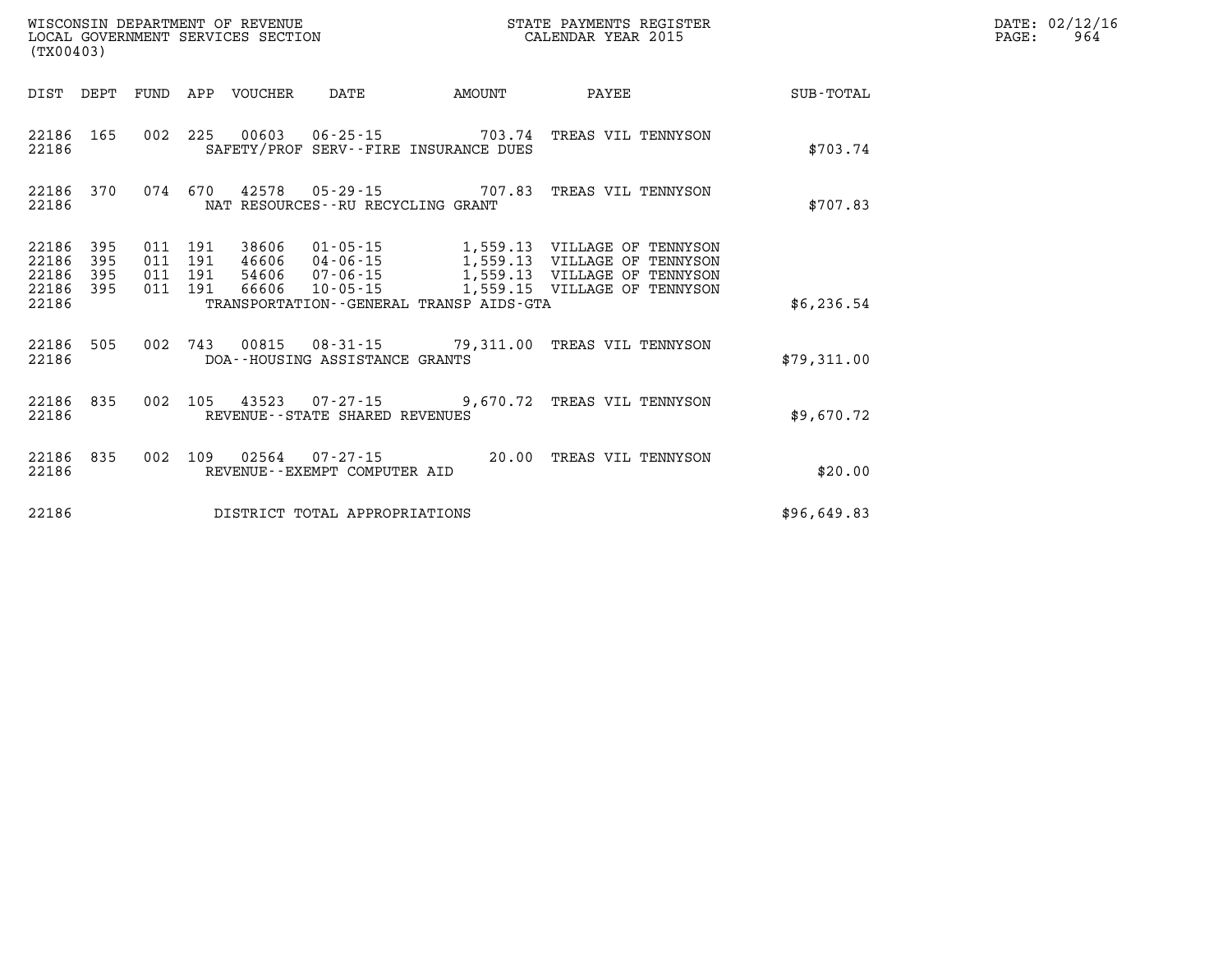WISCONSIN DEPARTMENT OF REVENUE
LOCAL GOVERNMENT SERVICES SECTION
(TX00403)

STATE PAYMENTS REGISTER
CALENDAR YEAR 2015

DATE: 02/12/16
PAGE: 964

| DIST | DEPT | FUND | APP | VOUCHER | DATE | AMOUNT | PAYEE | SUB-TOTAL |
|---|---|---|---|---|---|---|---|---|
| 22186 | 165 | 002 | 225 | 00603 | 06-25-15 | 703.74 | TREAS VIL TENNYSON | |
| 22186 | | | | SAFETY/PROF SERV--FIRE INSURANCE DUES | | | | $703.74 |
| 22186 | 370 | 074 | 670 | 42578 | 05-29-15 | 707.83 | TREAS VIL TENNYSON | |
| 22186 | | | | NAT RESOURCES--RU RECYCLING GRANT | | | | $707.83 |
| 22186 | 395 | 011 | 191 | 38606 | 01-05-15 | 1,559.13 | VILLAGE OF TENNYSON | |
| 22186 | 395 | 011 | 191 | 46606 | 04-06-15 | 1,559.13 | VILLAGE OF TENNYSON | |
| 22186 | 395 | 011 | 191 | 54606 | 07-06-15 | 1,559.13 | VILLAGE OF TENNYSON | |
| 22186 | 395 | 011 | 191 | 66606 | 10-05-15 | 1,559.15 | VILLAGE OF TENNYSON | |
| 22186 | | | | TRANSPORTATION--GENERAL TRANSP AIDS-GTA | | | | $6,236.54 |
| 22186 | 505 | 002 | 743 | 00815 | 08-31-15 | 79,311.00 | TREAS VIL TENNYSON | |
| 22186 | | | | DOA--HOUSING ASSISTANCE GRANTS | | | | $79,311.00 |
| 22186 | 835 | 002 | 105 | 43523 | 07-27-15 | 9,670.72 | TREAS VIL TENNYSON | |
| 22186 | | | | REVENUE--STATE SHARED REVENUES | | | | $9,670.72 |
| 22186 | 835 | 002 | 109 | 02564 | 07-27-15 | 20.00 | TREAS VIL TENNYSON | |
| 22186 | | | | REVENUE--EXEMPT COMPUTER AID | | | | $20.00 |
| 22186 | | | | DISTRICT TOTAL APPROPRIATIONS | | | | $96,649.83 |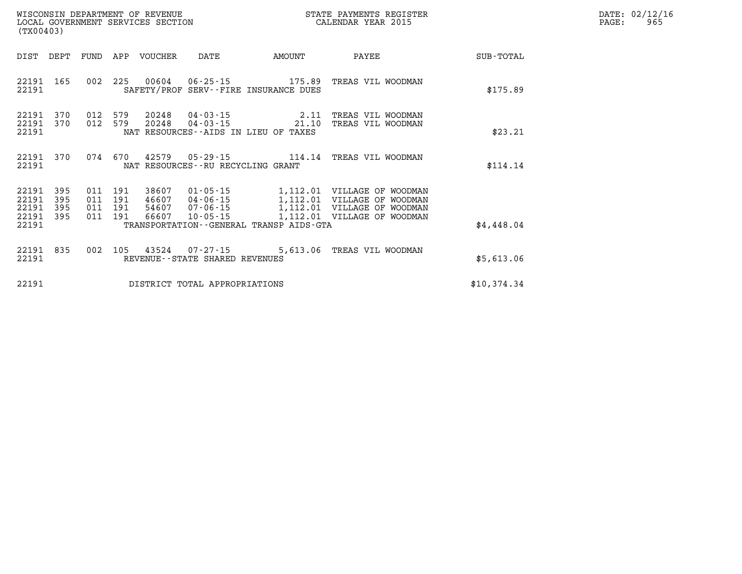WISCONSIN DEPARTMENT OF REVENUE
LOCAL GOVERNMENT SERVICES SECTION
(TX00403)

STATE PAYMENTS REGISTER
CALENDAR YEAR 2015

DATE: 02/12/16
PAGE: 965

| DIST | DEPT | FUND | APP | VOUCHER | DATE | AMOUNT | PAYEE | SUB-TOTAL |
|---|---|---|---|---|---|---|---|---|
| 22191 | 165 | 002 | 225 | 00604 | 06-25-15 | 175.89 | TREAS VIL WOODMAN | |
| 22191 | | | | SAFETY/PROF SERV--FIRE INSURANCE DUES | | | | $175.89 |
| 22191 | 370 | 012 | 579 | 20248 | 04-03-15 | 2.11 | TREAS VIL WOODMAN | |
| 22191 | 370 | 012 | 579 | 20248 | 04-03-15 | 21.10 | TREAS VIL WOODMAN | |
| 22191 | | | | NAT RESOURCES--AIDS IN LIEU OF TAXES | | | | $23.21 |
| 22191 | 370 | 074 | 670 | 42579 | 05-29-15 | 114.14 | TREAS VIL WOODMAN | |
| 22191 | | | | NAT RESOURCES--RU RECYCLING GRANT | | | | $114.14 |
| 22191 | 395 | 011 | 191 | 38607 | 01-05-15 | 1,112.01 | VILLAGE OF WOODMAN | |
| 22191 | 395 | 011 | 191 | 46607 | 04-06-15 | 1,112.01 | VILLAGE OF WOODMAN | |
| 22191 | 395 | 011 | 191 | 54607 | 07-06-15 | 1,112.01 | VILLAGE OF WOODMAN | |
| 22191 | 395 | 011 | 191 | 66607 | 10-05-15 | 1,112.01 | VILLAGE OF WOODMAN | |
| 22191 | | | | TRANSPORTATION--GENERAL TRANSP AIDS-GTA | | | | $4,448.04 |
| 22191 | 835 | 002 | 105 | 43524 | 07-27-15 | 5,613.06 | TREAS VIL WOODMAN | |
| 22191 | | | | REVENUE--STATE SHARED REVENUES | | | | $5,613.06 |
| 22191 | | | | DISTRICT TOTAL APPROPRIATIONS | | | | $10,374.34 |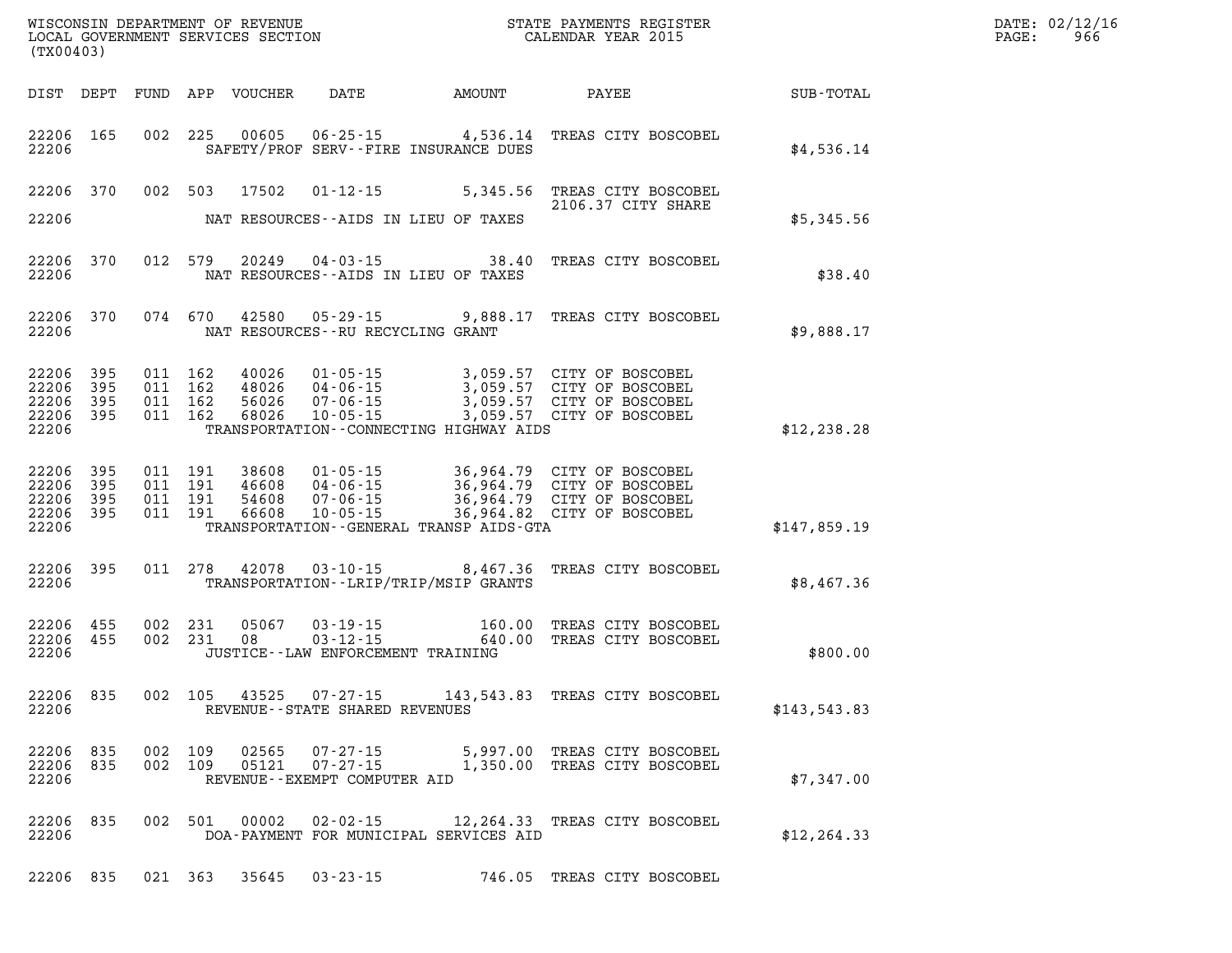WISCONSIN DEPARTMENT OF REVENUE
LOCAL GOVERNMENT SERVICES SECTION
(TX00403)

STATE PAYMENTS REGISTER
CALENDAR YEAR 2015

DATE: 02/12/16
PAGE: 966

| DIST | DEPT | FUND | APP | VOUCHER | DATE | AMOUNT | PAYEE | SUB-TOTAL |
|---|---|---|---|---|---|---|---|---|
| 22206 | 165 | 002 | 225 | 00605 | 06-25-15 | 4,536.14 | TREAS CITY BOSCOBEL | |
| 22206 | | | | | SAFETY/PROF SERV--FIRE INSURANCE DUES | | | $4,536.14 |
| 22206 | 370 | 002 | 503 | 17502 | 01-12-15 | 5,345.56 | TREAS CITY BOSCOBEL 2106.37 CITY SHARE | |
| 22206 | | | | | NAT RESOURCES--AIDS IN LIEU OF TAXES | | | $5,345.56 |
| 22206 | 370 | 012 | 579 | 20249 | 04-03-15 | 38.40 | TREAS CITY BOSCOBEL | |
| 22206 | | | | | NAT RESOURCES--AIDS IN LIEU OF TAXES | | | $38.40 |
| 22206 | 370 | 074 | 670 | 42580 | 05-29-15 | 9,888.17 | TREAS CITY BOSCOBEL | |
| 22206 | | | | | NAT RESOURCES--RU RECYCLING GRANT | | | $9,888.17 |
| 22206 | 395 | 011 | 162 | 40026 | 01-05-15 | 3,059.57 | CITY OF BOSCOBEL | |
| 22206 | 395 | 011 | 162 | 48026 | 04-06-15 | 3,059.57 | CITY OF BOSCOBEL | |
| 22206 | 395 | 011 | 162 | 56026 | 07-06-15 | 3,059.57 | CITY OF BOSCOBEL | |
| 22206 | 395 | 011 | 162 | 68026 | 10-05-15 | 3,059.57 | CITY OF BOSCOBEL | |
| 22206 | | | | | TRANSPORTATION--CONNECTING HIGHWAY AIDS | | | $12,238.28 |
| 22206 | 395 | 011 | 191 | 38608 | 01-05-15 | 36,964.79 | CITY OF BOSCOBEL | |
| 22206 | 395 | 011 | 191 | 46608 | 04-06-15 | 36,964.79 | CITY OF BOSCOBEL | |
| 22206 | 395 | 011 | 191 | 54608 | 07-06-15 | 36,964.79 | CITY OF BOSCOBEL | |
| 22206 | 395 | 011 | 191 | 66608 | 10-05-15 | 36,964.82 | CITY OF BOSCOBEL | |
| 22206 | | | | | TRANSPORTATION--GENERAL TRANSP AIDS-GTA | | | $147,859.19 |
| 22206 | 395 | 011 | 278 | 42078 | 03-10-15 | 8,467.36 | TREAS CITY BOSCOBEL | |
| 22206 | | | | | TRANSPORTATION--LRIP/TRIP/MSIP GRANTS | | | $8,467.36 |
| 22206 | 455 | 002 | 231 | 05067 | 03-19-15 | 160.00 | TREAS CITY BOSCOBEL | |
| 22206 | 455 | 002 | 231 | 08 | 03-12-15 | 640.00 | TREAS CITY BOSCOBEL | |
| 22206 | | | | | JUSTICE--LAW ENFORCEMENT TRAINING | | | $800.00 |
| 22206 | 835 | 002 | 105 | 43525 | 07-27-15 | 143,543.83 | TREAS CITY BOSCOBEL | |
| 22206 | | | | | REVENUE--STATE SHARED REVENUES | | | $143,543.83 |
| 22206 | 835 | 002 | 109 | 02565 | 07-27-15 | 5,997.00 | TREAS CITY BOSCOBEL | |
| 22206 | 835 | 002 | 109 | 05121 | 07-27-15 | 1,350.00 | TREAS CITY BOSCOBEL | |
| 22206 | | | | | REVENUE--EXEMPT COMPUTER AID | | | $7,347.00 |
| 22206 | 835 | 002 | 501 | 00002 | 02-02-15 | 12,264.33 | TREAS CITY BOSCOBEL | |
| 22206 | | | | | DOA-PAYMENT FOR MUNICIPAL SERVICES AID | | | $12,264.33 |
| 22206 | 835 | 021 | 363 | 35645 | 03-23-15 | 746.05 | TREAS CITY BOSCOBEL | |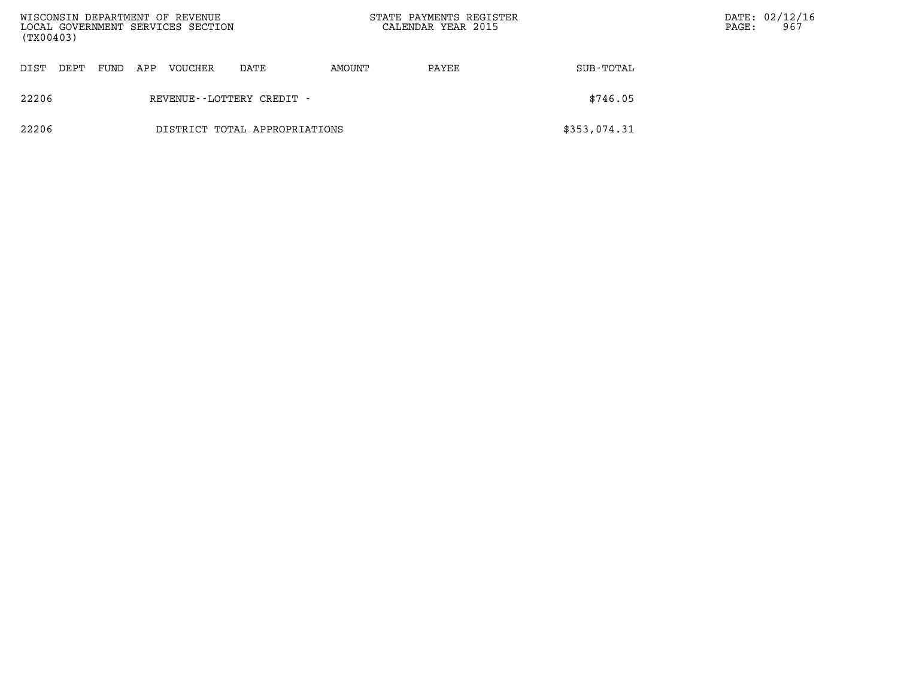| DIST | DEPT | FUND | APP | VOUCHER | DATE | AMOUNT | PAYEE | SUB-TOTAL |
|---|---|---|---|---|---|---|---|---|
| 22206 | | | | REVENUE--LOTTERY CREDIT - | | | | $746.05 |
| 22206 | | | | DISTRICT TOTAL APPROPRIATIONS | | | | $353,074.31 |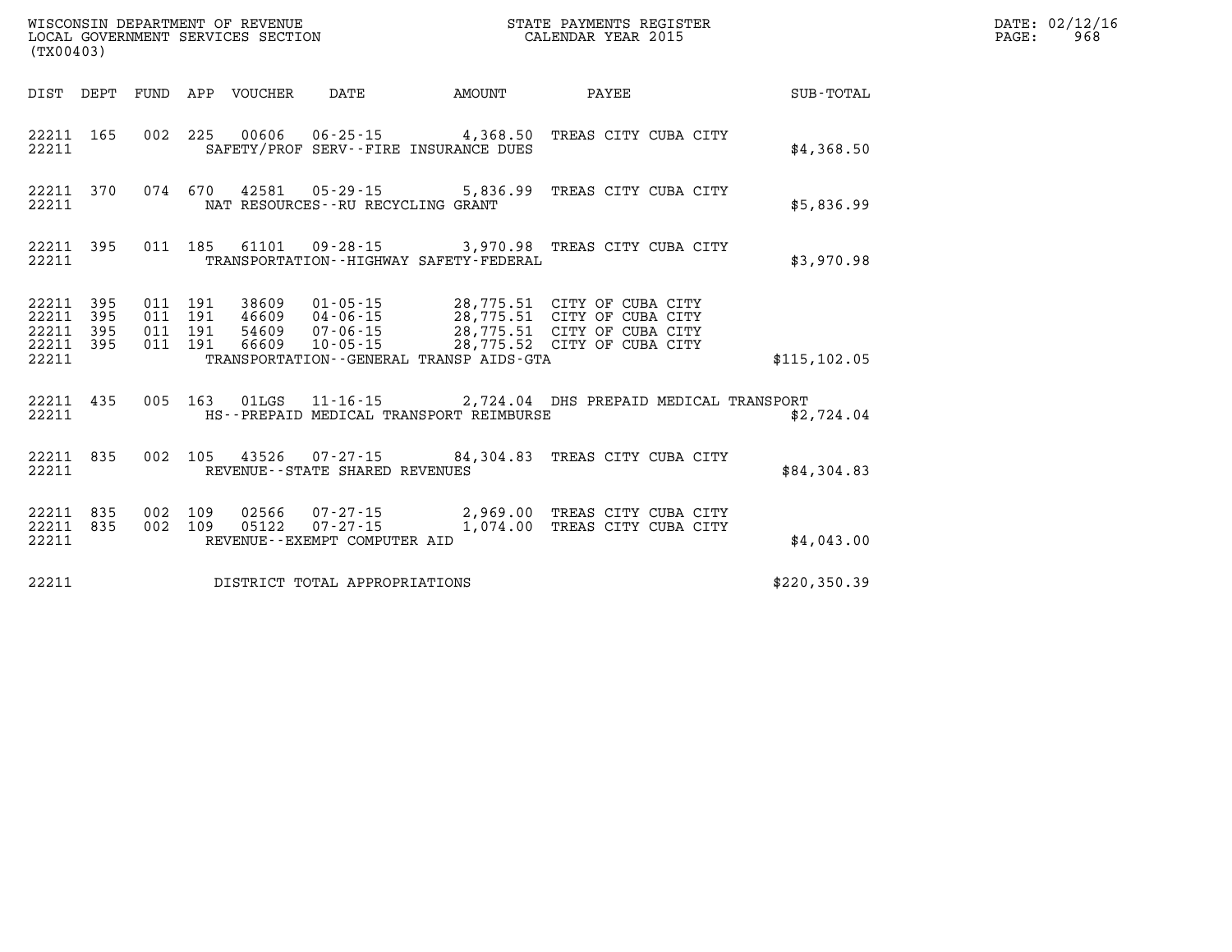WISCONSIN DEPARTMENT OF REVENUE
LOCAL GOVERNMENT SERVICES SECTION
(TX00403)

STATE PAYMENTS REGISTER
CALENDAR YEAR 2015

DATE: 02/12/16
PAGE: 968

| DIST | DEPT | FUND | APP | VOUCHER | DATE | AMOUNT | PAYEE | SUB-TOTAL |
|---|---|---|---|---|---|---|---|---|
| 22211 | 165 | 002 | 225 | 00606 | 06-25-15 | 4,368.50 | TREAS CITY CUBA CITY | |
| 22211 | | | | | SAFETY/PROF SERV--FIRE INSURANCE DUES | | | $4,368.50 |
| 22211 | 370 | 074 | 670 | 42581 | 05-29-15 | 5,836.99 | TREAS CITY CUBA CITY | |
| 22211 | | | | | NAT RESOURCES--RU RECYCLING GRANT | | | $5,836.99 |
| 22211 | 395 | 011 | 185 | 61101 | 09-28-15 | 3,970.98 | TREAS CITY CUBA CITY | |
| 22211 | | | | | TRANSPORTATION--HIGHWAY SAFETY-FEDERAL | | | $3,970.98 |
| 22211 | 395 | 011 | 191 | 38609 | 01-05-15 | 28,775.51 | CITY OF CUBA CITY | |
| 22211 | 395 | 011 | 191 | 46609 | 04-06-15 | 28,775.51 | CITY OF CUBA CITY | |
| 22211 | 395 | 011 | 191 | 54609 | 07-06-15 | 28,775.51 | CITY OF CUBA CITY | |
| 22211 | 395 | 011 | 191 | 66609 | 10-05-15 | 28,775.52 | CITY OF CUBA CITY | |
| 22211 | | | | | TRANSPORTATION--GENERAL TRANSP AIDS-GTA | | | $115,102.05 |
| 22211 | 435 | 005 | 163 | 01LGS | 11-16-15 | 2,724.04 | DHS PREPAID MEDICAL TRANSPORT | |
| 22211 | | | | | HS--PREPAID MEDICAL TRANSPORT REIMBURSE | | | $2,724.04 |
| 22211 | 835 | 002 | 105 | 43526 | 07-27-15 | 84,304.83 | TREAS CITY CUBA CITY | |
| 22211 | | | | | REVENUE--STATE SHARED REVENUES | | | $84,304.83 |
| 22211 | 835 | 002 | 109 | 02566 | 07-27-15 | 2,969.00 | TREAS CITY CUBA CITY | |
| 22211 | 835 | 002 | 109 | 05122 | 07-27-15 | 1,074.00 | TREAS CITY CUBA CITY | |
| 22211 | | | | | REVENUE--EXEMPT COMPUTER AID | | | $4,043.00 |
| 22211 | | | | | DISTRICT TOTAL APPROPRIATIONS | | | $220,350.39 |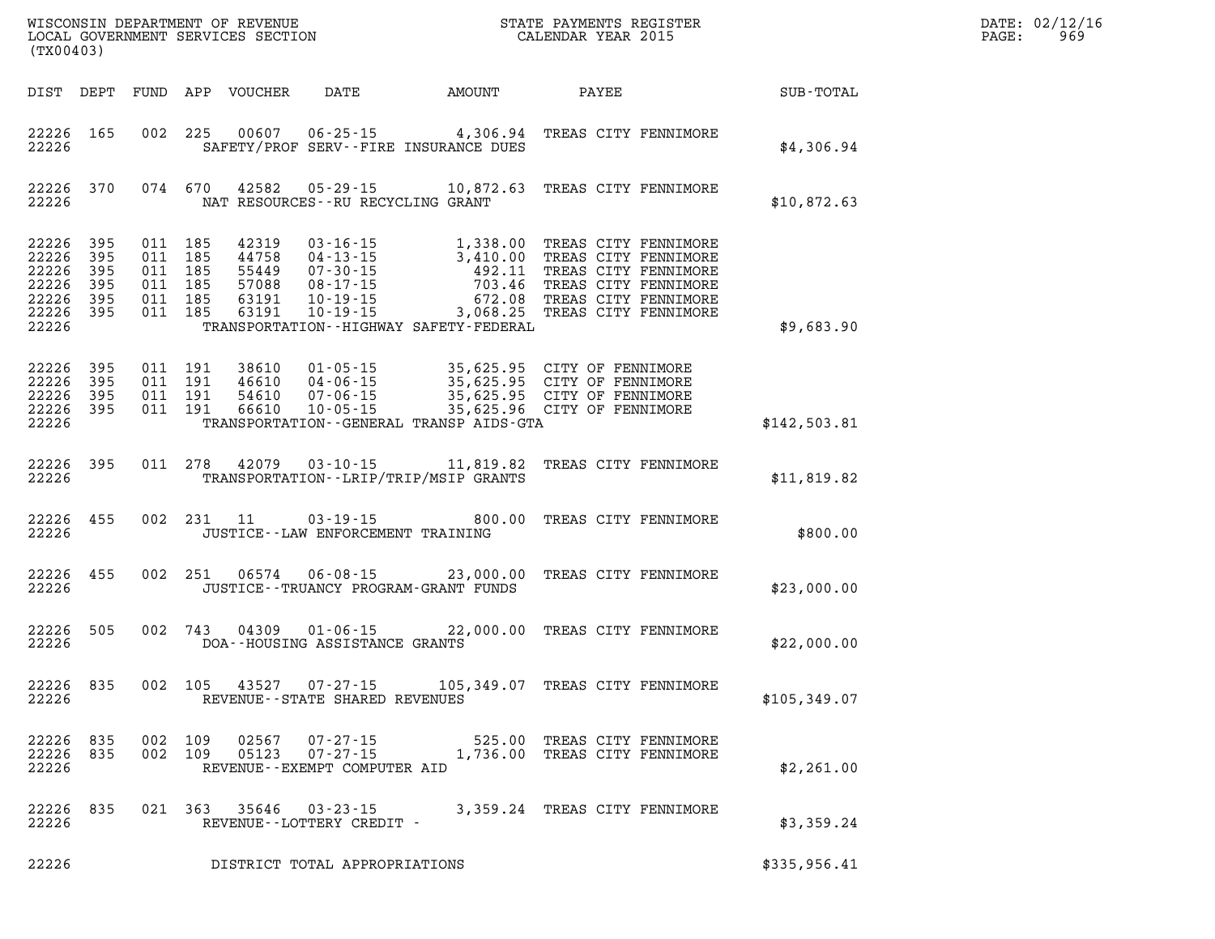WISCONSIN DEPARTMENT OF REVENUE
LOCAL GOVERNMENT SERVICES SECTION
(TX00403)

STATE PAYMENTS REGISTER
CALENDAR YEAR 2015

DATE: 02/12/16
PAGE: 969

| DIST | DEPT | FUND | APP | VOUCHER | DATE | AMOUNT | PAYEE | SUB-TOTAL |
|---|---|---|---|---|---|---|---|---|
| 22226 | 165 | 002 | 225 | 00607 | 06-25-15 | 4,306.94 | TREAS CITY FENNIMORE | |
| 22226 | | | | | SAFETY/PROF SERV--FIRE INSURANCE DUES | | | $4,306.94 |
| 22226 | 370 | 074 | 670 | 42582 | 05-29-15 | 10,872.63 | TREAS CITY FENNIMORE | |
| 22226 | | | | | NAT RESOURCES--RU RECYCLING GRANT | | | $10,872.63 |
| 22226 | 395 | 011 | 185 | 42319 | 03-16-15 | 1,338.00 | TREAS CITY FENNIMORE | |
| 22226 | 395 | 011 | 185 | 44758 | 04-13-15 | 3,410.00 | TREAS CITY FENNIMORE | |
| 22226 | 395 | 011 | 185 | 55449 | 07-30-15 | 492.11 | TREAS CITY FENNIMORE | |
| 22226 | 395 | 011 | 185 | 57088 | 08-17-15 | 703.46 | TREAS CITY FENNIMORE | |
| 22226 | 395 | 011 | 185 | 63191 | 10-19-15 | 672.08 | TREAS CITY FENNIMORE | |
| 22226 | 395 | 011 | 185 | 63191 | 10-19-15 | 3,068.25 | TREAS CITY FENNIMORE | |
| 22226 | | | | | TRANSPORTATION--HIGHWAY SAFETY-FEDERAL | | | $9,683.90 |
| 22226 | 395 | 011 | 191 | 38610 | 01-05-15 | 35,625.95 | CITY OF FENNIMORE | |
| 22226 | 395 | 011 | 191 | 46610 | 04-06-15 | 35,625.95 | CITY OF FENNIMORE | |
| 22226 | 395 | 011 | 191 | 54610 | 07-06-15 | 35,625.95 | CITY OF FENNIMORE | |
| 22226 | 395 | 011 | 191 | 66610 | 10-05-15 | 35,625.96 | CITY OF FENNIMORE | |
| 22226 | | | | | TRANSPORTATION--GENERAL TRANSP AIDS-GTA | | | $142,503.81 |
| 22226 | 395 | 011 | 278 | 42079 | 03-10-15 | 11,819.82 | TREAS CITY FENNIMORE | |
| 22226 | | | | | TRANSPORTATION--LRIP/TRIP/MSIP GRANTS | | | $11,819.82 |
| 22226 | 455 | 002 | 231 | 11 | 03-19-15 | 800.00 | TREAS CITY FENNIMORE | |
| 22226 | | | | | JUSTICE--LAW ENFORCEMENT TRAINING | | | $800.00 |
| 22226 | 455 | 002 | 251 | 06574 | 06-08-15 | 23,000.00 | TREAS CITY FENNIMORE | |
| 22226 | | | | | JUSTICE--TRUANCY PROGRAM-GRANT FUNDS | | | $23,000.00 |
| 22226 | 505 | 002 | 743 | 04309 | 01-06-15 | 22,000.00 | TREAS CITY FENNIMORE | |
| 22226 | | | | | DOA--HOUSING ASSISTANCE GRANTS | | | $22,000.00 |
| 22226 | 835 | 002 | 105 | 43527 | 07-27-15 | 105,349.07 | TREAS CITY FENNIMORE | |
| 22226 | | | | | REVENUE--STATE SHARED REVENUES | | | $105,349.07 |
| 22226 | 835 | 002 | 109 | 02567 | 07-27-15 | 525.00 | TREAS CITY FENNIMORE | |
| 22226 | 835 | 002 | 109 | 05123 | 07-27-15 | 1,736.00 | TREAS CITY FENNIMORE | |
| 22226 | | | | | REVENUE--EXEMPT COMPUTER AID | | | $2,261.00 |
| 22226 | 835 | 021 | 363 | 35646 | 03-23-15 | 3,359.24 | TREAS CITY FENNIMORE | |
| 22226 | | | | | REVENUE--LOTTERY CREDIT - | | | $3,359.24 |
| 22226 | | | | | DISTRICT TOTAL APPROPRIATIONS | | | $335,956.41 |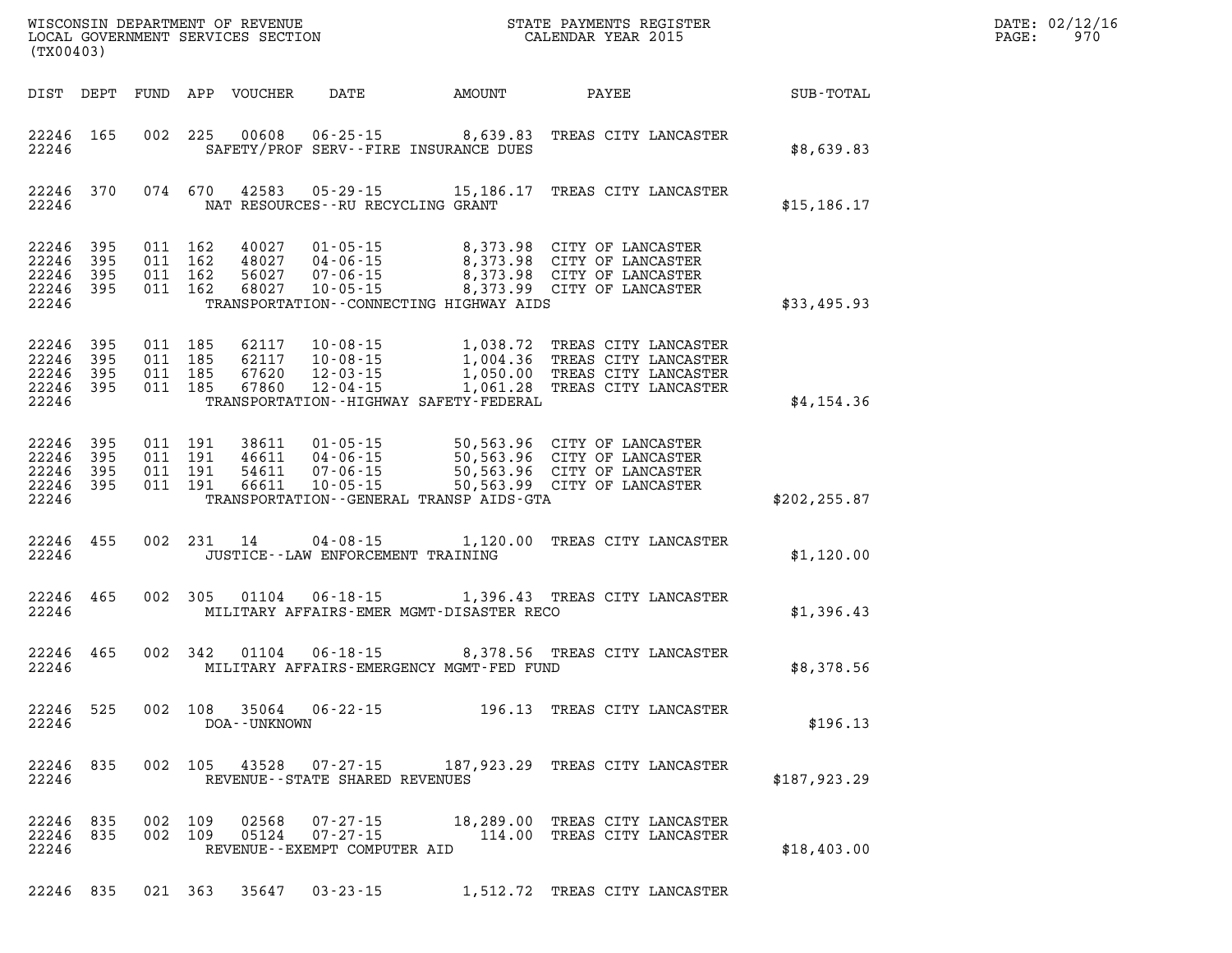WISCONSIN DEPARTMENT OF REVENUE
LOCAL GOVERNMENT SERVICES SECTION
(TX00403)

STATE PAYMENTS REGISTER
CALENDAR YEAR 2015

DATE: 02/12/16
PAGE: 970

| DIST | DEPT | FUND | APP | VOUCHER | DATE | AMOUNT | PAYEE | SUB-TOTAL |
|---|---|---|---|---|---|---|---|---|
| 22246 | 165 | 002 | 225 | 00608 | 06-25-15 | 8,639.83 | TREAS CITY LANCASTER | |
| 22246 | | | | SAFETY/PROF SERV--FIRE INSURANCE DUES | | | | $8,639.83 |
| 22246 | 370 | 074 | 670 | 42583 | 05-29-15 | 15,186.17 | TREAS CITY LANCASTER | |
| 22246 | | | | NAT RESOURCES--RU RECYCLING GRANT | | | | $15,186.17 |
| 22246 | 395 | 011 | 162 | 40027 | 01-05-15 | 8,373.98 | CITY OF LANCASTER | |
| 22246 | 395 | 011 | 162 | 48027 | 04-06-15 | 8,373.98 | CITY OF LANCASTER | |
| 22246 | 395 | 011 | 162 | 56027 | 07-06-15 | 8,373.98 | CITY OF LANCASTER | |
| 22246 | 395 | 011 | 162 | 68027 | 10-05-15 | 8,373.99 | CITY OF LANCASTER | |
| 22246 | | | | TRANSPORTATION--CONNECTING HIGHWAY AIDS | | | | $33,495.93 |
| 22246 | 395 | 011 | 185 | 62117 | 10-08-15 | 1,038.72 | TREAS CITY LANCASTER | |
| 22246 | 395 | 011 | 185 | 62117 | 10-08-15 | 1,004.36 | TREAS CITY LANCASTER | |
| 22246 | 395 | 011 | 185 | 67620 | 12-03-15 | 1,050.00 | TREAS CITY LANCASTER | |
| 22246 | 395 | 011 | 185 | 67860 | 12-04-15 | 1,061.28 | TREAS CITY LANCASTER | |
| 22246 | | | | TRANSPORTATION--HIGHWAY SAFETY-FEDERAL | | | | $4,154.36 |
| 22246 | 395 | 011 | 191 | 38611 | 01-05-15 | 50,563.96 | CITY OF LANCASTER | |
| 22246 | 395 | 011 | 191 | 46611 | 04-06-15 | 50,563.96 | CITY OF LANCASTER | |
| 22246 | 395 | 011 | 191 | 54611 | 07-06-15 | 50,563.96 | CITY OF LANCASTER | |
| 22246 | 395 | 011 | 191 | 66611 | 10-05-15 | 50,563.99 | CITY OF LANCASTER | |
| 22246 | | | | TRANSPORTATION--GENERAL TRANSP AIDS-GTA | | | | $202,255.87 |
| 22246 | 455 | 002 | 231 | 14 | 04-08-15 | 1,120.00 | TREAS CITY LANCASTER | |
| 22246 | | | | JUSTICE--LAW ENFORCEMENT TRAINING | | | | $1,120.00 |
| 22246 | 465 | 002 | 305 | 01104 | 06-18-15 | 1,396.43 | TREAS CITY LANCASTER | |
| 22246 | | | | MILITARY AFFAIRS-EMER MGMT-DISASTER RECO | | | | $1,396.43 |
| 22246 | 465 | 002 | 342 | 01104 | 06-18-15 | 8,378.56 | TREAS CITY LANCASTER | |
| 22246 | | | | MILITARY AFFAIRS-EMERGENCY MGMT-FED FUND | | | | $8,378.56 |
| 22246 | 525 | 002 | 108 | 35064 | 06-22-15 | 196.13 | TREAS CITY LANCASTER | |
| 22246 | | | | DOA--UNKNOWN | | | | $196.13 |
| 22246 | 835 | 002 | 105 | 43528 | 07-27-15 | 187,923.29 | TREAS CITY LANCASTER | |
| 22246 | | | | REVENUE--STATE SHARED REVENUES | | | | $187,923.29 |
| 22246 | 835 | 002 | 109 | 02568 | 07-27-15 | 18,289.00 | TREAS CITY LANCASTER | |
| 22246 | 835 | 002 | 109 | 05124 | 07-27-15 | 114.00 | TREAS CITY LANCASTER | |
| 22246 | | | | REVENUE--EXEMPT COMPUTER AID | | | | $18,403.00 |
| 22246 | 835 | 021 | 363 | 35647 | 03-23-15 | 1,512.72 | TREAS CITY LANCASTER | |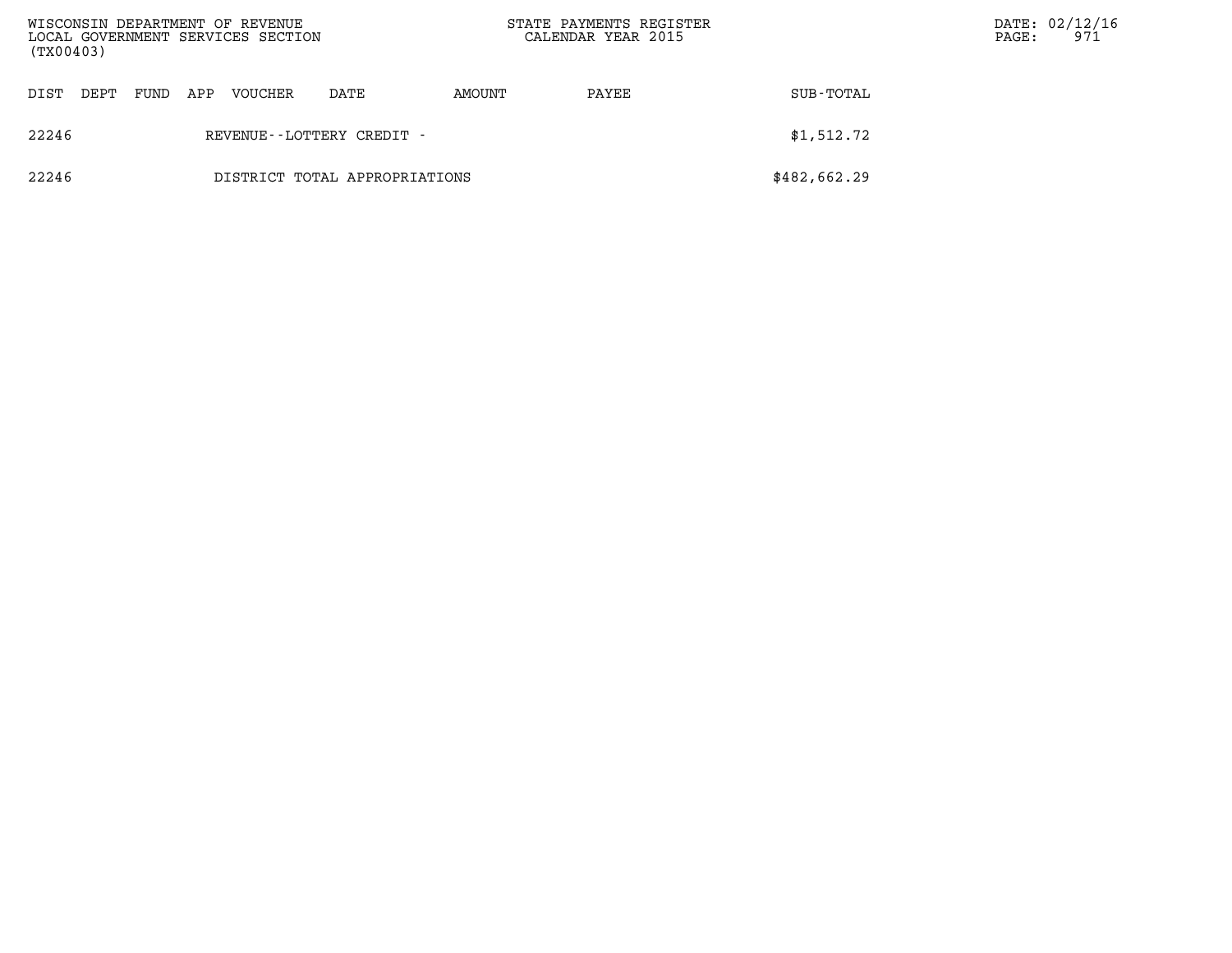| DIST | DEPT | FUND | APP | VOUCHER | DATE | AMOUNT | PAYEE | SUB-TOTAL |
|---|---|---|---|---|---|---|---|---|
| 22246 | | | | REVENUE--LOTTERY CREDIT - | | | | $1,512.72 |
| 22246 | | | | DISTRICT TOTAL APPROPRIATIONS | | | | $482,662.29 |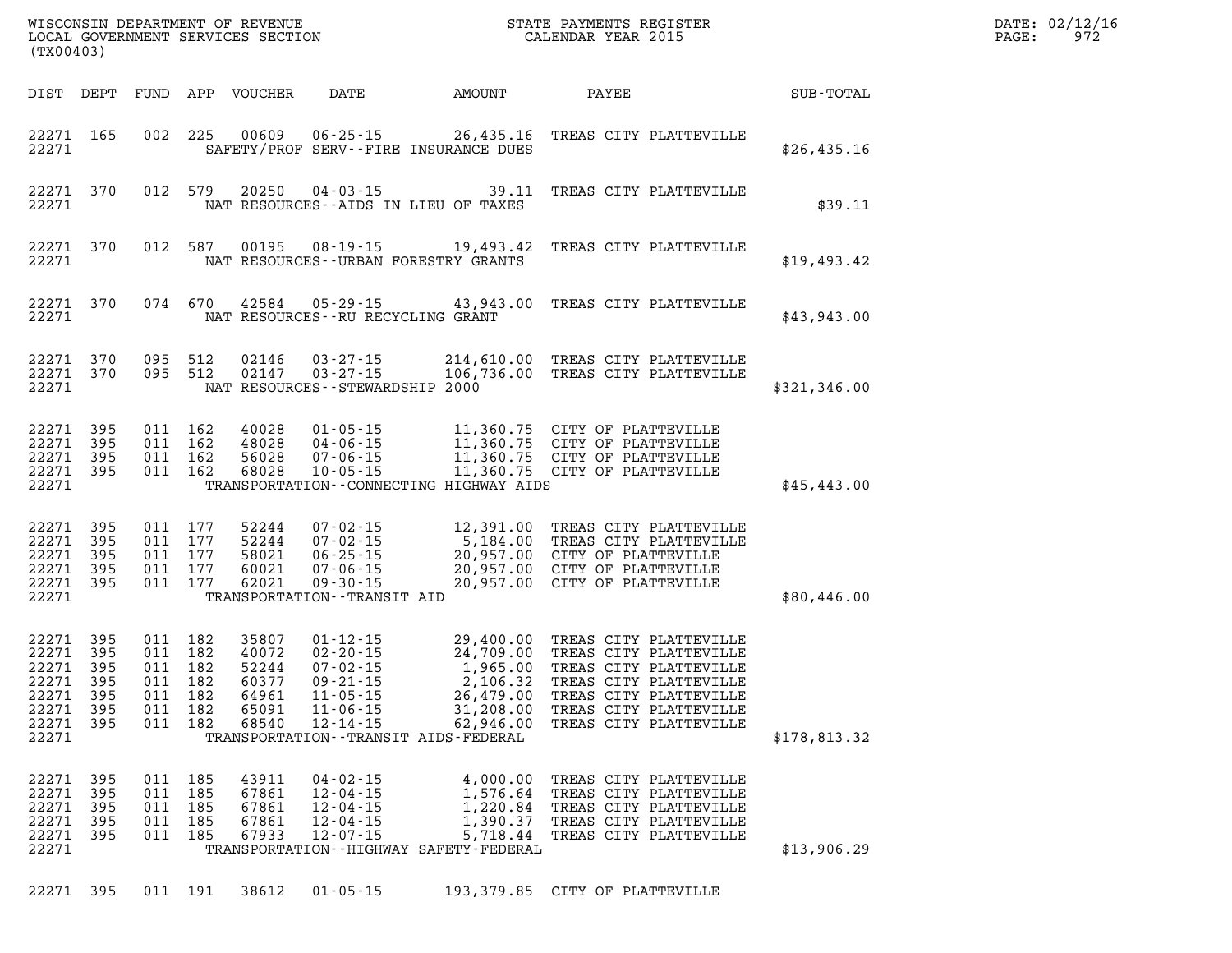WISCONSIN DEPARTMENT OF REVENUE
LOCAL GOVERNMENT SERVICES SECTION
(TX00403)

STATE PAYMENTS REGISTER
CALENDAR YEAR 2015

DATE: 02/12/16

| DIST | DEPT | FUND | APP | VOUCHER | DATE | AMOUNT | PAYEE | SUB-TOTAL |
|---|---|---|---|---|---|---|---|---|
| 22271 | 165 | 002 | 225 | 00609 | 06-25-15 | 26,435.16 | TREAS CITY PLATTEVILLE | |
| 22271 | | | | | SAFETY/PROF SERV--FIRE INSURANCE DUES | | | $26,435.16 |
| 22271 | 370 | 012 | 579 | 20250 | 04-03-15 | 39.11 | TREAS CITY PLATTEVILLE | |
| 22271 | | | | | NAT RESOURCES--AIDS IN LIEU OF TAXES | | | $39.11 |
| 22271 | 370 | 012 | 587 | 00195 | 08-19-15 | 19,493.42 | TREAS CITY PLATTEVILLE | |
| 22271 | | | | | NAT RESOURCES--URBAN FORESTRY GRANTS | | | $19,493.42 |
| 22271 | 370 | 074 | 670 | 42584 | 05-29-15 | 43,943.00 | TREAS CITY PLATTEVILLE | |
| 22271 | | | | | NAT RESOURCES--RU RECYCLING GRANT | | | $43,943.00 |
| 22271 | 370 | 095 | 512 | 02146 | 03-27-15 | 214,610.00 | TREAS CITY PLATTEVILLE | |
| 22271 | 370 | 095 | 512 | 02147 | 03-27-15 | 106,736.00 | TREAS CITY PLATTEVILLE | |
| 22271 | | | | | NAT RESOURCES--STEWARDSHIP 2000 | | | $321,346.00 |
| 22271 | 395 | 011 | 162 | 40028 | 01-05-15 | 11,360.75 | CITY OF PLATTEVILLE | |
| 22271 | 395 | 011 | 162 | 48028 | 04-06-15 | 11,360.75 | CITY OF PLATTEVILLE | |
| 22271 | 395 | 011 | 162 | 56028 | 07-06-15 | 11,360.75 | CITY OF PLATTEVILLE | |
| 22271 | 395 | 011 | 162 | 68028 | 10-05-15 | 11,360.75 | CITY OF PLATTEVILLE | |
| 22271 | | | | | TRANSPORTATION--CONNECTING HIGHWAY AIDS | | | $45,443.00 |
| 22271 | 395 | 011 | 177 | 52244 | 07-02-15 | 12,391.00 | TREAS CITY PLATTEVILLE | |
| 22271 | 395 | 011 | 177 | 52244 | 07-02-15 | 5,184.00 | TREAS CITY PLATTEVILLE | |
| 22271 | 395 | 011 | 177 | 58021 | 06-25-15 | 20,957.00 | CITY OF PLATTEVILLE | |
| 22271 | 395 | 011 | 177 | 60021 | 07-06-15 | 20,957.00 | CITY OF PLATTEVILLE | |
| 22271 | 395 | 011 | 177 | 62021 | 09-30-15 | 20,957.00 | CITY OF PLATTEVILLE | |
| 22271 | | | | | TRANSPORTATION--TRANSIT AID | | | $80,446.00 |
| 22271 | 395 | 011 | 182 | 35807 | 01-12-15 | 29,400.00 | TREAS CITY PLATTEVILLE | |
| 22271 | 395 | 011 | 182 | 40072 | 02-20-15 | 24,709.00 | TREAS CITY PLATTEVILLE | |
| 22271 | 395 | 011 | 182 | 52244 | 07-02-15 | 1,965.00 | TREAS CITY PLATTEVILLE | |
| 22271 | 395 | 011 | 182 | 60377 | 09-21-15 | 2,106.32 | TREAS CITY PLATTEVILLE | |
| 22271 | 395 | 011 | 182 | 64961 | 11-05-15 | 26,479.00 | TREAS CITY PLATTEVILLE | |
| 22271 | 395 | 011 | 182 | 65091 | 11-06-15 | 31,208.00 | TREAS CITY PLATTEVILLE | |
| 22271 | 395 | 011 | 182 | 68540 | 12-14-15 | 62,946.00 | TREAS CITY PLATTEVILLE | |
| 22271 | | | | | TRANSPORTATION--TRANSIT AIDS-FEDERAL | | | $178,813.32 |
| 22271 | 395 | 011 | 185 | 43911 | 04-02-15 | 4,000.00 | TREAS CITY PLATTEVILLE | |
| 22271 | 395 | 011 | 185 | 67861 | 12-04-15 | 1,576.64 | TREAS CITY PLATTEVILLE | |
| 22271 | 395 | 011 | 185 | 67861 | 12-04-15 | 1,220.84 | TREAS CITY PLATTEVILLE | |
| 22271 | 395 | 011 | 185 | 67861 | 12-04-15 | 1,390.37 | TREAS CITY PLATTEVILLE | |
| 22271 | 395 | 011 | 185 | 67933 | 12-07-15 | 5,718.44 | TREAS CITY PLATTEVILLE | |
| 22271 | | | | | TRANSPORTATION--HIGHWAY SAFETY-FEDERAL | | | $13,906.29 |
| 22271 | 395 | 011 | 191 | 38612 | 01-05-15 | 193,379.85 | CITY OF PLATTEVILLE | |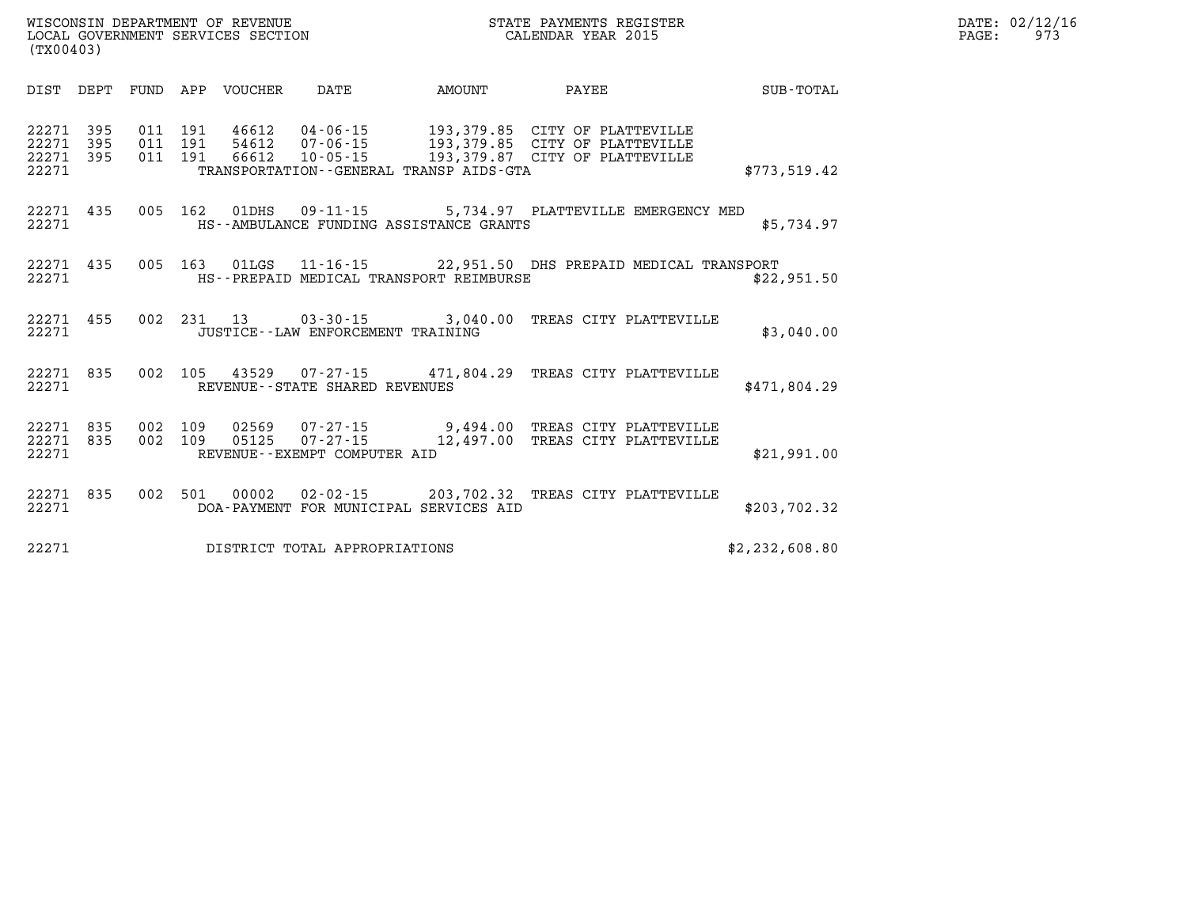WISCONSIN DEPARTMENT OF REVENUE
LOCAL GOVERNMENT SERVICES SECTION
(TX00403)

STATE PAYMENTS REGISTER
CALENDAR YEAR 2015

DATE: 02/12/16
PAGE: 973

| DIST | DEPT | FUND | APP | VOUCHER | DATE | AMOUNT | PAYEE | SUB-TOTAL |
|---|---|---|---|---|---|---|---|---|
| 22271 | 395 | 011 | 191 | 46612 | 04-06-15 | 193,379.85 | CITY OF PLATTEVILLE | |
| 22271 | 395 | 011 | 191 | 54612 | 07-06-15 | 193,379.85 | CITY OF PLATTEVILLE | |
| 22271 | 395 | 011 | 191 | 66612 | 10-05-15 | 193,379.87 | CITY OF PLATTEVILLE | |
| 22271 | | | | TRANSPORTATION--GENERAL TRANSP AIDS-GTA | | | | $773,519.42 |
| 22271 | 435 | 005 | 162 | 01DHS | 09-11-15 | 5,734.97 | PLATTEVILLE EMERGENCY MED | |
| 22271 | | | | HS--AMBULANCE FUNDING ASSISTANCE GRANTS | | | | $5,734.97 |
| 22271 | 435 | 005 | 163 | 01LGS | 11-16-15 | 22,951.50 | DHS PREPAID MEDICAL TRANSPORT | |
| 22271 | | | | HS--PREPAID MEDICAL TRANSPORT REIMBURSE | | | | $22,951.50 |
| 22271 | 455 | 002 | 231 | 13 | 03-30-15 | 3,040.00 | TREAS CITY PLATTEVILLE | |
| 22271 | | | | JUSTICE--LAW ENFORCEMENT TRAINING | | | | $3,040.00 |
| 22271 | 835 | 002 | 105 | 43529 | 07-27-15 | 471,804.29 | TREAS CITY PLATTEVILLE | |
| 22271 | | | | REVENUE--STATE SHARED REVENUES | | | | $471,804.29 |
| 22271 | 835 | 002 | 109 | 02569 | 07-27-15 | 9,494.00 | TREAS CITY PLATTEVILLE | |
| 22271 | 835 | 002 | 109 | 05125 | 07-27-15 | 12,497.00 | TREAS CITY PLATTEVILLE | |
| 22271 | | | | REVENUE--EXEMPT COMPUTER AID | | | | $21,991.00 |
| 22271 | 835 | 002 | 501 | 00002 | 02-02-15 | 203,702.32 | TREAS CITY PLATTEVILLE | |
| 22271 | | | | DOA-PAYMENT FOR MUNICIPAL SERVICES AID | | | | $203,702.32 |
| 22271 | | | | DISTRICT TOTAL APPROPRIATIONS | | | | $2,232,608.80 |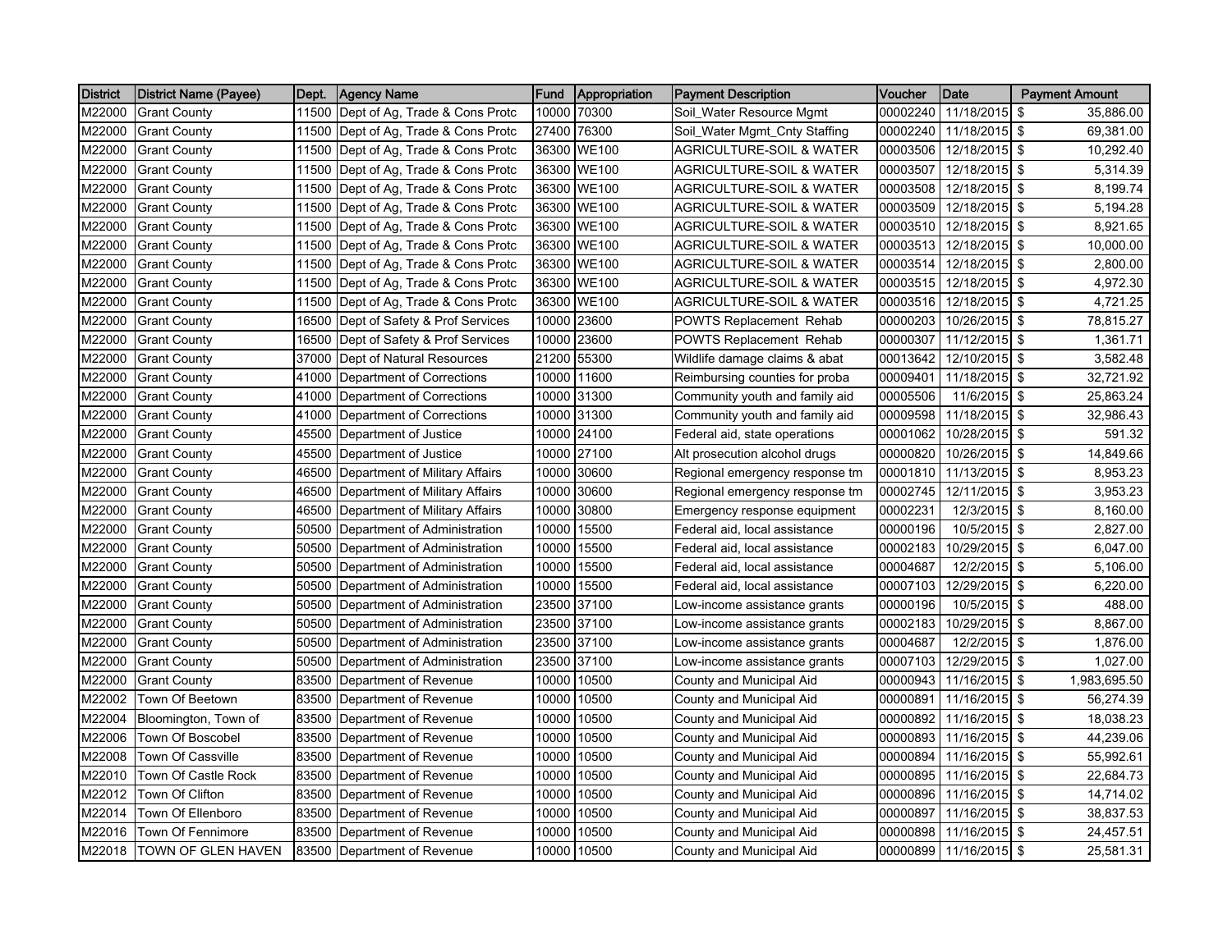| District | District Name (Payee) | Dept. | Agency Name | Fund | Appropriation | Payment Description | Voucher | Date | Payment Amount |
|---|---|---|---|---|---|---|---|---|---|
| M22000 | Grant County | 11500 | Dept of Ag, Trade & Cons Protc | 10000 | 70300 | Soil_Water Resource Mgmt | 00002240 | 11/18/2015 | $ 35,886.00 |
| M22000 | Grant County | 11500 | Dept of Ag, Trade & Cons Protc | 27400 | 76300 | Soil_Water Mgmt_Cnty Staffing | 00002240 | 11/18/2015 | $ 69,381.00 |
| M22000 | Grant County | 11500 | Dept of Ag, Trade & Cons Protc | 36300 | WE100 | AGRICULTURE-SOIL & WATER | 00003506 | 12/18/2015 | $ 10,292.40 |
| M22000 | Grant County | 11500 | Dept of Ag, Trade & Cons Protc | 36300 | WE100 | AGRICULTURE-SOIL & WATER | 00003507 | 12/18/2015 | $ 5,314.39 |
| M22000 | Grant County | 11500 | Dept of Ag, Trade & Cons Protc | 36300 | WE100 | AGRICULTURE-SOIL & WATER | 00003508 | 12/18/2015 | $ 8,199.74 |
| M22000 | Grant County | 11500 | Dept of Ag, Trade & Cons Protc | 36300 | WE100 | AGRICULTURE-SOIL & WATER | 00003509 | 12/18/2015 | $ 5,194.28 |
| M22000 | Grant County | 11500 | Dept of Ag, Trade & Cons Protc | 36300 | WE100 | AGRICULTURE-SOIL & WATER | 00003510 | 12/18/2015 | $ 8,921.65 |
| M22000 | Grant County | 11500 | Dept of Ag, Trade & Cons Protc | 36300 | WE100 | AGRICULTURE-SOIL & WATER | 00003513 | 12/18/2015 | $ 10,000.00 |
| M22000 | Grant County | 11500 | Dept of Ag, Trade & Cons Protc | 36300 | WE100 | AGRICULTURE-SOIL & WATER | 00003514 | 12/18/2015 | $ 2,800.00 |
| M22000 | Grant County | 11500 | Dept of Ag, Trade & Cons Protc | 36300 | WE100 | AGRICULTURE-SOIL & WATER | 00003515 | 12/18/2015 | $ 4,972.30 |
| M22000 | Grant County | 11500 | Dept of Ag, Trade & Cons Protc | 36300 | WE100 | AGRICULTURE-SOIL & WATER | 00003516 | 12/18/2015 | $ 4,721.25 |
| M22000 | Grant County | 16500 | Dept of Safety & Prof Services | 10000 | 23600 | POWTS Replacement Rehab | 00000203 | 10/26/2015 | $ 78,815.27 |
| M22000 | Grant County | 16500 | Dept of Safety & Prof Services | 10000 | 23600 | POWTS Replacement Rehab | 00000307 | 11/12/2015 | $ 1,361.71 |
| M22000 | Grant County | 37000 | Dept of Natural Resources | 21200 | 55300 | Wildlife damage claims & abat | 00013642 | 12/10/2015 | $ 3,582.48 |
| M22000 | Grant County | 41000 | Department of Corrections | 10000 | 11600 | Reimbursing counties for proba | 00009401 | 11/18/2015 | $ 32,721.92 |
| M22000 | Grant County | 41000 | Department of Corrections | 10000 | 31300 | Community youth and family aid | 00005506 | 11/6/2015 | $ 25,863.24 |
| M22000 | Grant County | 41000 | Department of Corrections | 10000 | 31300 | Community youth and family aid | 00009598 | 11/18/2015 | $ 32,986.43 |
| M22000 | Grant County | 45500 | Department of Justice | 10000 | 24100 | Federal aid, state operations | 00001062 | 10/28/2015 | $ 591.32 |
| M22000 | Grant County | 45500 | Department of Justice | 10000 | 27100 | Alt prosecution alcohol drugs | 00000820 | 10/26/2015 | $ 14,849.66 |
| M22000 | Grant County | 46500 | Department of Military Affairs | 10000 | 30600 | Regional emergency response tm | 00001810 | 11/13/2015 | $ 8,953.23 |
| M22000 | Grant County | 46500 | Department of Military Affairs | 10000 | 30600 | Regional emergency response tm | 00002745 | 12/11/2015 | $ 3,953.23 |
| M22000 | Grant County | 46500 | Department of Military Affairs | 10000 | 30800 | Emergency response equipment | 00002231 | 12/3/2015 | $ 8,160.00 |
| M22000 | Grant County | 50500 | Department of Administration | 10000 | 15500 | Federal aid, local assistance | 00000196 | 10/5/2015 | $ 2,827.00 |
| M22000 | Grant County | 50500 | Department of Administration | 10000 | 15500 | Federal aid, local assistance | 00002183 | 10/29/2015 | $ 6,047.00 |
| M22000 | Grant County | 50500 | Department of Administration | 10000 | 15500 | Federal aid, local assistance | 00004687 | 12/2/2015 | $ 5,106.00 |
| M22000 | Grant County | 50500 | Department of Administration | 10000 | 15500 | Federal aid, local assistance | 00007103 | 12/29/2015 | $ 6,220.00 |
| M22000 | Grant County | 50500 | Department of Administration | 23500 | 37100 | Low-income assistance grants | 00000196 | 10/5/2015 | $ 488.00 |
| M22000 | Grant County | 50500 | Department of Administration | 23500 | 37100 | Low-income assistance grants | 00002183 | 10/29/2015 | $ 8,867.00 |
| M22000 | Grant County | 50500 | Department of Administration | 23500 | 37100 | Low-income assistance grants | 00004687 | 12/2/2015 | $ 1,876.00 |
| M22000 | Grant County | 50500 | Department of Administration | 23500 | 37100 | Low-income assistance grants | 00007103 | 12/29/2015 | $ 1,027.00 |
| M22000 | Grant County | 83500 | Department of Revenue | 10000 | 10500 | County and Municipal Aid | 00000943 | 11/16/2015 | $ 1,983,695.50 |
| M22002 | Town Of Beetown | 83500 | Department of Revenue | 10000 | 10500 | County and Municipal Aid | 00000891 | 11/16/2015 | $ 56,274.39 |
| M22004 | Bloomington, Town of | 83500 | Department of Revenue | 10000 | 10500 | County and Municipal Aid | 00000892 | 11/16/2015 | $ 18,038.23 |
| M22006 | Town Of Boscobel | 83500 | Department of Revenue | 10000 | 10500 | County and Municipal Aid | 00000893 | 11/16/2015 | $ 44,239.06 |
| M22008 | Town Of Cassville | 83500 | Department of Revenue | 10000 | 10500 | County and Municipal Aid | 00000894 | 11/16/2015 | $ 55,992.61 |
| M22010 | Town Of Castle Rock | 83500 | Department of Revenue | 10000 | 10500 | County and Municipal Aid | 00000895 | 11/16/2015 | $ 22,684.73 |
| M22012 | Town Of Clifton | 83500 | Department of Revenue | 10000 | 10500 | County and Municipal Aid | 00000896 | 11/16/2015 | $ 14,714.02 |
| M22014 | Town Of Ellenboro | 83500 | Department of Revenue | 10000 | 10500 | County and Municipal Aid | 00000897 | 11/16/2015 | $ 38,837.53 |
| M22016 | Town Of Fennimore | 83500 | Department of Revenue | 10000 | 10500 | County and Municipal Aid | 00000898 | 11/16/2015 | $ 24,457.51 |
| M22018 | TOWN OF GLEN HAVEN | 83500 | Department of Revenue | 10000 | 10500 | County and Municipal Aid | 00000899 | 11/16/2015 | $ 25,581.31 |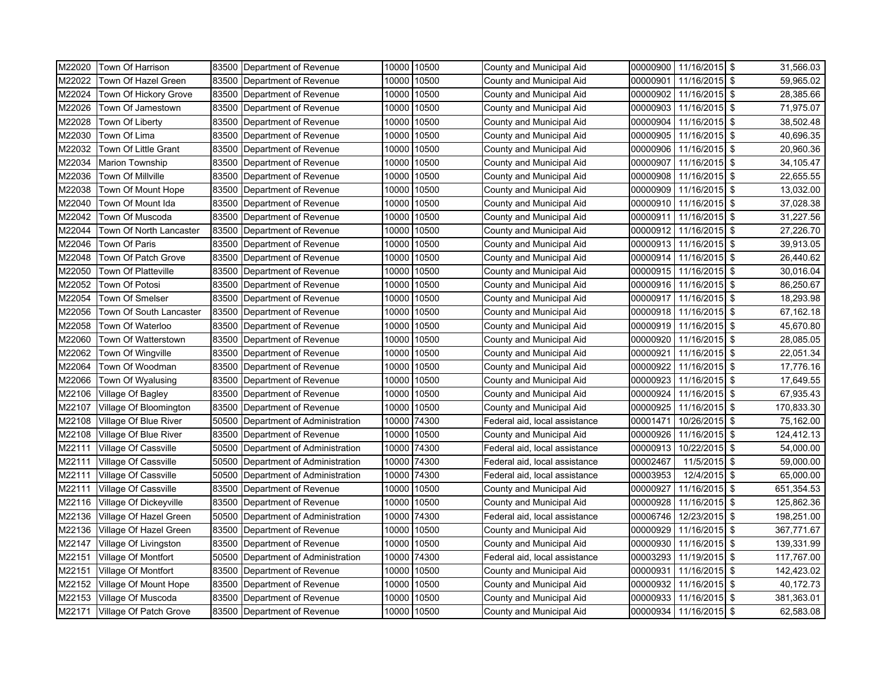| | | | | | | | | | | |
|---|---|---|---|---|---|---|---|---|---|---|
| M22020 | Town Of Harrison | 83500 | Department of Revenue | 10000 | 10500 | County and Municipal Aid | 00000900 | 11/16/2015 | $ | 31,566.03 |
| M22022 | Town Of Hazel Green | 83500 | Department of Revenue | 10000 | 10500 | County and Municipal Aid | 00000901 | 11/16/2015 | $ | 59,965.02 |
| M22024 | Town Of Hickory Grove | 83500 | Department of Revenue | 10000 | 10500 | County and Municipal Aid | 00000902 | 11/16/2015 | $ | 28,385.66 |
| M22026 | Town Of Jamestown | 83500 | Department of Revenue | 10000 | 10500 | County and Municipal Aid | 00000903 | 11/16/2015 | $ | 71,975.07 |
| M22028 | Town Of Liberty | 83500 | Department of Revenue | 10000 | 10500 | County and Municipal Aid | 00000904 | 11/16/2015 | $ | 38,502.48 |
| M22030 | Town Of Lima | 83500 | Department of Revenue | 10000 | 10500 | County and Municipal Aid | 00000905 | 11/16/2015 | $ | 40,696.35 |
| M22032 | Town Of Little Grant | 83500 | Department of Revenue | 10000 | 10500 | County and Municipal Aid | 00000906 | 11/16/2015 | $ | 20,960.36 |
| M22034 | Marion Township | 83500 | Department of Revenue | 10000 | 10500 | County and Municipal Aid | 00000907 | 11/16/2015 | $ | 34,105.47 |
| M22036 | Town Of Millville | 83500 | Department of Revenue | 10000 | 10500 | County and Municipal Aid | 00000908 | 11/16/2015 | $ | 22,655.55 |
| M22038 | Town Of Mount Hope | 83500 | Department of Revenue | 10000 | 10500 | County and Municipal Aid | 00000909 | 11/16/2015 | $ | 13,032.00 |
| M22040 | Town Of Mount Ida | 83500 | Department of Revenue | 10000 | 10500 | County and Municipal Aid | 00000910 | 11/16/2015 | $ | 37,028.38 |
| M22042 | Town Of Muscoda | 83500 | Department of Revenue | 10000 | 10500 | County and Municipal Aid | 00000911 | 11/16/2015 | $ | 31,227.56 |
| M22044 | Town Of North Lancaster | 83500 | Department of Revenue | 10000 | 10500 | County and Municipal Aid | 00000912 | 11/16/2015 | $ | 27,226.70 |
| M22046 | Town Of Paris | 83500 | Department of Revenue | 10000 | 10500 | County and Municipal Aid | 00000913 | 11/16/2015 | $ | 39,913.05 |
| M22048 | Town Of Patch Grove | 83500 | Department of Revenue | 10000 | 10500 | County and Municipal Aid | 00000914 | 11/16/2015 | $ | 26,440.62 |
| M22050 | Town Of Platteville | 83500 | Department of Revenue | 10000 | 10500 | County and Municipal Aid | 00000915 | 11/16/2015 | $ | 30,016.04 |
| M22052 | Town Of Potosi | 83500 | Department of Revenue | 10000 | 10500 | County and Municipal Aid | 00000916 | 11/16/2015 | $ | 86,250.67 |
| M22054 | Town Of Smelser | 83500 | Department of Revenue | 10000 | 10500 | County and Municipal Aid | 00000917 | 11/16/2015 | $ | 18,293.98 |
| M22056 | Town Of South Lancaster | 83500 | Department of Revenue | 10000 | 10500 | County and Municipal Aid | 00000918 | 11/16/2015 | $ | 67,162.18 |
| M22058 | Town Of Waterloo | 83500 | Department of Revenue | 10000 | 10500 | County and Municipal Aid | 00000919 | 11/16/2015 | $ | 45,670.80 |
| M22060 | Town Of Watterstown | 83500 | Department of Revenue | 10000 | 10500 | County and Municipal Aid | 00000920 | 11/16/2015 | $ | 28,085.05 |
| M22062 | Town Of Wingville | 83500 | Department of Revenue | 10000 | 10500 | County and Municipal Aid | 00000921 | 11/16/2015 | $ | 22,051.34 |
| M22064 | Town Of Woodman | 83500 | Department of Revenue | 10000 | 10500 | County and Municipal Aid | 00000922 | 11/16/2015 | $ | 17,776.16 |
| M22066 | Town Of Wyalusing | 83500 | Department of Revenue | 10000 | 10500 | County and Municipal Aid | 00000923 | 11/16/2015 | $ | 17,649.55 |
| M22106 | Village Of Bagley | 83500 | Department of Revenue | 10000 | 10500 | County and Municipal Aid | 00000924 | 11/16/2015 | $ | 67,935.43 |
| M22107 | Village Of Bloomington | 83500 | Department of Revenue | 10000 | 10500 | County and Municipal Aid | 00000925 | 11/16/2015 | $ | 170,833.30 |
| M22108 | Village Of Blue River | 50500 | Department of Administration | 10000 | 74300 | Federal aid, local assistance | 00001471 | 10/26/2015 | $ | 75,162.00 |
| M22108 | Village Of Blue River | 83500 | Department of Revenue | 10000 | 10500 | County and Municipal Aid | 00000926 | 11/16/2015 | $ | 124,412.13 |
| M22111 | Village Of Cassville | 50500 | Department of Administration | 10000 | 74300 | Federal aid, local assistance | 00000913 | 10/22/2015 | $ | 54,000.00 |
| M22111 | Village Of Cassville | 50500 | Department of Administration | 10000 | 74300 | Federal aid, local assistance | 00002467 | 11/5/2015 | $ | 59,000.00 |
| M22111 | Village Of Cassville | 50500 | Department of Administration | 10000 | 74300 | Federal aid, local assistance | 00003953 | 12/4/2015 | $ | 65,000.00 |
| M22111 | Village Of Cassville | 83500 | Department of Revenue | 10000 | 10500 | County and Municipal Aid | 00000927 | 11/16/2015 | $ | 651,354.53 |
| M22116 | Village Of Dickeyville | 83500 | Department of Revenue | 10000 | 10500 | County and Municipal Aid | 00000928 | 11/16/2015 | $ | 125,862.36 |
| M22136 | Village Of Hazel Green | 50500 | Department of Administration | 10000 | 74300 | Federal aid, local assistance | 00006746 | 12/23/2015 | $ | 198,251.00 |
| M22136 | Village Of Hazel Green | 83500 | Department of Revenue | 10000 | 10500 | County and Municipal Aid | 00000929 | 11/16/2015 | $ | 367,771.67 |
| M22147 | Village Of Livingston | 83500 | Department of Revenue | 10000 | 10500 | County and Municipal Aid | 00000930 | 11/16/2015 | $ | 139,331.99 |
| M22151 | Village Of Montfort | 50500 | Department of Administration | 10000 | 74300 | Federal aid, local assistance | 00003293 | 11/19/2015 | $ | 117,767.00 |
| M22151 | Village Of Montfort | 83500 | Department of Revenue | 10000 | 10500 | County and Municipal Aid | 00000931 | 11/16/2015 | $ | 142,423.02 |
| M22152 | Village Of Mount Hope | 83500 | Department of Revenue | 10000 | 10500 | County and Municipal Aid | 00000932 | 11/16/2015 | $ | 40,172.73 |
| M22153 | Village Of Muscoda | 83500 | Department of Revenue | 10000 | 10500 | County and Municipal Aid | 00000933 | 11/16/2015 | $ | 381,363.01 |
| M22171 | Village Of Patch Grove | 83500 | Department of Revenue | 10000 | 10500 | County and Municipal Aid | 00000934 | 11/16/2015 | $ | 62,583.08 |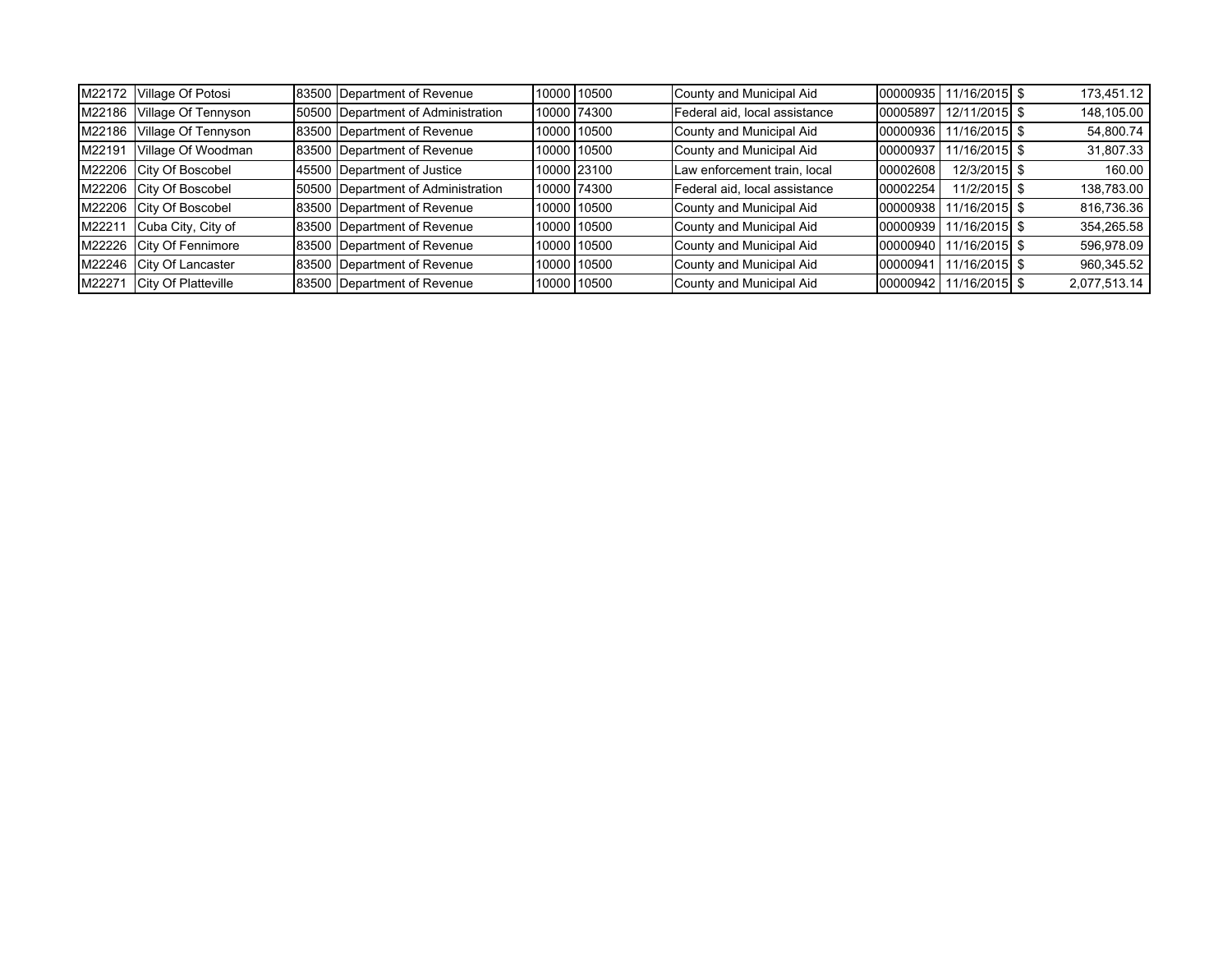| | | | | | | | | | | |
|---|---|---|---|---|---|---|---|---|---|---|
| M22172 | Village Of Potosi | 83500 | Department of Revenue | 10000 | 10500 | County and Municipal Aid | 00000935 | 11/16/2015 | $ | 173,451.12 |
| M22186 | Village Of Tennyson | 50500 | Department of Administration | 10000 | 74300 | Federal aid, local assistance | 00005897 | 12/11/2015 | $ | 148,105.00 |
| M22186 | Village Of Tennyson | 83500 | Department of Revenue | 10000 | 10500 | County and Municipal Aid | 00000936 | 11/16/2015 | $ | 54,800.74 |
| M22191 | Village Of Woodman | 83500 | Department of Revenue | 10000 | 10500 | County and Municipal Aid | 00000937 | 11/16/2015 | $ | 31,807.33 |
| M22206 | City Of Boscobel | 45500 | Department of Justice | 10000 | 23100 | Law enforcement train, local | 00002608 | 12/3/2015 | $ | 160.00 |
| M22206 | City Of Boscobel | 50500 | Department of Administration | 10000 | 74300 | Federal aid, local assistance | 00002254 | 11/2/2015 | $ | 138,783.00 |
| M22206 | City Of Boscobel | 83500 | Department of Revenue | 10000 | 10500 | County and Municipal Aid | 00000938 | 11/16/2015 | $ | 816,736.36 |
| M22211 | Cuba City, City of | 83500 | Department of Revenue | 10000 | 10500 | County and Municipal Aid | 00000939 | 11/16/2015 | $ | 354,265.58 |
| M22226 | City Of Fennimore | 83500 | Department of Revenue | 10000 | 10500 | County and Municipal Aid | 00000940 | 11/16/2015 | $ | 596,978.09 |
| M22246 | City Of Lancaster | 83500 | Department of Revenue | 10000 | 10500 | County and Municipal Aid | 00000941 | 11/16/2015 | $ | 960,345.52 |
| M22271 | City Of Platteville | 83500 | Department of Revenue | 10000 | 10500 | County and Municipal Aid | 00000942 | 11/16/2015 | $ | 2,077,513.14 |